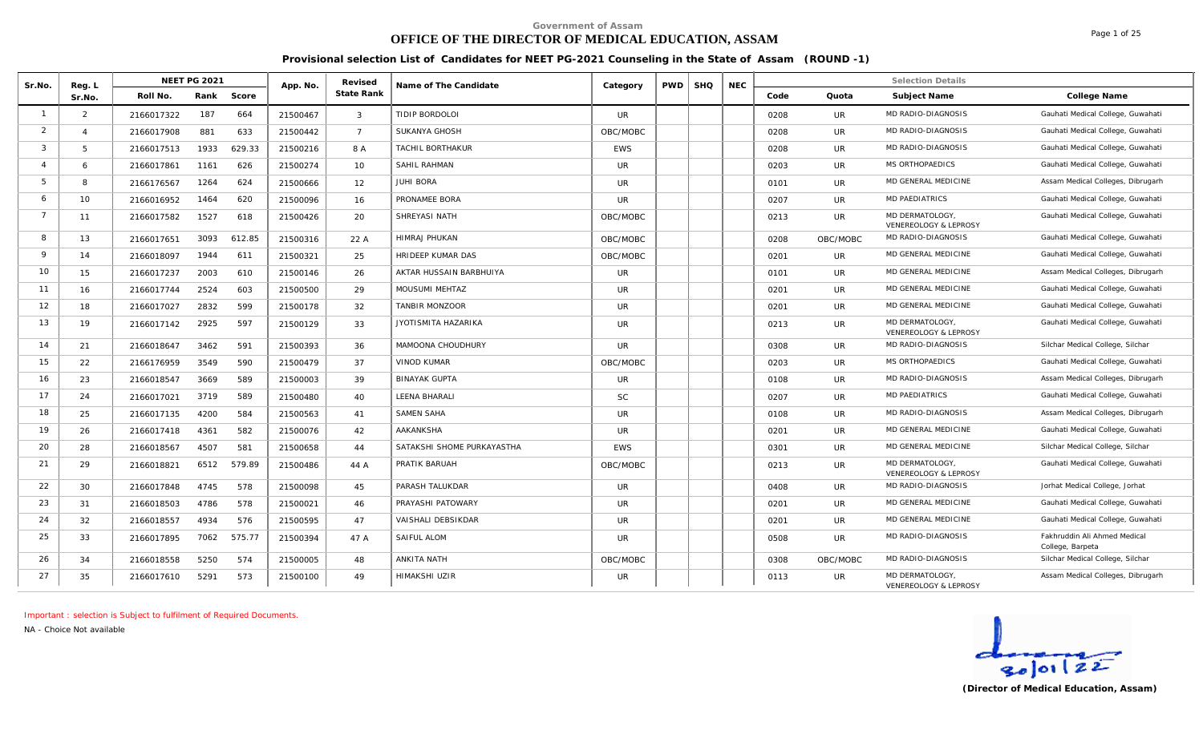Government of Assam

# OFFICE OF THE DIRECTOR OF MEDICAL EDUCATION, ASSAM

## Provisional selection List of Candidates for NEET PG-2021 Counseling in the State of Assam (ROUND -1)

| Sr.No. | Reg. L Sr.No. | NEET PG 2021 | | | App. No. | Revised State Rank | Name of The Candidate | Category | PWD | SHQ | NEC | Selection Details | | | |
|---|---|---|---|---|---|---|---|---|---|---|---|---|---|---|---|
| | | Roll No. | Rank | Score | | | | | | | | Code | Quota | Subject Name | College Name |
| 1 | 2 | 2166017322 | 187 | 664 | 21500467 | 3 | TIDIP BORDOLOI | UR | | | | 0208 | UR | MD RADIO-DIAGNOSIS | Gauhati Medical College, Guwahati |
| 2 | 4 | 2166017908 | 881 | 633 | 21500442 | 7 | SUKANYA GHOSH | OBC/MOBC | | | | 0208 | UR | MD RADIO-DIAGNOSIS | Gauhati Medical College, Guwahati |
| 3 | 5 | 2166017513 | 1933 | 629.33 | 21500216 | 8 A | TACHIL BORTHAKUR | EWS | | | | 0208 | UR | MD RADIO-DIAGNOSIS | Gauhati Medical College, Guwahati |
| 4 | 6 | 2166017861 | 1161 | 626 | 21500274 | 10 | SAHIL RAHMAN | UR | | | | 0203 | UR | MS ORTHOPAEDICS | Gauhati Medical College, Guwahati |
| 5 | 8 | 2166176567 | 1264 | 624 | 21500666 | 12 | JUHI BORA | UR | | | | 0101 | UR | MD GENERAL MEDICINE | Assam Medical Colleges, Dibrugarh |
| 6 | 10 | 2166016952 | 1464 | 620 | 21500096 | 16 | PRONAMEE BORA | UR | | | | 0207 | UR | MD PAEDIATRICS | Gauhati Medical College, Guwahati |
| 7 | 11 | 2166017582 | 1527 | 618 | 21500426 | 20 | SHREYASI NATH | OBC/MOBC | | | | 0213 | UR | MD DERMATOLOGY, VENEREOLOGY & LEPROSY | Gauhati Medical College, Guwahati |
| 8 | 13 | 2166017651 | 3093 | 612.85 | 21500316 | 22 A | HIMRAJ PHUKAN | OBC/MOBC | | | | 0208 | OBC/MOBC | MD RADIO-DIAGNOSIS | Gauhati Medical College, Guwahati |
| 9 | 14 | 2166018097 | 1944 | 611 | 21500321 | 25 | HRIDEEP KUMAR DAS | OBC/MOBC | | | | 0201 | UR | MD GENERAL MEDICINE | Gauhati Medical College, Guwahati |
| 10 | 15 | 2166017237 | 2003 | 610 | 21500146 | 26 | AKTAR HUSSAIN BARBHUIYA | UR | | | | 0101 | UR | MD GENERAL MEDICINE | Assam Medical Colleges, Dibrugarh |
| 11 | 16 | 2166017744 | 2524 | 603 | 21500500 | 29 | MOUSUMI MEHTAZ | UR | | | | 0201 | UR | MD GENERAL MEDICINE | Gauhati Medical College, Guwahati |
| 12 | 18 | 2166017027 | 2832 | 599 | 21500178 | 32 | TANBIR MONZOOR | UR | | | | 0201 | UR | MD GENERAL MEDICINE | Gauhati Medical College, Guwahati |
| 13 | 19 | 2166017142 | 2925 | 597 | 21500129 | 33 | JYOTISMITA HAZARIKA | UR | | | | 0213 | UR | MD DERMATOLOGY, VENEREOLOGY & LEPROSY | Gauhati Medical College, Guwahati |
| 14 | 21 | 2166018647 | 3462 | 591 | 21500393 | 36 | MAMOONA CHOUDHURY | UR | | | | 0308 | UR | MD RADIO-DIAGNOSIS | Silchar Medical College, Silchar |
| 15 | 22 | 2166176959 | 3549 | 590 | 21500479 | 37 | VINOD KUMAR | OBC/MOBC | | | | 0203 | UR | MS ORTHOPAEDICS | Gauhati Medical College, Guwahati |
| 16 | 23 | 2166018547 | 3669 | 589 | 21500003 | 39 | BINAYAK GUPTA | UR | | | | 0108 | UR | MD RADIO-DIAGNOSIS | Assam Medical Colleges, Dibrugarh |
| 17 | 24 | 2166017021 | 3719 | 589 | 21500480 | 40 | LEENA BHARALI | SC | | | | 0207 | UR | MD PAEDIATRICS | Gauhati Medical College, Guwahati |
| 18 | 25 | 2166017135 | 4200 | 584 | 21500563 | 41 | SAMEN SAHA | UR | | | | 0108 | UR | MD RADIO-DIAGNOSIS | Assam Medical Colleges, Dibrugarh |
| 19 | 26 | 2166017418 | 4361 | 582 | 21500076 | 42 | AAKANKSHA | UR | | | | 0201 | UR | MD GENERAL MEDICINE | Gauhati Medical College, Guwahati |
| 20 | 28 | 2166018567 | 4507 | 581 | 21500658 | 44 | SATAKSHI SHOME PURKAYASTHA | EWS | | | | 0301 | UR | MD GENERAL MEDICINE | Silchar Medical College, Silchar |
| 21 | 29 | 2166018821 | 6512 | 579.89 | 21500486 | 44 A | PRATIK BARUAH | OBC/MOBC | | | | 0213 | UR | MD DERMATOLOGY, VENEREOLOGY & LEPROSY | Gauhati Medical College, Guwahati |
| 22 | 30 | 2166017848 | 4745 | 578 | 21500098 | 45 | PARASH TALUKDAR | UR | | | | 0408 | UR | MD RADIO-DIAGNOSIS | Jorhat Medical College, Jorhat |
| 23 | 31 | 2166018503 | 4786 | 578 | 21500021 | 46 | PRAYASHI PATOWARY | UR | | | | 0201 | UR | MD GENERAL MEDICINE | Gauhati Medical College, Guwahati |
| 24 | 32 | 2166018557 | 4934 | 576 | 21500595 | 47 | VAISHALI DEBSIKDAR | UR | | | | 0201 | UR | MD GENERAL MEDICINE | Gauhati Medical College, Guwahati |
| 25 | 33 | 2166017895 | 7062 | 575.77 | 21500394 | 47 A | SAIFUL ALOM | UR | | | | 0508 | UR | MD RADIO-DIAGNOSIS | Fakhruddin Ali Ahmed Medical College, Barpeta |
| 26 | 34 | 2166018558 | 5250 | 574 | 21500005 | 48 | ANKITA NATH | OBC/MOBC | | | | 0308 | OBC/MOBC | MD RADIO-DIAGNOSIS | Silchar Medical College, Silchar |
| 27 | 35 | 2166017610 | 5291 | 573 | 21500100 | 49 | HIMAKSHI UZIR | UR | | | | 0113 | UR | MD DERMATOLOGY, VENEREOLOGY & LEPROSY | Assam Medical Colleges, Dibrugarh |

Important : selection is Subject to fulfilment of Required Documents.

NA - Choice Not available

20/01/22

**(Director of Medical Education, Assam)**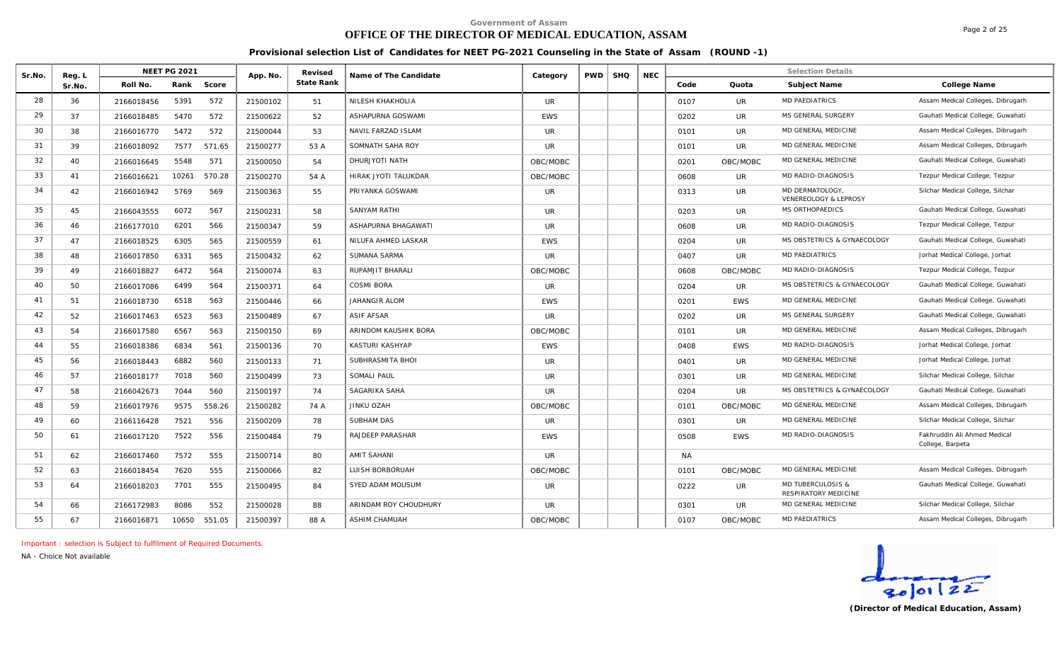Government of Assam

# OFFICE OF THE DIRECTOR OF MEDICAL EDUCATION, ASSAM

**Provisional selection List of Candidates for NEET PG-2021 Counseling in the State of Assam (ROUND -1)**

| Sr.No. | Reg. L Sr.No. | NEET PG 2021 | | | App. No. | Revised State Rank | Name of The Candidate | Category | PWD | SHQ | NEC | Selection Details | | | |
|---|---|---|---|---|---|---|---|---|---|---|---|---|---|---|---|
| | | Roll No. | Rank | Score | | | | | | | | Code | Quota | Subject Name | College Name |
| 28 | 36 | 2166018456 | 5391 | 572 | 21500102 | 51 | NILESH KHAKHOLIA | UR | | | | 0107 | UR | MD PAEDIATRICS | Assam Medical Colleges, Dibrugarh |
| 29 | 37 | 2166018485 | 5470 | 572 | 21500622 | 52 | ASHAPURNA GOSWAMI | EWS | | | | 0202 | UR | MS GENERAL SURGERY | Gauhati Medical College, Guwahati |
| 30 | 38 | 2166016770 | 5472 | 572 | 21500044 | 53 | NAVIL FARZAD ISLAM | UR | | | | 0101 | UR | MD GENERAL MEDICINE | Assam Medical Colleges, Dibrugarh |
| 31 | 39 | 2166018092 | 7577 | 571.65 | 21500277 | 53 A | SOMNATH SAHA ROY | UR | | | | 0101 | UR | MD GENERAL MEDICINE | Assam Medical Colleges, Dibrugarh |
| 32 | 40 | 2166016645 | 5548 | 571 | 21500050 | 54 | DHURJYOTI NATH | OBC/MOBC | | | | 0201 | OBC/MOBC | MD GENERAL MEDICINE | Gauhati Medical College, Guwahati |
| 33 | 41 | 2166016621 | 10261 | 570.28 | 21500270 | 54 A | HIRAK JYOTI TALUKDAR | OBC/MOBC | | | | 0608 | UR | MD RADIO-DIAGNOSIS | Tezpur Medical College, Tezpur |
| 34 | 42 | 2166016942 | 5769 | 569 | 21500363 | 55 | PRIYANKA GOSWAMI | UR | | | | 0313 | UR | MD DERMATOLOGY, VENEREOLOGY & LEPROSY | Silchar Medical College, Silchar |
| 35 | 45 | 2166043555 | 6072 | 567 | 21500231 | 58 | SANYAM RATHI | UR | | | | 0203 | UR | MS ORTHOPAEDICS | Gauhati Medical College, Guwahati |
| 36 | 46 | 2166177010 | 6201 | 566 | 21500347 | 59 | ASHAPURNA BHAGAWATI | UR | | | | 0608 | UR | MD RADIO-DIAGNOSIS | Tezpur Medical College, Tezpur |
| 37 | 47 | 2166018525 | 6305 | 565 | 21500559 | 61 | NILUFA AHMED LASKAR | EWS | | | | 0204 | UR | MS OBSTETRICS & GYNAECOLOGY | Gauhati Medical College, Guwahati |
| 38 | 48 | 2166017850 | 6331 | 565 | 21500432 | 62 | SUMANA SARMA | UR | | | | 0407 | UR | MD PAEDIATRICS | Jorhat Medical College, Jorhat |
| 39 | 49 | 2166018827 | 6472 | 564 | 21500074 | 63 | RUPAMJIT BHARALI | OBC/MOBC | | | | 0608 | OBC/MOBC | MD RADIO-DIAGNOSIS | Tezpur Medical College, Tezpur |
| 40 | 50 | 2166017086 | 6499 | 564 | 21500371 | 64 | COSMI BORA | UR | | | | 0204 | UR | MS OBSTETRICS & GYNAECOLOGY | Gauhati Medical College, Guwahati |
| 41 | 51 | 2166018730 | 6518 | 563 | 21500446 | 66 | JAHANGIR ALOM | EWS | | | | 0201 | EWS | MD GENERAL MEDICINE | Gauhati Medical College, Guwahati |
| 42 | 52 | 2166017463 | 6523 | 563 | 21500489 | 67 | ASIF AFSAR | UR | | | | 0202 | UR | MS GENERAL SURGERY | Gauhati Medical College, Guwahati |
| 43 | 54 | 2166017580 | 6567 | 563 | 21500150 | 69 | ARINDOM KAUSHIK BORA | OBC/MOBC | | | | 0101 | UR | MD GENERAL MEDICINE | Assam Medical Colleges, Dibrugarh |
| 44 | 55 | 2166018386 | 6834 | 561 | 21500136 | 70 | KASTURI KASHYAP | EWS | | | | 0408 | EWS | MD RADIO-DIAGNOSIS | Jorhat Medical College, Jorhat |
| 45 | 56 | 2166018443 | 6882 | 560 | 21500133 | 71 | SUBHRASMITA BHOI | UR | | | | 0401 | UR | MD GENERAL MEDICINE | Jorhat Medical College, Jorhat |
| 46 | 57 | 2166018177 | 7018 | 560 | 21500499 | 73 | SOMALI PAUL | UR | | | | 0301 | UR | MD GENERAL MEDICINE | Silchar Medical College, Silchar |
| 47 | 58 | 2166042673 | 7044 | 560 | 21500197 | 74 | SAGARIKA SAHA | UR | | | | 0204 | UR | MS OBSTETRICS & GYNAECOLOGY | Gauhati Medical College, Guwahati |
| 48 | 59 | 2166017976 | 9575 | 558.26 | 21500282 | 74 A | JINKU OZAH | OBC/MOBC | | | | 0101 | OBC/MOBC | MD GENERAL MEDICINE | Assam Medical Colleges, Dibrugarh |
| 49 | 60 | 2166116428 | 7521 | 556 | 21500209 | 78 | SUBHAM DAS | UR | | | | 0301 | UR | MD GENERAL MEDICINE | Silchar Medical College, Silchar |
| 50 | 61 | 2166017120 | 7522 | 556 | 21500484 | 79 | RAJDEEP PARASHAR | EWS | | | | 0508 | EWS | MD RADIO-DIAGNOSIS | Fakhruddin Ali Ahmed Medical College, Barpeta |
| 51 | 62 | 2166017460 | 7572 | 555 | 21500714 | 80 | AMIT SAHANI | UR | | | | NA | | | |
| 52 | 63 | 2166018454 | 7620 | 555 | 21500066 | 82 | LUISH BORBORUAH | OBC/MOBC | | | | 0101 | OBC/MOBC | MD GENERAL MEDICINE | Assam Medical Colleges, Dibrugarh |
| 53 | 64 | 2166018203 | 7701 | 555 | 21500495 | 84 | SYED ADAM MOUSUM | UR | | | | 0222 | UR | MD TUBERCULOSIS & RESPIRATORY MEDICINE | Gauhati Medical College, Guwahati |
| 54 | 66 | 2166172983 | 8086 | 552 | 21500028 | 88 | ARINDAM ROY CHOUDHURY | UR | | | | 0301 | UR | MD GENERAL MEDICINE | Silchar Medical College, Silchar |
| 55 | 67 | 2166016871 | 10650 | 551.05 | 21500397 | 88 A | ASHIM CHAMUAH | OBC/MOBC | | | | 0107 | OBC/MOBC | MD PAEDIATRICS | Assam Medical Colleges, Dibrugarh |

Important : selection is Subject to fulfilment of Required Documents.

NA - Choice Not available

20|01|22

**(Director of Medical Education, Assam)**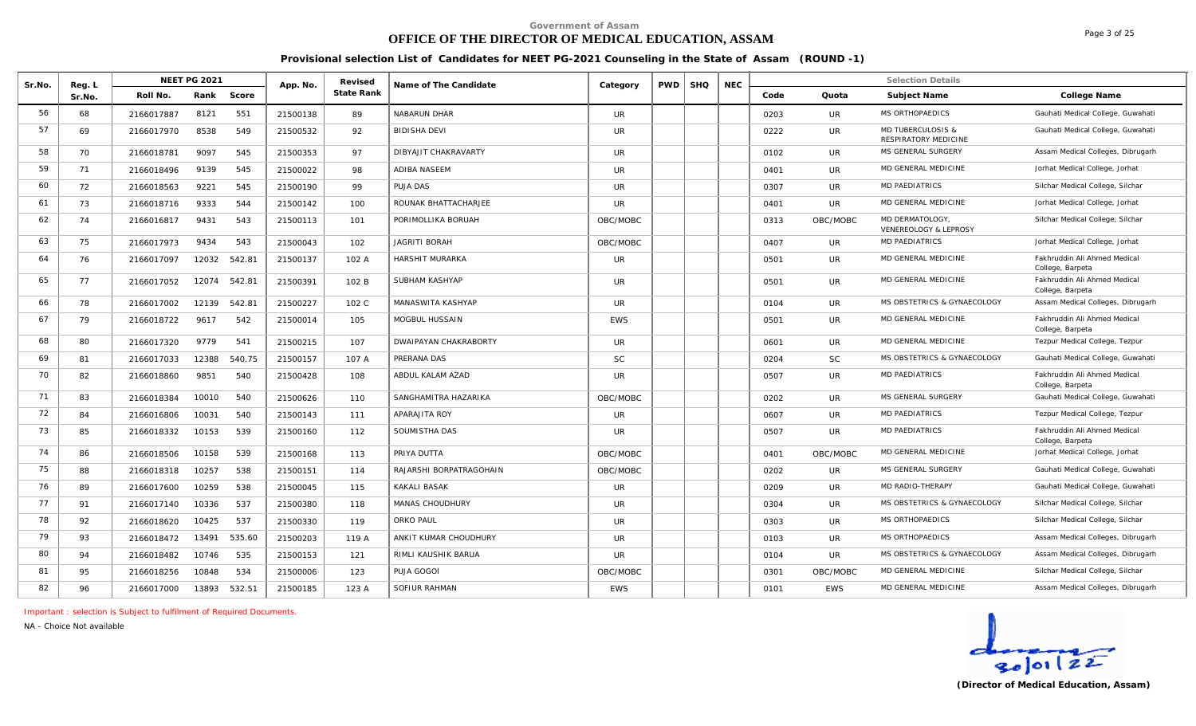Government of Assam

# OFFICE OF THE DIRECTOR OF MEDICAL EDUCATION, ASSAM

**Provisional selection List of Candidates for NEET PG-2021 Counseling in the State of Assam (ROUND -1)**

| Sr.No. | Reg. L Sr.No. | NEET PG 2021 | | | App. No. | Revised State Rank | Name of The Candidate | Category | PWD | SHQ | NEC | Selection Details | | | |
|---|---|---|---|---|---|---|---|---|---|---|---|---|---|---|---|
| | | Roll No. | Rank | Score | | | | | | | | Code | Quota | Subject Name | College Name |
| 56 | 68 | 2166017887 | 8121 | 551 | 21500138 | 89 | NABARUN DHAR | UR | | | | 0203 | UR | MS ORTHOPAEDICS | Gauhati Medical College, Guwahati |
| 57 | 69 | 2166017970 | 8538 | 549 | 21500532 | 92 | BIDISHA DEVI | UR | | | | 0222 | UR | MD TUBERCULOSIS & RESPIRATORY MEDICINE | Gauhati Medical College, Guwahati |
| 58 | 70 | 2166018781 | 9097 | 545 | 21500353 | 97 | DIBYAJIT CHAKRAVARTY | UR | | | | 0102 | UR | MS GENERAL SURGERY | Assam Medical Colleges, Dibrugarh |
| 59 | 71 | 2166018496 | 9139 | 545 | 21500022 | 98 | ADIBA NASEEM | UR | | | | 0401 | UR | MD GENERAL MEDICINE | Jorhat Medical College, Jorhat |
| 60 | 72 | 2166018563 | 9221 | 545 | 21500190 | 99 | PUJA DAS | UR | | | | 0307 | UR | MD PAEDIATRICS | Silchar Medical College, Silchar |
| 61 | 73 | 2166018716 | 9333 | 544 | 21500142 | 100 | ROUNAK BHATTACHARJEE | UR | | | | 0401 | UR | MD GENERAL MEDICINE | Jorhat Medical College, Jorhat |
| 62 | 74 | 2166016817 | 9431 | 543 | 21500113 | 101 | PORIMOLLIKA BORUAH | OBC/MOBC | | | | 0313 | OBC/MOBC | MD DERMATOLOGY, VENEREOLOGY & LEPROSY | Silchar Medical College, Silchar |
| 63 | 75 | 2166017973 | 9434 | 543 | 21500043 | 102 | JAGRITI BORAH | OBC/MOBC | | | | 0407 | UR | MD PAEDIATRICS | Jorhat Medical College, Jorhat |
| 64 | 76 | 2166017097 | 12032 | 542.81 | 21500137 | 102 A | HARSHIT MURARKA | UR | | | | 0501 | UR | MD GENERAL MEDICINE | Fakhruddin Ali Ahmed Medical College, Barpeta |
| 65 | 77 | 2166017052 | 12074 | 542.81 | 21500391 | 102 B | SUBHAM KASHYAP | UR | | | | 0501 | UR | MD GENERAL MEDICINE | Fakhruddin Ali Ahmed Medical College, Barpeta |
| 66 | 78 | 2166017002 | 12139 | 542.81 | 21500227 | 102 C | MANASWITA KASHYAP | UR | | | | 0104 | UR | MS OBSTETRICS & GYNAECOLOGY | Assam Medical Colleges, Dibrugarh |
| 67 | 79 | 2166018722 | 9617 | 542 | 21500014 | 105 | MOGBUL HUSSAIN | EWS | | | | 0501 | UR | MD GENERAL MEDICINE | Fakhruddin Ali Ahmed Medical College, Barpeta |
| 68 | 80 | 2166017320 | 9779 | 541 | 21500215 | 107 | DWAIPAYAN CHAKRABORTY | UR | | | | 0601 | UR | MD GENERAL MEDICINE | Tezpur Medical College, Tezpur |
| 69 | 81 | 2166017033 | 12388 | 540.75 | 21500157 | 107 A | PRERANA DAS | SC | | | | 0204 | SC | MS OBSTETRICS & GYNAECOLOGY | Gauhati Medical College, Guwahati |
| 70 | 82 | 2166018860 | 9851 | 540 | 21500428 | 108 | ABDUL KALAM AZAD | UR | | | | 0507 | UR | MD PAEDIATRICS | Fakhruddin Ali Ahmed Medical College, Barpeta |
| 71 | 83 | 2166018384 | 10010 | 540 | 21500626 | 110 | SANGHAMITRA HAZARIKA | OBC/MOBC | | | | 0202 | UR | MS GENERAL SURGERY | Gauhati Medical College, Guwahati |
| 72 | 84 | 2166016806 | 10031 | 540 | 21500143 | 111 | APARAJITA ROY | UR | | | | 0607 | UR | MD PAEDIATRICS | Tezpur Medical College, Tezpur |
| 73 | 85 | 2166018332 | 10153 | 539 | 21500160 | 112 | SOUMISTHA DAS | UR | | | | 0507 | UR | MD PAEDIATRICS | Fakhruddin Ali Ahmed Medical College, Barpeta |
| 74 | 86 | 2166018506 | 10158 | 539 | 21500168 | 113 | PRIYA DUTTA | OBC/MOBC | | | | 0401 | OBC/MOBC | MD GENERAL MEDICINE | Jorhat Medical College, Jorhat |
| 75 | 88 | 2166018318 | 10257 | 538 | 21500151 | 114 | RAJARSHI BORPATRAGOHAIN | OBC/MOBC | | | | 0202 | UR | MS GENERAL SURGERY | Gauhati Medical College, Guwahati |
| 76 | 89 | 2166017600 | 10259 | 538 | 21500045 | 115 | KAKALI BASAK | UR | | | | 0209 | UR | MD RADIO-THERAPY | Gauhati Medical College, Guwahati |
| 77 | 91 | 2166017140 | 10336 | 537 | 21500380 | 118 | MANAS CHOUDHURY | UR | | | | 0304 | UR | MS OBSTETRICS & GYNAECOLOGY | Silchar Medical College, Silchar |
| 78 | 92 | 2166018620 | 10425 | 537 | 21500330 | 119 | ORKO PAUL | UR | | | | 0303 | UR | MS ORTHOPAEDICS | Silchar Medical College, Silchar |
| 79 | 93 | 2166018472 | 13491 | 535.60 | 21500203 | 119 A | ANKIT KUMAR CHOUDHURY | UR | | | | 0103 | UR | MS ORTHOPAEDICS | Assam Medical Colleges, Dibrugarh |
| 80 | 94 | 2166018482 | 10746 | 535 | 21500153 | 121 | RIMLI KAUSHIK BARUA | UR | | | | 0104 | UR | MS OBSTETRICS & GYNAECOLOGY | Assam Medical Colleges, Dibrugarh |
| 81 | 95 | 2166018256 | 10848 | 534 | 21500006 | 123 | PUJA GOGOI | OBC/MOBC | | | | 0301 | OBC/MOBC | MD GENERAL MEDICINE | Silchar Medical College, Silchar |
| 82 | 96 | 2166017000 | 13893 | 532.51 | 21500185 | 123 A | SOFIUR RAHMAN | EWS | | | | 0101 | EWS | MD GENERAL MEDICINE | Assam Medical Colleges, Dibrugarh |

Important : selection is Subject to fulfilment of Required Documents.

NA - Choice Not available

20/01/22

(Director of Medical Education, Assam)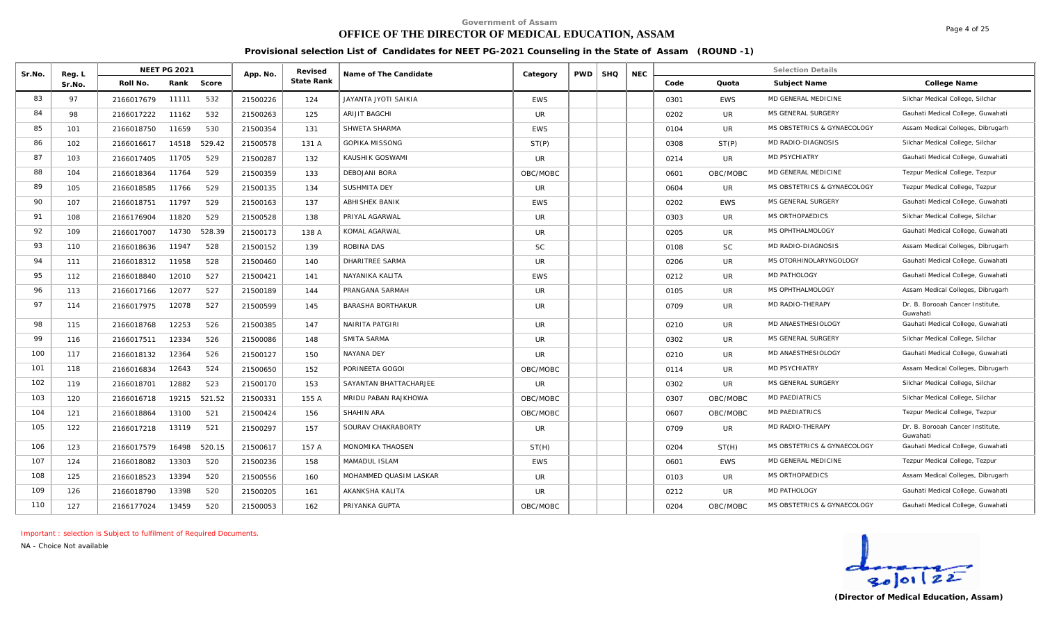Government of Assam

# OFFICE OF THE DIRECTOR OF MEDICAL EDUCATION, ASSAM

**Provisional selection List of Candidates for NEET PG-2021 Counseling in the State of Assam (ROUND -1)**

| Sr.No. | Reg. L Sr.No. | NEET PG 2021 Roll No. | Rank | Score | App. No. | Revised State Rank | Name of The Candidate | Category | PWD | SHQ | NEC | Selection Details Code | Quota | Subject Name | College Name |
|---|---|---|---|---|---|---|---|---|---|---|---|---|---|---|---|
| 83 | 97 | 2166017679 | 11111 | 532 | 21500226 | 124 | JAYANTA JYOTI SAIKIA | EWS | | | | 0301 | EWS | MD GENERAL MEDICINE | Silchar Medical College, Silchar |
| 84 | 98 | 2166017222 | 11162 | 532 | 21500263 | 125 | ARIJIT BAGCHI | UR | | | | 0202 | UR | MS GENERAL SURGERY | Gauhati Medical College, Guwahati |
| 85 | 101 | 2166018750 | 11659 | 530 | 21500354 | 131 | SHWETA SHARMA | EWS | | | | 0104 | UR | MS OBSTETRICS & GYNAECOLOGY | Assam Medical Colleges, Dibrugarh |
| 86 | 102 | 2166016617 | 14518 | 529.42 | 21500578 | 131 A | GOPIKA MISSONG | ST(P) | | | | 0308 | ST(P) | MD RADIO-DIAGNOSIS | Silchar Medical College, Silchar |
| 87 | 103 | 2166017405 | 11705 | 529 | 21500287 | 132 | KAUSHIK GOSWAMI | UR | | | | 0214 | UR | MD PSYCHIATRY | Gauhati Medical College, Guwahati |
| 88 | 104 | 2166018364 | 11764 | 529 | 21500359 | 133 | DEBOJANI BORA | OBC/MOBC | | | | 0601 | OBC/MOBC | MD GENERAL MEDICINE | Tezpur Medical College, Tezpur |
| 89 | 105 | 2166018585 | 11766 | 529 | 21500135 | 134 | SUSHMITA DEY | UR | | | | 0604 | UR | MS OBSTETRICS & GYNAECOLOGY | Tezpur Medical College, Tezpur |
| 90 | 107 | 2166018751 | 11797 | 529 | 21500163 | 137 | ABHISHEK BANIK | EWS | | | | 0202 | EWS | MS GENERAL SURGERY | Gauhati Medical College, Guwahati |
| 91 | 108 | 2166176904 | 11820 | 529 | 21500528 | 138 | PRIYAL AGARWAL | UR | | | | 0303 | UR | MS ORTHOPAEDICS | Silchar Medical College, Silchar |
| 92 | 109 | 2166017007 | 14730 | 528.39 | 21500173 | 138 A | KOMAL AGARWAL | UR | | | | 0205 | UR | MS OPHTHALMOLOGY | Gauhati Medical College, Guwahati |
| 93 | 110 | 2166018636 | 11947 | 528 | 21500152 | 139 | ROBINA DAS | SC | | | | 0108 | SC | MD RADIO-DIAGNOSIS | Assam Medical Colleges, Dibrugarh |
| 94 | 111 | 2166018312 | 11958 | 528 | 21500460 | 140 | DHARITREE SARMA | UR | | | | 0206 | UR | MS OTORHINOLARYNGOLOGY | Gauhati Medical College, Guwahati |
| 95 | 112 | 2166018840 | 12010 | 527 | 21500421 | 141 | NAYANIKA KALITA | EWS | | | | 0212 | UR | MD PATHOLOGY | Gauhati Medical College, Guwahati |
| 96 | 113 | 2166017166 | 12077 | 527 | 21500189 | 144 | PRANGANA SARMAH | UR | | | | 0105 | UR | MS OPHTHALMOLOGY | Assam Medical Colleges, Dibrugarh |
| 97 | 114 | 2166017975 | 12078 | 527 | 21500599 | 145 | BARASHA BORTHAKUR | UR | | | | 0709 | UR | MD RADIO-THERAPY | Dr. B. Borooah Cancer Institute, Guwahati |
| 98 | 115 | 2166018768 | 12253 | 526 | 21500385 | 147 | NAIRITA PATGIRI | UR | | | | 0210 | UR | MD ANAESTHESIOLOGY | Gauhati Medical College, Guwahati |
| 99 | 116 | 2166017511 | 12334 | 526 | 21500086 | 148 | SMITA SARMA | UR | | | | 0302 | UR | MS GENERAL SURGERY | Silchar Medical College, Silchar |
| 100 | 117 | 2166018132 | 12364 | 526 | 21500127 | 150 | NAYANA DEY | UR | | | | 0210 | UR | MD ANAESTHESIOLOGY | Gauhati Medical College, Guwahati |
| 101 | 118 | 2166016834 | 12643 | 524 | 21500650 | 152 | PORINEETA GOGOI | OBC/MOBC | | | | 0114 | UR | MD PSYCHIATRY | Assam Medical Colleges, Dibrugarh |
| 102 | 119 | 2166018701 | 12882 | 523 | 21500170 | 153 | SAYANTAN BHATTACHARJEE | UR | | | | 0302 | UR | MS GENERAL SURGERY | Silchar Medical College, Silchar |
| 103 | 120 | 2166016718 | 19215 | 521.52 | 21500331 | 155 A | MRIDU PABAN RAJKHOWA | OBC/MOBC | | | | 0307 | OBC/MOBC | MD PAEDIATRICS | Silchar Medical College, Silchar |
| 104 | 121 | 2166018864 | 13100 | 521 | 21500424 | 156 | SHAHIN ARA | OBC/MOBC | | | | 0607 | OBC/MOBC | MD PAEDIATRICS | Tezpur Medical College, Tezpur |
| 105 | 122 | 2166017218 | 13119 | 521 | 21500297 | 157 | SOURAV CHAKRABORTY | UR | | | | 0709 | UR | MD RADIO-THERAPY | Dr. B. Borooah Cancer Institute, Guwahati |
| 106 | 123 | 2166017579 | 16498 | 520.15 | 21500617 | 157 A | MONOMIKA THAOSEN | ST(H) | | | | 0204 | ST(H) | MS OBSTETRICS & GYNAECOLOGY | Gauhati Medical College, Guwahati |
| 107 | 124 | 2166018082 | 13303 | 520 | 21500236 | 158 | MAMADUL ISLAM | EWS | | | | 0601 | EWS | MD GENERAL MEDICINE | Tezpur Medical College, Tezpur |
| 108 | 125 | 2166018523 | 13394 | 520 | 21500556 | 160 | MOHAMMED QUASIM LASKAR | UR | | | | 0103 | UR | MS ORTHOPAEDICS | Assam Medical Colleges, Dibrugarh |
| 109 | 126 | 2166018790 | 13398 | 520 | 21500205 | 161 | AKANKSHA KALITA | UR | | | | 0212 | UR | MD PATHOLOGY | Gauhati Medical College, Guwahati |
| 110 | 127 | 2166177024 | 13459 | 520 | 21500053 | 162 | PRIYANKA GUPTA | OBC/MOBC | | | | 0204 | OBC/MOBC | MS OBSTETRICS & GYNAECOLOGY | Gauhati Medical College, Guwahati |

Important : selection is Subject to fulfilment of Required Documents.

NA - Choice Not available

20/01/22

**(Director of Medical Education, Assam)**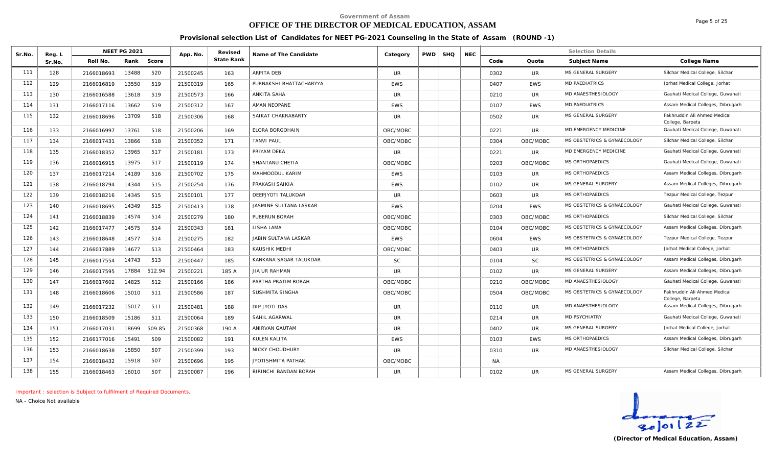Government of Assam

# OFFICE OF THE DIRECTOR OF MEDICAL EDUCATION, ASSAM

**Provisional selection List of Candidates for NEET PG-2021 Counseling in the State of Assam (ROUND -1)**

| Sr.No. | Reg. L Sr.No. | NEET PG 2021 | | | App. No. | Revised State Rank | Name of The Candidate | Category | PWD | SHQ | NEC | Selection Details | | | |
|---|---|---|---|---|---|---|---|---|---|---|---|---|---|---|---|
| | | Roll No. | Rank | Score | | | | | | | | Code | Quota | Subject Name | College Name |
| 111 | 128 | 2166018693 | 13488 | 520 | 21500245 | 163 | ARPITA DEB | UR | | | | 0302 | UR | MS GENERAL SURGERY | Silchar Medical College, Silchar |
| 112 | 129 | 2166016819 | 13550 | 519 | 21500319 | 165 | PURNAKSHI BHATTACHARYYA | EWS | | | | 0407 | EWS | MD PAEDIATRICS | Jorhat Medical College, Jorhat |
| 113 | 130 | 2166016588 | 13618 | 519 | 21500573 | 166 | ANKITA SAHA | UR | | | | 0210 | UR | MD ANAESTHESIOLOGY | Gauhati Medical College, Guwahati |
| 114 | 131 | 2166017116 | 13662 | 519 | 21500312 | 167 | AMAN NEOPANE | EWS | | | | 0107 | EWS | MD PAEDIATRICS | Assam Medical Colleges, Dibrugarh |
| 115 | 132 | 2166018696 | 13709 | 518 | 21500306 | 168 | SAIKAT CHAKRABARTY | UR | | | | 0502 | UR | MS GENERAL SURGERY | Fakhruddin Ali Ahmed Medical College, Barpeta |
| 116 | 133 | 2166016997 | 13761 | 518 | 21500206 | 169 | ELORA BORGOHAIN | OBC/MOBC | | | | 0221 | UR | MD EMERGENCY MEDICINE | Gauhati Medical College, Guwahati |
| 117 | 134 | 2166017431 | 13866 | 518 | 21500352 | 171 | TANVI PAUL | OBC/MOBC | | | | 0304 | OBC/MOBC | MS OBSTETRICS & GYNAECOLOGY | Silchar Medical College, Silchar |
| 118 | 135 | 2166018352 | 13965 | 517 | 21500181 | 173 | PRIYAM DEKA | UR | | | | 0221 | UR | MD EMERGENCY MEDICINE | Gauhati Medical College, Guwahati |
| 119 | 136 | 2166016915 | 13975 | 517 | 21500119 | 174 | SHANTANU CHETIA | OBC/MOBC | | | | 0203 | OBC/MOBC | MS ORTHOPAEDICS | Gauhati Medical College, Guwahati |
| 120 | 137 | 2166017214 | 14189 | 516 | 21500702 | 175 | MAHMOODUL KARIM | EWS | | | | 0103 | UR | MS ORTHOPAEDICS | Assam Medical Colleges, Dibrugarh |
| 121 | 138 | 2166018794 | 14344 | 515 | 21500254 | 176 | PRAKASH SAIKIA | EWS | | | | 0102 | UR | MS GENERAL SURGERY | Assam Medical Colleges, Dibrugarh |
| 122 | 139 | 2166018216 | 14345 | 515 | 21500101 | 177 | DEEPJYOTI TALUKDAR | UR | | | | 0603 | UR | MS ORTHOPAEDICS | Tezpur Medical College, Tezpur |
| 123 | 140 | 2166018695 | 14349 | 515 | 21500413 | 178 | JASMINE SULTANA LASKAR | EWS | | | | 0204 | EWS | MS OBSTETRICS & GYNAECOLOGY | Gauhati Medical College, Guwahati |
| 124 | 141 | 2166018839 | 14574 | 514 | 21500279 | 180 | PUBERUN BORAH | OBC/MOBC | | | | 0303 | OBC/MOBC | MS ORTHOPAEDICS | Silchar Medical College, Silchar |
| 125 | 142 | 2166017477 | 14575 | 514 | 21500343 | 181 | LISHA LAMA | OBC/MOBC | | | | 0104 | OBC/MOBC | MS OBSTETRICS & GYNAECOLOGY | Assam Medical Colleges, Dibrugarh |
| 126 | 143 | 2166018648 | 14577 | 514 | 21500275 | 182 | JABIN SULTANA LASKAR | EWS | | | | 0604 | EWS | MS OBSTETRICS & GYNAECOLOGY | Tezpur Medical College, Tezpur |
| 127 | 144 | 2166017889 | 14677 | 513 | 21500464 | 183 | KAUSHIK MEDHI | OBC/MOBC | | | | 0403 | UR | MS ORTHOPAEDICS | Jorhat Medical College, Jorhat |
| 128 | 145 | 2166017554 | 14743 | 513 | 21500447 | 185 | KANKANA SAGAR TALUKDAR | SC | | | | 0104 | SC | MS OBSTETRICS & GYNAECOLOGY | Assam Medical Colleges, Dibrugarh |
| 129 | 146 | 2166017595 | 17884 | 512.94 | 21500221 | 185 A | JIA UR RAHMAN | UR | | | | 0102 | UR | MS GENERAL SURGERY | Assam Medical Colleges, Dibrugarh |
| 130 | 147 | 2166017602 | 14825 | 512 | 21500166 | 186 | PARTHA PRATIM BORAH | OBC/MOBC | | | | 0210 | OBC/MOBC | MD ANAESTHESIOLOGY | Gauhati Medical College, Guwahati |
| 131 | 148 | 2166018606 | 15010 | 511 | 21500586 | 187 | SUSHMITA SINGHA | OBC/MOBC | | | | 0504 | OBC/MOBC | MS OBSTETRICS & GYNAECOLOGY | Fakhruddin Ali Ahmed Medical College, Barpeta |
| 132 | 149 | 2166017232 | 15017 | 511 | 21500481 | 188 | DIP JYOTI DAS | UR | | | | 0110 | UR | MD ANAESTHESIOLOGY | Assam Medical Colleges, Dibrugarh |
| 133 | 150 | 2166018509 | 15186 | 511 | 21500064 | 189 | SAHIL AGARWAL | UR | | | | 0214 | UR | MD PSYCHIATRY | Gauhati Medical College, Guwahati |
| 134 | 151 | 2166017031 | 18699 | 509.85 | 21500368 | 190 A | ANIRVAN GAUTAM | UR | | | | 0402 | UR | MS GENERAL SURGERY | Jorhat Medical College, Jorhat |
| 135 | 152 | 2166177016 | 15491 | 509 | 21500082 | 191 | KULEN KALITA | EWS | | | | 0103 | EWS | MS ORTHOPAEDICS | Assam Medical Colleges, Dibrugarh |
| 136 | 153 | 2166018638 | 15850 | 507 | 21500399 | 193 | NICKY CHOUDHURY | UR | | | | 0310 | UR | MD ANAESTHESIOLOGY | Silchar Medical College, Silchar |
| 137 | 154 | 2166018432 | 15918 | 507 | 21500696 | 195 | JYOTISHMITA PATHAK | OBC/MOBC | | | | NA | | | |
| 138 | 155 | 2166018463 | 16010 | 507 | 21500087 | 196 | BIRINCHI BANDAN BORAH | UR | | | | 0102 | UR | MS GENERAL SURGERY | Assam Medical Colleges, Dibrugarh |

Important : selection is Subject to fulfilment of Required Documents.

NA - Choice Not available

20/01/22

**(Director of Medical Education, Assam)**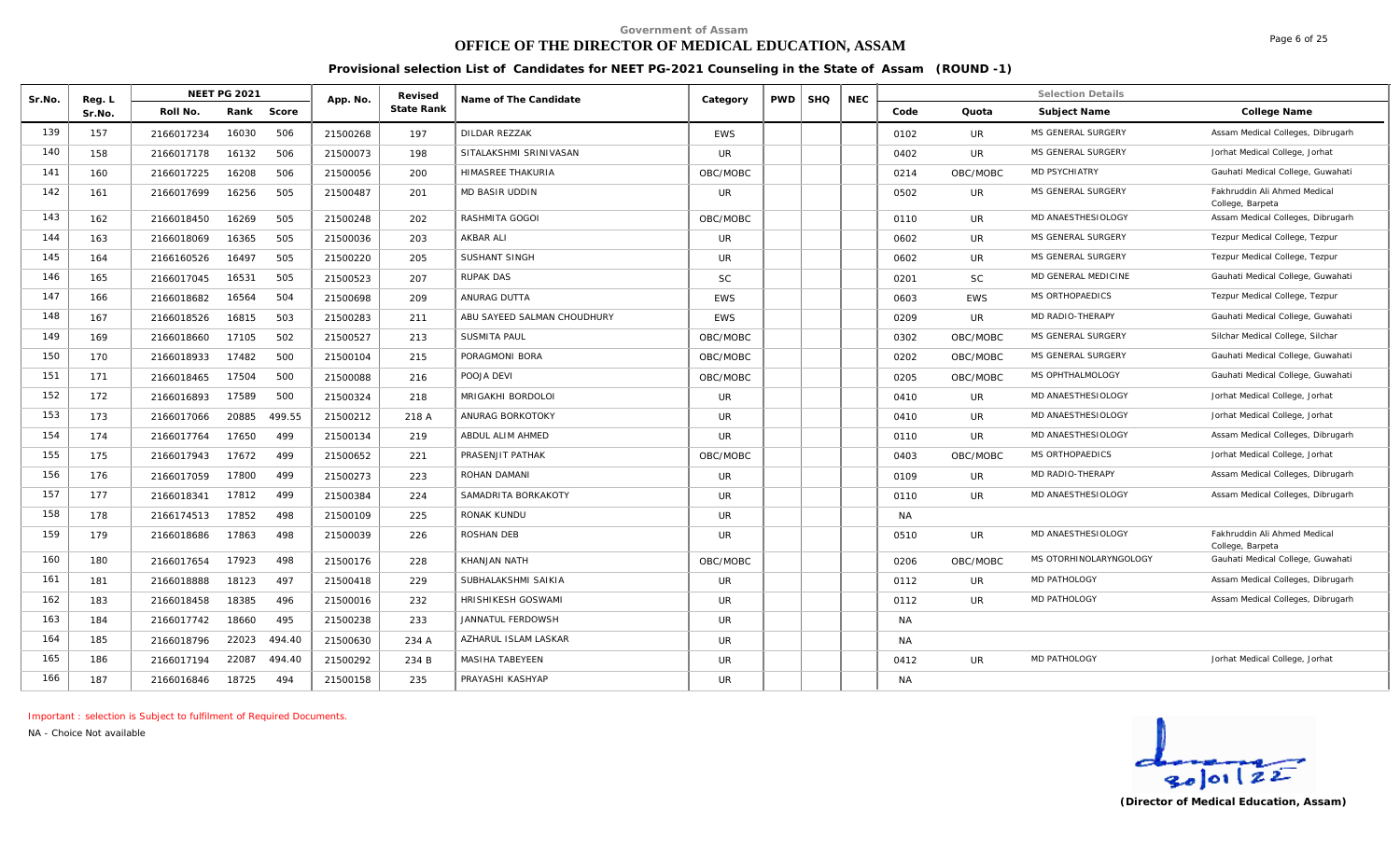Government of Assam

# OFFICE OF THE DIRECTOR OF MEDICAL EDUCATION, ASSAM

**Provisional selection List of Candidates for NEET PG-2021 Counseling in the State of Assam (ROUND -1)**

| Sr.No. | Reg. L Sr.No. | NEET PG 2021 Roll No. | Rank | Score | App. No. | Revised State Rank | Name of The Candidate | Category | PWD | SHQ | NEC | Selection Details Code | Quota | Subject Name | College Name |
|---|---|---|---|---|---|---|---|---|---|---|---|---|---|---|---|
| 139 | 157 | 2166017234 | 16030 | 506 | 21500268 | 197 | DILDAR REZZAK | EWS | | | | 0102 | UR | MS GENERAL SURGERY | Assam Medical Colleges, Dibrugarh |
| 140 | 158 | 2166017178 | 16132 | 506 | 21500073 | 198 | SITALAKSHMI SRINIVASAN | UR | | | | 0402 | UR | MS GENERAL SURGERY | Jorhat Medical College, Jorhat |
| 141 | 160 | 2166017225 | 16208 | 506 | 21500056 | 200 | HIMASREE THAKURIA | OBC/MOBC | | | | 0214 | OBC/MOBC | MD PSYCHIATRY | Gauhati Medical College, Guwahati |
| 142 | 161 | 2166017699 | 16256 | 505 | 21500487 | 201 | MD BASIR UDDIN | UR | | | | 0502 | UR | MS GENERAL SURGERY | Fakhruddin Ali Ahmed Medical College, Barpeta |
| 143 | 162 | 2166018450 | 16269 | 505 | 21500248 | 202 | RASHMITA GOGOI | OBC/MOBC | | | | 0110 | UR | MD ANAESTHESIOLOGY | Assam Medical Colleges, Dibrugarh |
| 144 | 163 | 2166018069 | 16365 | 505 | 21500036 | 203 | AKBAR ALI | UR | | | | 0602 | UR | MS GENERAL SURGERY | Tezpur Medical College, Tezpur |
| 145 | 164 | 2166160526 | 16497 | 505 | 21500220 | 205 | SUSHANT SINGH | UR | | | | 0602 | UR | MS GENERAL SURGERY | Tezpur Medical College, Tezpur |
| 146 | 165 | 2166017045 | 16531 | 505 | 21500523 | 207 | RUPAK DAS | SC | | | | 0201 | SC | MD GENERAL MEDICINE | Gauhati Medical College, Guwahati |
| 147 | 166 | 2166018682 | 16564 | 504 | 21500698 | 209 | ANURAG DUTTA | EWS | | | | 0603 | EWS | MS ORTHOPAEDICS | Tezpur Medical College, Tezpur |
| 148 | 167 | 2166018526 | 16815 | 503 | 21500283 | 211 | ABU SAYEED SALMAN CHOUDHURY | EWS | | | | 0209 | UR | MD RADIO-THERAPY | Gauhati Medical College, Guwahati |
| 149 | 169 | 2166018660 | 17105 | 502 | 21500527 | 213 | SUSMITA PAUL | OBC/MOBC | | | | 0302 | OBC/MOBC | MS GENERAL SURGERY | Silchar Medical College, Silchar |
| 150 | 170 | 2166018933 | 17482 | 500 | 21500104 | 215 | PORAGMONI BORA | OBC/MOBC | | | | 0202 | OBC/MOBC | MS GENERAL SURGERY | Gauhati Medical College, Guwahati |
| 151 | 171 | 2166018465 | 17504 | 500 | 21500088 | 216 | POOJA DEVI | OBC/MOBC | | | | 0205 | OBC/MOBC | MS OPHTHALMOLOGY | Gauhati Medical College, Guwahati |
| 152 | 172 | 2166016893 | 17589 | 500 | 21500324 | 218 | MRIGAKHI BORDOLOI | UR | | | | 0410 | UR | MD ANAESTHESIOLOGY | Jorhat Medical College, Jorhat |
| 153 | 173 | 2166017066 | 20885 | 499.55 | 21500212 | 218 A | ANURAG BORKOTOKY | UR | | | | 0410 | UR | MD ANAESTHESIOLOGY | Jorhat Medical College, Jorhat |
| 154 | 174 | 2166017764 | 17650 | 499 | 21500134 | 219 | ABDUL ALIM AHMED | UR | | | | 0110 | UR | MD ANAESTHESIOLOGY | Assam Medical Colleges, Dibrugarh |
| 155 | 175 | 2166017943 | 17672 | 499 | 21500652 | 221 | PRASENJIT PATHAK | OBC/MOBC | | | | 0403 | OBC/MOBC | MS ORTHOPAEDICS | Jorhat Medical College, Jorhat |
| 156 | 176 | 2166017059 | 17800 | 499 | 21500273 | 223 | ROHAN DAMANI | UR | | | | 0109 | UR | MD RADIO-THERAPY | Assam Medical Colleges, Dibrugarh |
| 157 | 177 | 2166018341 | 17812 | 499 | 21500384 | 224 | SAMADRITA BORKAKOTY | UR | | | | 0110 | UR | MD ANAESTHESIOLOGY | Assam Medical Colleges, Dibrugarh |
| 158 | 178 | 2166174513 | 17852 | 498 | 21500109 | 225 | RONAK KUNDU | UR | | | | NA | | | |
| 159 | 179 | 2166018686 | 17863 | 498 | 21500039 | 226 | ROSHAN DEB | UR | | | | 0510 | UR | MD ANAESTHESIOLOGY | Fakhruddin Ali Ahmed Medical College, Barpeta |
| 160 | 180 | 2166017654 | 17923 | 498 | 21500176 | 228 | KHANJAN NATH | OBC/MOBC | | | | 0206 | OBC/MOBC | MS OTORHINOLARYNGOLOGY | Gauhati Medical College, Guwahati |
| 161 | 181 | 2166018888 | 18123 | 497 | 21500418 | 229 | SUBHALAKSHMI SAIKIA | UR | | | | 0112 | UR | MD PATHOLOGY | Assam Medical Colleges, Dibrugarh |
| 162 | 183 | 2166018458 | 18385 | 496 | 21500016 | 232 | HRISHIKESH GOSWAMI | UR | | | | 0112 | UR | MD PATHOLOGY | Assam Medical Colleges, Dibrugarh |
| 163 | 184 | 2166017742 | 18660 | 495 | 21500238 | 233 | JANNATUL FERDOWSH | UR | | | | NA | | | |
| 164 | 185 | 2166018796 | 22023 | 494.40 | 21500630 | 234 A | AZHARUL ISLAM LASKAR | UR | | | | NA | | | |
| 165 | 186 | 2166017194 | 22087 | 494.40 | 21500292 | 234 B | MASIHA TABEYEEN | UR | | | | 0412 | UR | MD PATHOLOGY | Jorhat Medical College, Jorhat |
| 166 | 187 | 2166016846 | 18725 | 494 | 21500158 | 235 | PRAYASHI KASHYAP | UR | | | | NA | | | |

Important : selection is Subject to fulfilment of Required Documents.

NA - Choice Not available

20/01/22

(Director of Medical Education, Assam)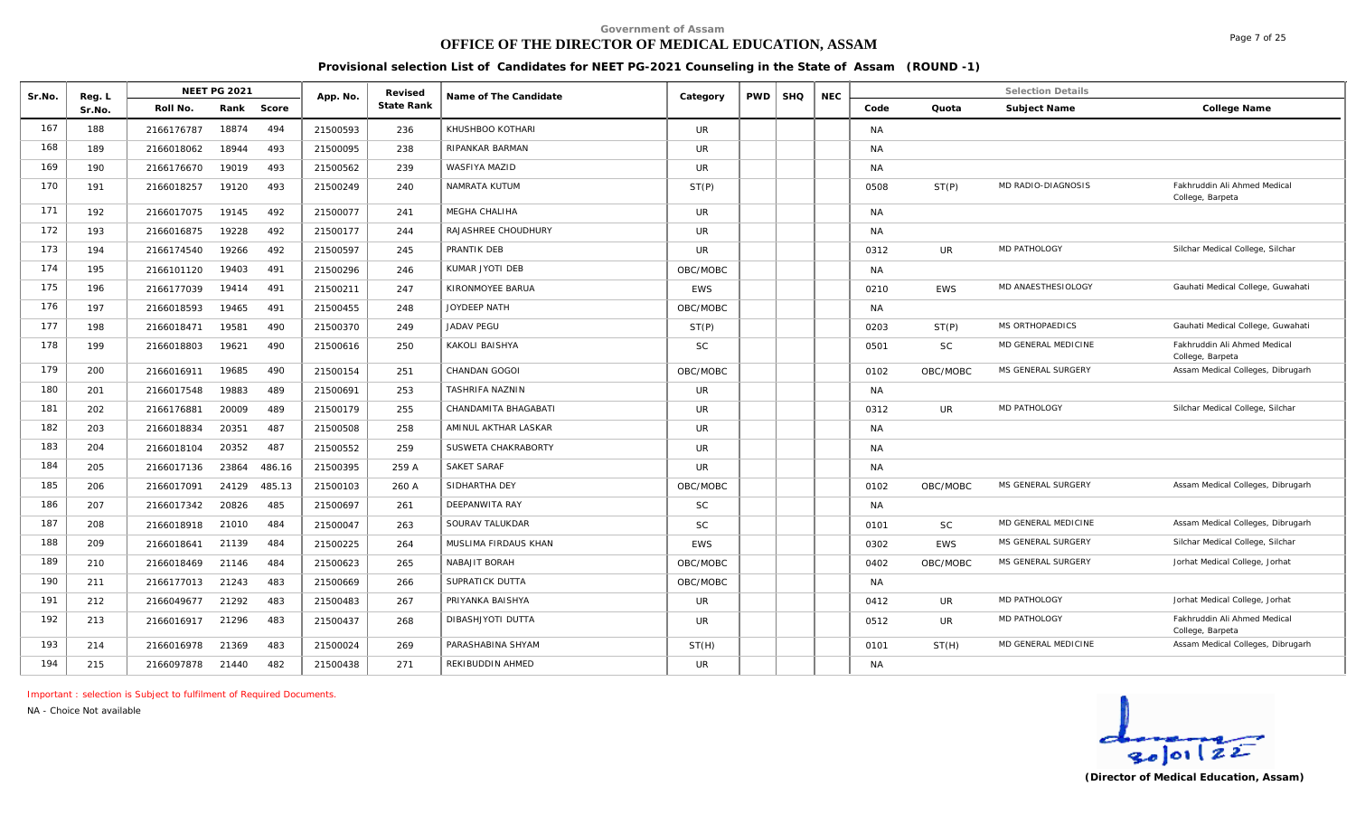Government of Assam

# OFFICE OF THE DIRECTOR OF MEDICAL EDUCATION, ASSAM

**Provisional selection List of Candidates for NEET PG-2021 Counseling in the State of Assam (ROUND -1)**

| Sr.No. | Reg. L Sr.No. | NEET PG 2021 Roll No. | Rank | Score | App. No. | Revised State Rank | Name of The Candidate | Category | PWD | SHQ | NEC | Code | Quota | Subject Name | College Name |
|---|---|---|---|---|---|---|---|---|---|---|---|---|---|---|---|
| 167 | 188 | 2166176787 | 18874 | 494 | 21500593 | 236 | KHUSHBOO KOTHARI | UR | | | | NA | | | |
| 168 | 189 | 2166018062 | 18944 | 493 | 21500095 | 238 | RIPANKAR BARMAN | UR | | | | NA | | | |
| 169 | 190 | 2166176670 | 19019 | 493 | 21500562 | 239 | WASFIYA MAZID | UR | | | | NA | | | |
| 170 | 191 | 2166018257 | 19120 | 493 | 21500249 | 240 | NAMRATA KUTUM | ST(P) | | | | 0508 | ST(P) | MD RADIO-DIAGNOSIS | Fakhruddin Ali Ahmed Medical College, Barpeta |
| 171 | 192 | 2166017075 | 19145 | 492 | 21500077 | 241 | MEGHA CHALIHA | UR | | | | NA | | | |
| 172 | 193 | 2166016875 | 19228 | 492 | 21500177 | 244 | RAJASHREE CHOUDHURY | UR | | | | NA | | | |
| 173 | 194 | 2166174540 | 19266 | 492 | 21500597 | 245 | PRANTIK DEB | UR | | | | 0312 | UR | MD PATHOLOGY | Silchar Medical College, Silchar |
| 174 | 195 | 2166101120 | 19403 | 491 | 21500296 | 246 | KUMAR JYOTI DEB | OBC/MOBC | | | | NA | | | |
| 175 | 196 | 2166177039 | 19414 | 491 | 21500211 | 247 | KIRONMOYEE BARUA | EWS | | | | 0210 | EWS | MD ANAESTHESIOLOGY | Gauhati Medical College, Guwahati |
| 176 | 197 | 2166018593 | 19465 | 491 | 21500455 | 248 | JOYDEEP NATH | OBC/MOBC | | | | NA | | | |
| 177 | 198 | 2166018471 | 19581 | 490 | 21500370 | 249 | JADAV PEGU | ST(P) | | | | 0203 | ST(P) | MS ORTHOPAEDICS | Gauhati Medical College, Guwahati |
| 178 | 199 | 2166018803 | 19621 | 490 | 21500616 | 250 | KAKOLI BAISHYA | SC | | | | 0501 | SC | MD GENERAL MEDICINE | Fakhruddin Ali Ahmed Medical College, Barpeta |
| 179 | 200 | 2166016911 | 19685 | 490 | 21500154 | 251 | CHANDAN GOGOI | OBC/MOBC | | | | 0102 | OBC/MOBC | MS GENERAL SURGERY | Assam Medical Colleges, Dibrugarh |
| 180 | 201 | 2166017548 | 19883 | 489 | 21500691 | 253 | TASHRIFA NAZNIN | UR | | | | NA | | | |
| 181 | 202 | 2166176881 | 20009 | 489 | 21500179 | 255 | CHANDAMITA BHAGABATI | UR | | | | 0312 | UR | MD PATHOLOGY | Silchar Medical College, Silchar |
| 182 | 203 | 2166018834 | 20351 | 487 | 21500508 | 258 | AMINUL AKTHAR LASKAR | UR | | | | NA | | | |
| 183 | 204 | 2166018104 | 20352 | 487 | 21500552 | 259 | SUSWETA CHAKRABORTY | UR | | | | NA | | | |
| 184 | 205 | 2166017136 | 23864 | 486.16 | 21500395 | 259 A | SAKET SARAF | UR | | | | NA | | | |
| 185 | 206 | 2166017091 | 24129 | 485.13 | 21500103 | 260 A | SIDHARTHA DEY | OBC/MOBC | | | | 0102 | OBC/MOBC | MS GENERAL SURGERY | Assam Medical Colleges, Dibrugarh |
| 186 | 207 | 2166017342 | 20826 | 485 | 21500697 | 261 | DEEPANWITA RAY | SC | | | | NA | | | |
| 187 | 208 | 2166018918 | 21010 | 484 | 21500047 | 263 | SOURAV TALUKDAR | SC | | | | 0101 | SC | MD GENERAL MEDICINE | Assam Medical Colleges, Dibrugarh |
| 188 | 209 | 2166018641 | 21139 | 484 | 21500225 | 264 | MUSLIMA FIRDAUS KHAN | EWS | | | | 0302 | EWS | MS GENERAL SURGERY | Silchar Medical College, Silchar |
| 189 | 210 | 2166018469 | 21146 | 484 | 21500623 | 265 | NABAJIT BORAH | OBC/MOBC | | | | 0402 | OBC/MOBC | MS GENERAL SURGERY | Jorhat Medical College, Jorhat |
| 190 | 211 | 2166177013 | 21243 | 483 | 21500669 | 266 | SUPRATICK DUTTA | OBC/MOBC | | | | NA | | | |
| 191 | 212 | 2166049677 | 21292 | 483 | 21500483 | 267 | PRIYANKA BAISHYA | UR | | | | 0412 | UR | MD PATHOLOGY | Jorhat Medical College, Jorhat |
| 192 | 213 | 2166016917 | 21296 | 483 | 21500437 | 268 | DIBASHJYOTI DUTTA | UR | | | | 0512 | UR | MD PATHOLOGY | Fakhruddin Ali Ahmed Medical College, Barpeta |
| 193 | 214 | 2166016978 | 21369 | 483 | 21500024 | 269 | PARASHABINA SHYAM | ST(H) | | | | 0101 | ST(H) | MD GENERAL MEDICINE | Assam Medical Colleges, Dibrugarh |
| 194 | 215 | 2166097878 | 21440 | 482 | 21500438 | 271 | REKIBUDDIN AHMED | UR | | | | NA | | | |

Important : selection is Subject to fulfilment of Required Documents.

NA - Choice Not available

20/01/22

(Director of Medical Education, Assam)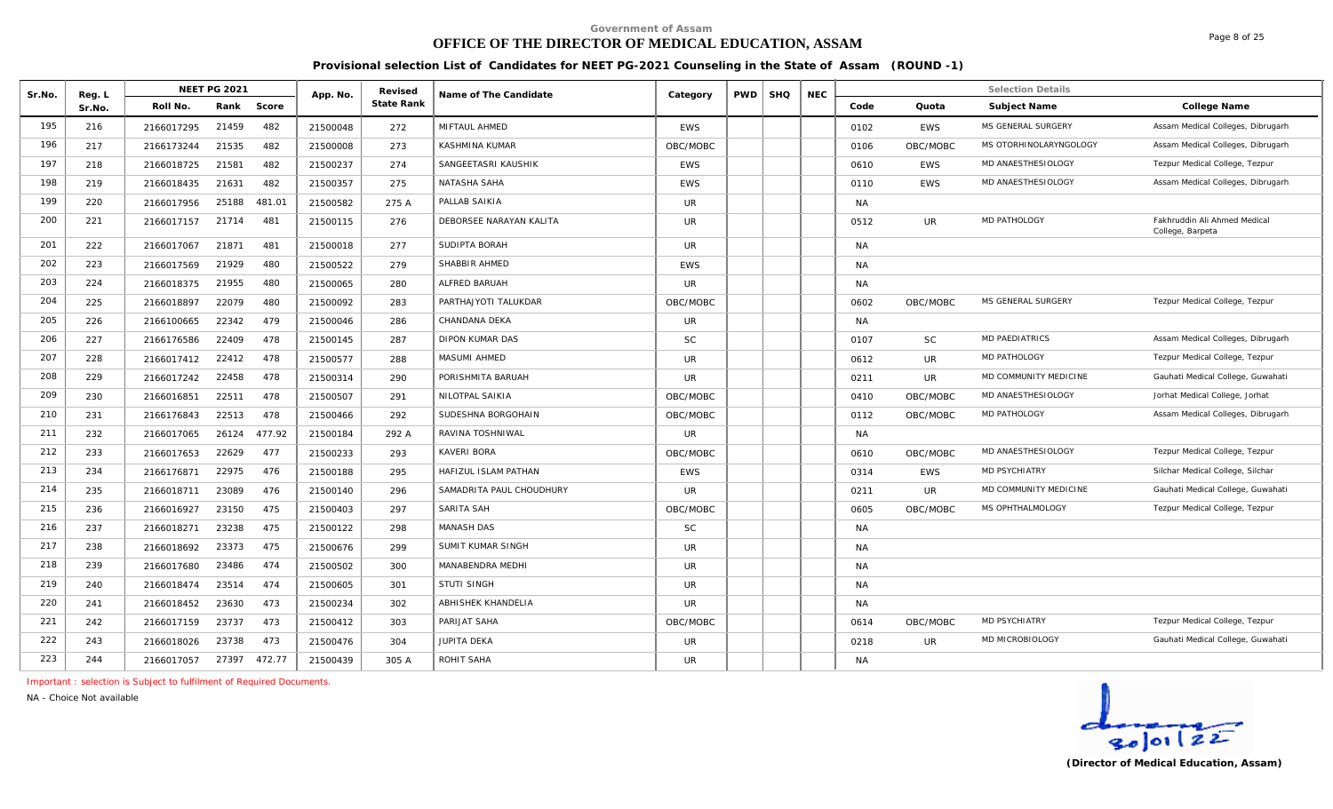Government of Assam

# OFFICE OF THE DIRECTOR OF MEDICAL EDUCATION, ASSAM

**Provisional selection List of Candidates for NEET PG-2021 Counseling in the State of Assam (ROUND -1)**

| Sr.No. | Reg. L Sr.No. | NEET PG 2021 | | | App. No. | Revised State Rank | Name of The Candidate | Category | PWD | SHQ | NEC | Selection Details | | | |
|---|---|---|---|---|---|---|---|---|---|---|---|---|---|---|---|
| | | Roll No. | Rank | Score | | | | | | | | Code | Quota | Subject Name | College Name |
| 195 | 216 | 2166017295 | 21459 | 482 | 21500048 | 272 | MIFTAUL AHMED | EWS | | | | 0102 | EWS | MS GENERAL SURGERY | Assam Medical Colleges, Dibrugarh |
| 196 | 217 | 2166173244 | 21535 | 482 | 21500008 | 273 | KASHMINA KUMAR | OBC/MOBC | | | | 0106 | OBC/MOBC | MS OTORHINOLARYNGOLOGY | Assam Medical Colleges, Dibrugarh |
| 197 | 218 | 2166018725 | 21581 | 482 | 21500237 | 274 | SANGEETASRI KAUSHIK | EWS | | | | 0610 | EWS | MD ANAESTHESIOLOGY | Tezpur Medical College, Tezpur |
| 198 | 219 | 2166018435 | 21631 | 482 | 21500357 | 275 | NATASHA SAHA | EWS | | | | 0110 | EWS | MD ANAESTHESIOLOGY | Assam Medical Colleges, Dibrugarh |
| 199 | 220 | 2166017956 | 25188 | 481.01 | 21500582 | 275 A | PALLAB SAIKIA | UR | | | | NA | | | |
| 200 | 221 | 2166017157 | 21714 | 481 | 21500115 | 276 | DEBORSEE NARAYAN KALITA | UR | | | | 0512 | UR | MD PATHOLOGY | Fakhruddin Ali Ahmed Medical College, Barpeta |
| 201 | 222 | 2166017067 | 21871 | 481 | 21500018 | 277 | SUDIPTA BORAH | UR | | | | NA | | | |
| 202 | 223 | 2166017569 | 21929 | 480 | 21500522 | 279 | SHABBIR AHMED | EWS | | | | NA | | | |
| 203 | 224 | 2166018375 | 21955 | 480 | 21500065 | 280 | ALFRED BARUAH | UR | | | | NA | | | |
| 204 | 225 | 2166018897 | 22079 | 480 | 21500092 | 283 | PARTHAJYOTI TALUKDAR | OBC/MOBC | | | | 0602 | OBC/MOBC | MS GENERAL SURGERY | Tezpur Medical College, Tezpur |
| 205 | 226 | 2166100665 | 22342 | 479 | 21500046 | 286 | CHANDANA DEKA | UR | | | | NA | | | |
| 206 | 227 | 2166176586 | 22409 | 478 | 21500145 | 287 | DIPON KUMAR DAS | SC | | | | 0107 | SC | MD PAEDIATRICS | Assam Medical Colleges, Dibrugarh |
| 207 | 228 | 2166017412 | 22412 | 478 | 21500577 | 288 | MASUMI AHMED | UR | | | | 0612 | UR | MD PATHOLOGY | Tezpur Medical College, Tezpur |
| 208 | 229 | 2166017242 | 22458 | 478 | 21500314 | 290 | PORISHMITA BARUAH | UR | | | | 0211 | UR | MD COMMUNITY MEDICINE | Gauhati Medical College, Guwahati |
| 209 | 230 | 2166016851 | 22511 | 478 | 21500507 | 291 | NILOTPAL SAIKIA | OBC/MOBC | | | | 0410 | OBC/MOBC | MD ANAESTHESIOLOGY | Jorhat Medical College, Jorhat |
| 210 | 231 | 2166176843 | 22513 | 478 | 21500466 | 292 | SUDESHNA BORGOHAIN | OBC/MOBC | | | | 0112 | OBC/MOBC | MD PATHOLOGY | Assam Medical Colleges, Dibrugarh |
| 211 | 232 | 2166017065 | 26124 | 477.92 | 21500184 | 292 A | RAVINA TOSHNIWAL | UR | | | | NA | | | |
| 212 | 233 | 2166017653 | 22629 | 477 | 21500233 | 293 | KAVERI BORA | OBC/MOBC | | | | 0610 | OBC/MOBC | MD ANAESTHESIOLOGY | Tezpur Medical College, Tezpur |
| 213 | 234 | 2166176871 | 22975 | 476 | 21500188 | 295 | HAFIZUL ISLAM PATHAN | EWS | | | | 0314 | EWS | MD PSYCHIATRY | Silchar Medical College, Silchar |
| 214 | 235 | 2166018711 | 23089 | 476 | 21500140 | 296 | SAMADRITA PAUL CHOUDHURY | UR | | | | 0211 | UR | MD COMMUNITY MEDICINE | Gauhati Medical College, Guwahati |
| 215 | 236 | 2166016927 | 23150 | 475 | 21500403 | 297 | SARITA SAH | OBC/MOBC | | | | 0605 | OBC/MOBC | MS OPHTHALMOLOGY | Tezpur Medical College, Tezpur |
| 216 | 237 | 2166018271 | 23238 | 475 | 21500122 | 298 | MANASH DAS | SC | | | | NA | | | |
| 217 | 238 | 2166018692 | 23373 | 475 | 21500676 | 299 | SUMIT KUMAR SINGH | UR | | | | NA | | | |
| 218 | 239 | 2166017680 | 23486 | 474 | 21500502 | 300 | MANABENDRA MEDHI | UR | | | | NA | | | |
| 219 | 240 | 2166018474 | 23514 | 474 | 21500605 | 301 | STUTI SINGH | UR | | | | NA | | | |
| 220 | 241 | 2166018452 | 23630 | 473 | 21500234 | 302 | ABHISHEK KHANDELIA | UR | | | | NA | | | |
| 221 | 242 | 2166017159 | 23737 | 473 | 21500412 | 303 | PARIJAT SAHA | OBC/MOBC | | | | 0614 | OBC/MOBC | MD PSYCHIATRY | Tezpur Medical College, Tezpur |
| 222 | 243 | 2166018026 | 23738 | 473 | 21500476 | 304 | JUPITA DEKA | UR | | | | 0218 | UR | MD MICROBIOLOGY | Gauhati Medical College, Guwahati |
| 223 | 244 | 2166017057 | 27397 | 472.77 | 21500439 | 305 A | ROHIT SAHA | UR | | | | NA | | | |

Important : selection is Subject to fulfilment of Required Documents.

NA - Choice Not available

20/01/22

(Director of Medical Education, Assam)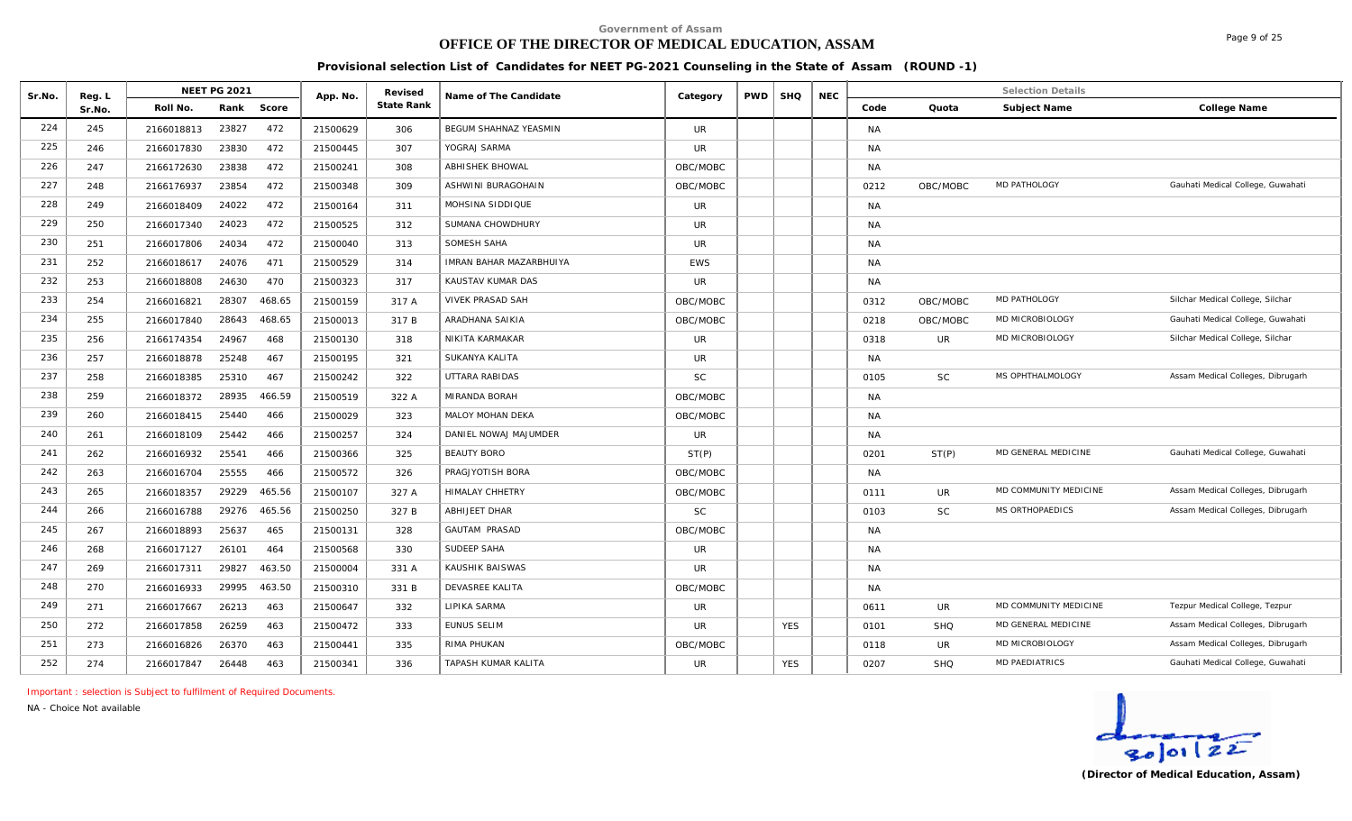Government of Assam

# OFFICE OF THE DIRECTOR OF MEDICAL EDUCATION, ASSAM

**Provisional selection List of Candidates for NEET PG-2021 Counseling in the State of Assam (ROUND -1)**

| Sr.No. | Reg. L Sr.No. | NEET PG 2021 | | | App. No. | Revised State Rank | Name of The Candidate | Category | PWD | SHQ | NEC | Selection Details | | | |
|---|---|---|---|---|---|---|---|---|---|---|---|---|---|---|---|
| | | Roll No. | Rank | Score | | | | | | | | Code | Quota | Subject Name | College Name |
| 224 | 245 | 2166018813 | 23827 | 472 | 21500629 | 306 | BEGUM SHAHNAZ YEASMIN | UR | | | | NA | | | |
| 225 | 246 | 2166017830 | 23830 | 472 | 21500445 | 307 | YOGRAJ SARMA | UR | | | | NA | | | |
| 226 | 247 | 2166172630 | 23838 | 472 | 21500241 | 308 | ABHISHEK BHOWAL | OBC/MOBC | | | | NA | | | |
| 227 | 248 | 2166176937 | 23854 | 472 | 21500348 | 309 | ASHWINI BURAGOHAIN | OBC/MOBC | | | | 0212 | OBC/MOBC | MD PATHOLOGY | Gauhati Medical College, Guwahati |
| 228 | 249 | 2166018409 | 24022 | 472 | 21500164 | 311 | MOHSINA SIDDIQUE | UR | | | | NA | | | |
| 229 | 250 | 2166017340 | 24023 | 472 | 21500525 | 312 | SUMANA CHOWDHURY | UR | | | | NA | | | |
| 230 | 251 | 2166017806 | 24034 | 472 | 21500040 | 313 | SOMESH SAHA | UR | | | | NA | | | |
| 231 | 252 | 2166018617 | 24076 | 471 | 21500529 | 314 | IMRAN BAHAR MAZARBHUIYA | EWS | | | | NA | | | |
| 232 | 253 | 2166018808 | 24630 | 470 | 21500323 | 317 | KAUSTAV KUMAR DAS | UR | | | | NA | | | |
| 233 | 254 | 2166016821 | 28307 | 468.65 | 21500159 | 317 A | VIVEK PRASAD SAH | OBC/MOBC | | | | 0312 | OBC/MOBC | MD PATHOLOGY | Silchar Medical College, Silchar |
| 234 | 255 | 2166017840 | 28643 | 468.65 | 21500013 | 317 B | ARADHANA SAIKIA | OBC/MOBC | | | | 0218 | OBC/MOBC | MD MICROBIOLOGY | Gauhati Medical College, Guwahati |
| 235 | 256 | 2166174354 | 24967 | 468 | 21500130 | 318 | NIKITA KARMAKAR | UR | | | | 0318 | UR | MD MICROBIOLOGY | Silchar Medical College, Silchar |
| 236 | 257 | 2166018878 | 25248 | 467 | 21500195 | 321 | SUKANYA KALITA | UR | | | | NA | | | |
| 237 | 258 | 2166018385 | 25310 | 467 | 21500242 | 322 | UTTARA RABIDAS | SC | | | | 0105 | SC | MS OPHTHALMOLOGY | Assam Medical Colleges, Dibrugarh |
| 238 | 259 | 2166018372 | 28935 | 466.59 | 21500519 | 322 A | MIRANDA BORAH | OBC/MOBC | | | | NA | | | |
| 239 | 260 | 2166018415 | 25440 | 466 | 21500029 | 323 | MALOY MOHAN DEKA | OBC/MOBC | | | | NA | | | |
| 240 | 261 | 2166018109 | 25442 | 466 | 21500257 | 324 | DANIEL NOWAJ MAJUMDER | UR | | | | NA | | | |
| 241 | 262 | 2166016932 | 25541 | 466 | 21500366 | 325 | BEAUTY BORO | ST(P) | | | | 0201 | ST(P) | MD GENERAL MEDICINE | Gauhati Medical College, Guwahati |
| 242 | 263 | 2166016704 | 25555 | 466 | 21500572 | 326 | PRAGJYOTISH BORA | OBC/MOBC | | | | NA | | | |
| 243 | 265 | 2166018357 | 29229 | 465.56 | 21500107 | 327 A | HIMALAY CHHETRY | OBC/MOBC | | | | 0111 | UR | MD COMMUNITY MEDICINE | Assam Medical Colleges, Dibrugarh |
| 244 | 266 | 2166016788 | 29276 | 465.56 | 21500250 | 327 B | ABHIJEET DHAR | SC | | | | 0103 | SC | MS ORTHOPAEDICS | Assam Medical Colleges, Dibrugarh |
| 245 | 267 | 2166018893 | 25637 | 465 | 21500131 | 328 | GAUTAM PRASAD | OBC/MOBC | | | | NA | | | |
| 246 | 268 | 2166017127 | 26101 | 464 | 21500568 | 330 | SUDEEP SAHA | UR | | | | NA | | | |
| 247 | 269 | 2166017311 | 29827 | 463.50 | 21500004 | 331 A | KAUSHIK BAISWAS | UR | | | | NA | | | |
| 248 | 270 | 2166016933 | 29995 | 463.50 | 21500310 | 331 B | DEVASREE KALITA | OBC/MOBC | | | | NA | | | |
| 249 | 271 | 2166017667 | 26213 | 463 | 21500647 | 332 | LIPIKA SARMA | UR | | | | 0611 | UR | MD COMMUNITY MEDICINE | Tezpur Medical College, Tezpur |
| 250 | 272 | 2166017858 | 26259 | 463 | 21500472 | 333 | EUNUS SELIM | UR | | YES | | 0101 | SHQ | MD GENERAL MEDICINE | Assam Medical Colleges, Dibrugarh |
| 251 | 273 | 2166016826 | 26370 | 463 | 21500441 | 335 | RIMA PHUKAN | OBC/MOBC | | | | 0118 | UR | MD MICROBIOLOGY | Assam Medical Colleges, Dibrugarh |
| 252 | 274 | 2166017847 | 26448 | 463 | 21500341 | 336 | TAPASH KUMAR KALITA | UR | | YES | | 0207 | SHQ | MD PAEDIATRICS | Gauhati Medical College, Guwahati |

Important : selection is Subject to fulfilment of Required Documents.

NA - Choice Not available

20/01/22

**(Director of Medical Education, Assam)**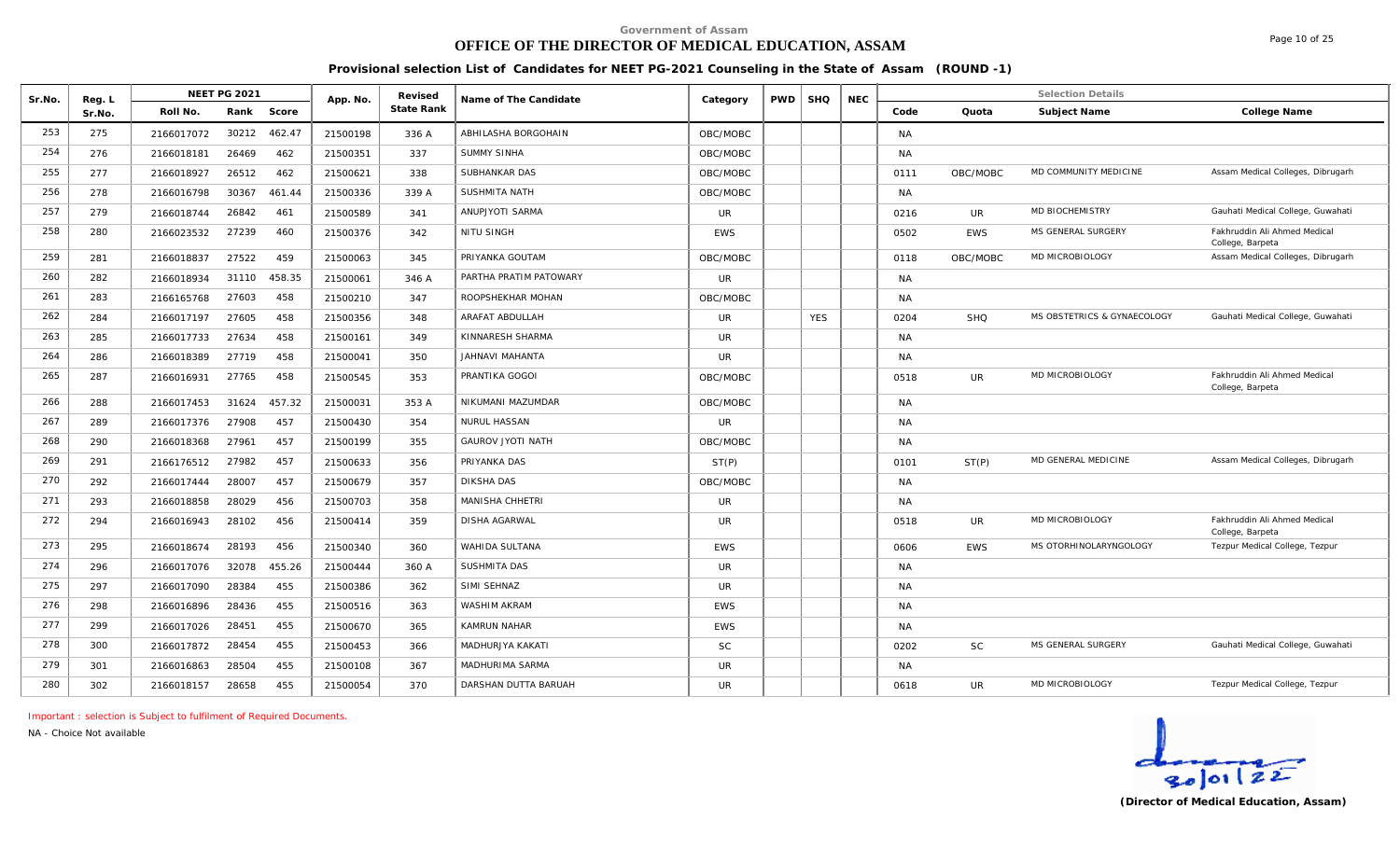Government of Assam

# OFFICE OF THE DIRECTOR OF MEDICAL EDUCATION, ASSAM

**Provisional selection List of Candidates for NEET PG-2021 Counseling in the State of Assam (ROUND -1)**

| Sr.No. | Reg. L Sr.No. | NEET PG 2021 Roll No. | Rank | Score | App. No. | Revised State Rank | Name of The Candidate | Category | PWD | SHQ | NEC | Code | Quota | Subject Name | College Name |
|---|---|---|---|---|---|---|---|---|---|---|---|---|---|---|---|
| 253 | 275 | 2166017072 | 30212 | 462.47 | 21500198 | 336 A | ABHILASHA BORGOHAIN | OBC/MOBC | | | | NA | | | |
| 254 | 276 | 2166018181 | 26469 | 462 | 21500351 | 337 | SUMMY SINHA | OBC/MOBC | | | | NA | | | |
| 255 | 277 | 2166018927 | 26512 | 462 | 21500621 | 338 | SUBHANKAR DAS | OBC/MOBC | | | | 0111 | OBC/MOBC | MD COMMUNITY MEDICINE | Assam Medical Colleges, Dibrugarh |
| 256 | 278 | 2166016798 | 30367 | 461.44 | 21500336 | 339 A | SUSHMITA NATH | OBC/MOBC | | | | NA | | | |
| 257 | 279 | 2166018744 | 26842 | 461 | 21500589 | 341 | ANUPJYOTI SARMA | UR | | | | 0216 | UR | MD BIOCHEMISTRY | Gauhati Medical College, Guwahati |
| 258 | 280 | 2166023532 | 27239 | 460 | 21500376 | 342 | NITU SINGH | EWS | | | | 0502 | EWS | MS GENERAL SURGERY | Fakhruddin Ali Ahmed Medical College, Barpeta |
| 259 | 281 | 2166018837 | 27522 | 459 | 21500063 | 345 | PRIYANKA GOUTAM | OBC/MOBC | | | | 0118 | OBC/MOBC | MD MICROBIOLOGY | Assam Medical Colleges, Dibrugarh |
| 260 | 282 | 2166018934 | 31110 | 458.35 | 21500061 | 346 A | PARTHA PRATIM PATOWARY | UR | | | | NA | | | |
| 261 | 283 | 2166165768 | 27603 | 458 | 21500210 | 347 | ROOPSHEKHAR MOHAN | OBC/MOBC | | | | NA | | | |
| 262 | 284 | 2166017197 | 27605 | 458 | 21500356 | 348 | ARAFAT ABDULLAH | UR | | YES | | 0204 | SHQ | MS OBSTETRICS & GYNAECOLOGY | Gauhati Medical College, Guwahati |
| 263 | 285 | 2166017733 | 27634 | 458 | 21500161 | 349 | KINNARESH SHARMA | UR | | | | NA | | | |
| 264 | 286 | 2166018389 | 27719 | 458 | 21500041 | 350 | JAHNAVI MAHANTA | UR | | | | NA | | | |
| 265 | 287 | 2166016931 | 27765 | 458 | 21500545 | 353 | PRANTIKA GOGOI | OBC/MOBC | | | | 0518 | UR | MD MICROBIOLOGY | Fakhruddin Ali Ahmed Medical College, Barpeta |
| 266 | 288 | 2166017453 | 31624 | 457.32 | 21500031 | 353 A | NIKUMANI MAZUMDAR | OBC/MOBC | | | | NA | | | |
| 267 | 289 | 2166017376 | 27908 | 457 | 21500430 | 354 | NURUL HASSAN | UR | | | | NA | | | |
| 268 | 290 | 2166018368 | 27961 | 457 | 21500199 | 355 | GAUROV JYOTI NATH | OBC/MOBC | | | | NA | | | |
| 269 | 291 | 2166176512 | 27982 | 457 | 21500633 | 356 | PRIYANKA DAS | ST(P) | | | | 0101 | ST(P) | MD GENERAL MEDICINE | Assam Medical Colleges, Dibrugarh |
| 270 | 292 | 2166017444 | 28007 | 457 | 21500679 | 357 | DIKSHA DAS | OBC/MOBC | | | | NA | | | |
| 271 | 293 | 2166018858 | 28029 | 456 | 21500703 | 358 | MANISHA CHHETRI | UR | | | | NA | | | |
| 272 | 294 | 2166016943 | 28102 | 456 | 21500414 | 359 | DISHA AGARWAL | UR | | | | 0518 | UR | MD MICROBIOLOGY | Fakhruddin Ali Ahmed Medical College, Barpeta |
| 273 | 295 | 2166018674 | 28193 | 456 | 21500340 | 360 | WAHIDA SULTANA | EWS | | | | 0606 | EWS | MS OTORHINOLARYNGOLOGY | Tezpur Medical College, Tezpur |
| 274 | 296 | 2166017076 | 32078 | 455.26 | 21500444 | 360 A | SUSHMITA DAS | UR | | | | NA | | | |
| 275 | 297 | 2166017090 | 28384 | 455 | 21500386 | 362 | SIMI SEHNAZ | UR | | | | NA | | | |
| 276 | 298 | 2166016896 | 28436 | 455 | 21500516 | 363 | WASHIM AKRAM | EWS | | | | NA | | | |
| 277 | 299 | 2166017026 | 28451 | 455 | 21500670 | 365 | KAMRUN NAHAR | EWS | | | | NA | | | |
| 278 | 300 | 2166017872 | 28454 | 455 | 21500453 | 366 | MADHURJYA KAKATI | SC | | | | 0202 | SC | MS GENERAL SURGERY | Gauhati Medical College, Guwahati |
| 279 | 301 | 2166016863 | 28504 | 455 | 21500108 | 367 | MADHURIMA SARMA | UR | | | | NA | | | |
| 280 | 302 | 2166018157 | 28658 | 455 | 21500054 | 370 | DARSHAN DUTTA BARUAH | UR | | | | 0618 | UR | MD MICROBIOLOGY | Tezpur Medical College, Tezpur |

Important : selection is Subject to fulfilment of Required Documents.

NA - Choice Not available

20/01/22

(Director of Medical Education, Assam)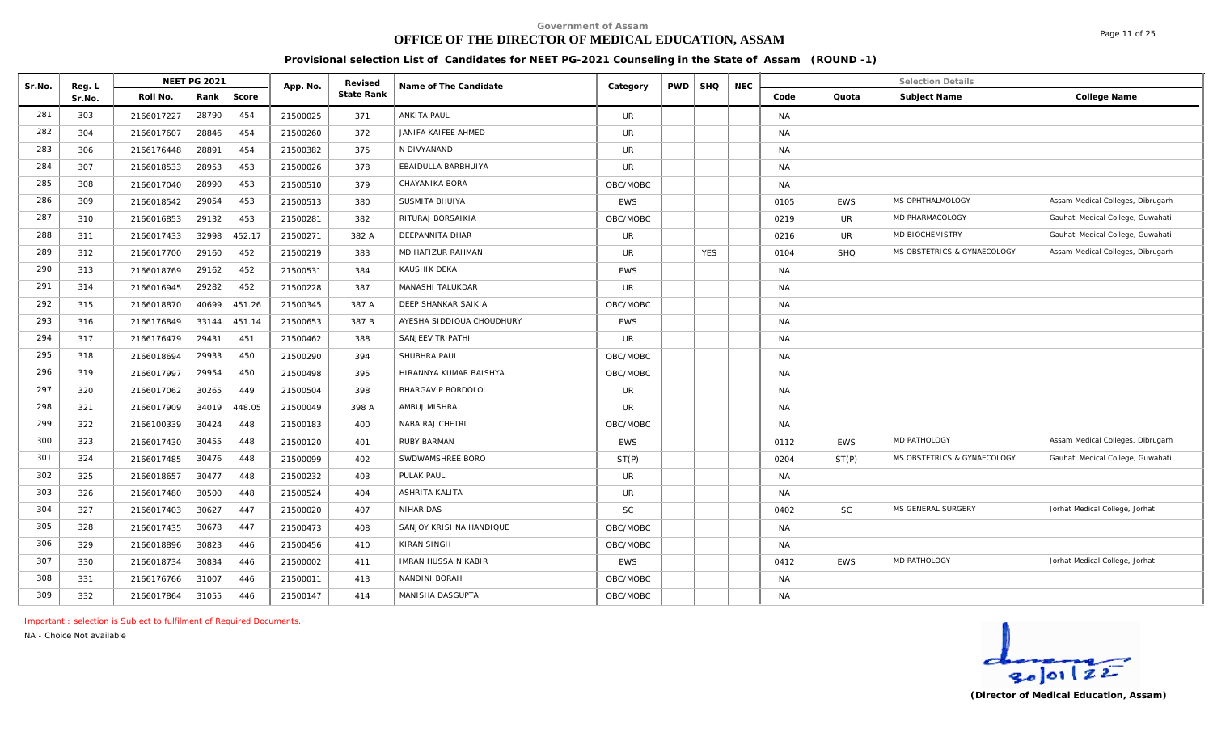Government of Assam

# OFFICE OF THE DIRECTOR OF MEDICAL EDUCATION, ASSAM

**Provisional selection List of Candidates for NEET PG-2021 Counseling in the State of Assam (ROUND -1)**

| Sr.No. | Reg. L Sr.No. | NEET PG 2021 | | | App. No. | Revised State Rank | Name of The Candidate | Category | PWD | SHQ | NEC | Selection Details | | | |
|---|---|---|---|---|---|---|---|---|---|---|---|---|---|---|---|
| | | Roll No. | Rank | Score | | | | | | | | Code | Quota | Subject Name | College Name |
| 281 | 303 | 2166017227 | 28790 | 454 | 21500025 | 371 | ANKITA PAUL | UR | | | | NA | | | |
| 282 | 304 | 2166017607 | 28846 | 454 | 21500260 | 372 | JANIFA KAIFEE AHMED | UR | | | | NA | | | |
| 283 | 306 | 2166176448 | 28891 | 454 | 21500382 | 375 | N DIVYANAND | UR | | | | NA | | | |
| 284 | 307 | 2166018533 | 28953 | 453 | 21500026 | 378 | EBAIDULLA BARBHUIYA | UR | | | | NA | | | |
| 285 | 308 | 2166017040 | 28990 | 453 | 21500510 | 379 | CHAYANIKA BORA | OBC/MOBC | | | | NA | | | |
| 286 | 309 | 2166018542 | 29054 | 453 | 21500513 | 380 | SUSMITA BHUIYA | EWS | | | | 0105 | EWS | MS OPHTHALMOLOGY | Assam Medical Colleges, Dibrugarh |
| 287 | 310 | 2166016853 | 29132 | 453 | 21500281 | 382 | RITURAJ BORSAIKIA | OBC/MOBC | | | | 0219 | UR | MD PHARMACOLOGY | Gauhati Medical College, Guwahati |
| 288 | 311 | 2166017433 | 32998 | 452.17 | 21500271 | 382 A | DEEPANNITA DHAR | UR | | | | 0216 | UR | MD BIOCHEMISTRY | Gauhati Medical College, Guwahati |
| 289 | 312 | 2166017700 | 29160 | 452 | 21500219 | 383 | MD HAFIZUR RAHMAN | UR | | YES | | 0104 | SHQ | MS OBSTETRICS & GYNAECOLOGY | Assam Medical Colleges, Dibrugarh |
| 290 | 313 | 2166018769 | 29162 | 452 | 21500531 | 384 | KAUSHIK DEKA | EWS | | | | NA | | | |
| 291 | 314 | 2166016945 | 29282 | 452 | 21500228 | 387 | MANASHI TALUKDAR | UR | | | | NA | | | |
| 292 | 315 | 2166018870 | 40699 | 451.26 | 21500345 | 387 A | DEEP SHANKAR SAIKIA | OBC/MOBC | | | | NA | | | |
| 293 | 316 | 2166176849 | 33144 | 451.14 | 21500653 | 387 B | AYESHA SIDDIQUA CHOUDHURY | EWS | | | | NA | | | |
| 294 | 317 | 2166176479 | 29431 | 451 | 21500462 | 388 | SANJEEV TRIPATHI | UR | | | | NA | | | |
| 295 | 318 | 2166018694 | 29933 | 450 | 21500290 | 394 | SHUBHRA PAUL | OBC/MOBC | | | | NA | | | |
| 296 | 319 | 2166017997 | 29954 | 450 | 21500498 | 395 | HIRANNYA KUMAR BAISHYA | OBC/MOBC | | | | NA | | | |
| 297 | 320 | 2166017062 | 30265 | 449 | 21500504 | 398 | BHARGAV P BORDOLOI | UR | | | | NA | | | |
| 298 | 321 | 2166017909 | 34019 | 448.05 | 21500049 | 398 A | AMBUJ MISHRA | UR | | | | NA | | | |
| 299 | 322 | 2166100339 | 30424 | 448 | 21500183 | 400 | NABA RAJ CHETRI | OBC/MOBC | | | | NA | | | |
| 300 | 323 | 2166017430 | 30455 | 448 | 21500120 | 401 | RUBY BARMAN | EWS | | | | 0112 | EWS | MD PATHOLOGY | Assam Medical Colleges, Dibrugarh |
| 301 | 324 | 2166017485 | 30476 | 448 | 21500099 | 402 | SWDWAMSHREE BORO | ST(P) | | | | 0204 | ST(P) | MS OBSTETRICS & GYNAECOLOGY | Gauhati Medical College, Guwahati |
| 302 | 325 | 2166018657 | 30477 | 448 | 21500232 | 403 | PULAK PAUL | UR | | | | NA | | | |
| 303 | 326 | 2166017480 | 30500 | 448 | 21500524 | 404 | ASHRITA KALITA | UR | | | | NA | | | |
| 304 | 327 | 2166017403 | 30627 | 447 | 21500020 | 407 | NIHAR DAS | SC | | | | 0402 | SC | MS GENERAL SURGERY | Jorhat Medical College, Jorhat |
| 305 | 328 | 2166017435 | 30678 | 447 | 21500473 | 408 | SANJOY KRISHNA HANDIQUE | OBC/MOBC | | | | NA | | | |
| 306 | 329 | 2166018896 | 30823 | 446 | 21500456 | 410 | KIRAN SINGH | OBC/MOBC | | | | NA | | | |
| 307 | 330 | 2166018734 | 30834 | 446 | 21500002 | 411 | IMRAN HUSSAIN KABIR | EWS | | | | 0412 | EWS | MD PATHOLOGY | Jorhat Medical College, Jorhat |
| 308 | 331 | 2166176766 | 31007 | 446 | 21500011 | 413 | NANDINI BORAH | OBC/MOBC | | | | NA | | | |
| 309 | 332 | 2166017864 | 31055 | 446 | 21500147 | 414 | MANISHA DASGUPTA | OBC/MOBC | | | | NA | | | |

Important : selection is Subject to fulfilment of Required Documents.

NA - Choice Not available

20/01/22

**(Director of Medical Education, Assam)**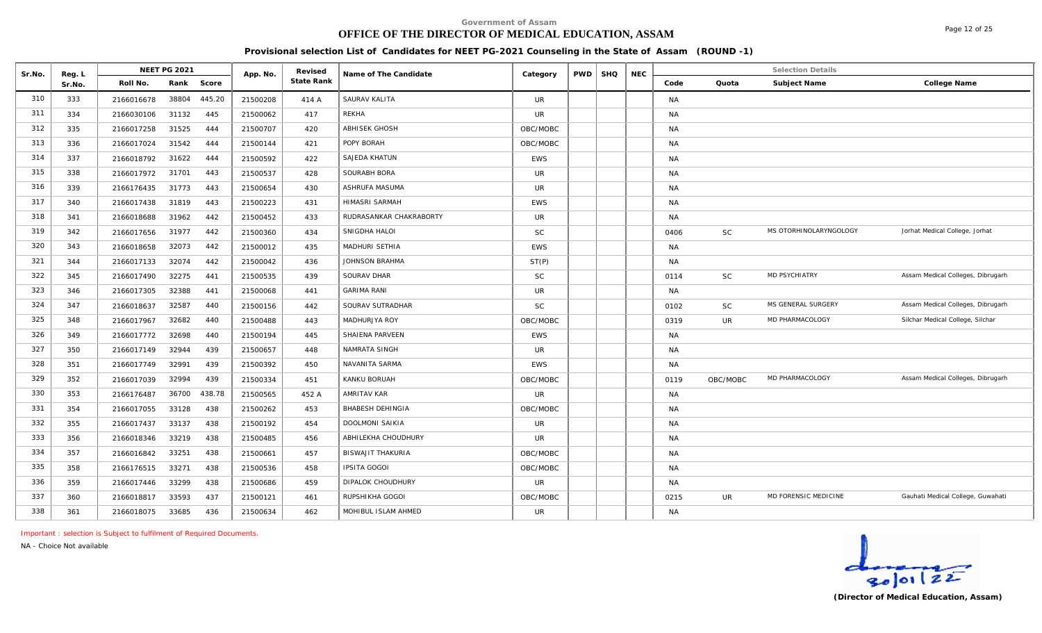Government of Assam

# OFFICE OF THE DIRECTOR OF MEDICAL EDUCATION, ASSAM

**Provisional selection List of Candidates for NEET PG-2021 Counseling in the State of Assam (ROUND -1)**

| Sr.No. | Reg. L Sr.No. | NEET PG 2021 Roll No. | Rank | Score | App. No. | Revised State Rank | Name of The Candidate | Category | PWD | SHQ | NEC | Code | Quota | Subject Name | College Name |
|---|---|---|---|---|---|---|---|---|---|---|---|---|---|---|---|
| 310 | 333 | 2166016678 | 38804 | 445.20 | 21500208 | 414 A | SAURAV KALITA | UR | | | | NA | | | |
| 311 | 334 | 2166030106 | 31132 | 445 | 21500062 | 417 | REKHA | UR | | | | NA | | | |
| 312 | 335 | 2166017258 | 31525 | 444 | 21500707 | 420 | ABHISEK GHOSH | OBC/MOBC | | | | NA | | | |
| 313 | 336 | 2166017024 | 31542 | 444 | 21500144 | 421 | POPY BORAH | OBC/MOBC | | | | NA | | | |
| 314 | 337 | 2166018792 | 31622 | 444 | 21500592 | 422 | SAJEDA KHATUN | EWS | | | | NA | | | |
| 315 | 338 | 2166017972 | 31701 | 443 | 21500537 | 428 | SOURABH BORA | UR | | | | NA | | | |
| 316 | 339 | 2166176435 | 31773 | 443 | 21500654 | 430 | ASHRUFA MASUMA | UR | | | | NA | | | |
| 317 | 340 | 2166017438 | 31819 | 443 | 21500223 | 431 | HIMASRI SARMAH | EWS | | | | NA | | | |
| 318 | 341 | 2166018688 | 31962 | 442 | 21500452 | 433 | RUDRASANKAR CHAKRABORTY | UR | | | | NA | | | |
| 319 | 342 | 2166017656 | 31977 | 442 | 21500360 | 434 | SNIGDHA HALOI | SC | | | | 0406 | SC | MS OTORHINOLARYNGOLOGY | Jorhat Medical College, Jorhat |
| 320 | 343 | 2166018658 | 32073 | 442 | 21500012 | 435 | MADHURI SETHIA | EWS | | | | NA | | | |
| 321 | 344 | 2166017133 | 32074 | 442 | 21500042 | 436 | JOHNSON BRAHMA | ST(P) | | | | NA | | | |
| 322 | 345 | 2166017490 | 32275 | 441 | 21500535 | 439 | SOURAV DHAR | SC | | | | 0114 | SC | MD PSYCHIATRY | Assam Medical Colleges, Dibrugarh |
| 323 | 346 | 2166017305 | 32388 | 441 | 21500068 | 441 | GARIMA RANI | UR | | | | NA | | | |
| 324 | 347 | 2166018637 | 32587 | 440 | 21500156 | 442 | SOURAV SUTRADHAR | SC | | | | 0102 | SC | MS GENERAL SURGERY | Assam Medical Colleges, Dibrugarh |
| 325 | 348 | 2166017967 | 32682 | 440 | 21500488 | 443 | MADHURJYA ROY | OBC/MOBC | | | | 0319 | UR | MD PHARMACOLOGY | Silchar Medical College, Silchar |
| 326 | 349 | 2166017772 | 32698 | 440 | 21500194 | 445 | SHAIENA PARVEEN | EWS | | | | NA | | | |
| 327 | 350 | 2166017149 | 32944 | 439 | 21500657 | 448 | NAMRATA SINGH | UR | | | | NA | | | |
| 328 | 351 | 2166017749 | 32991 | 439 | 21500392 | 450 | NAVANITA SARMA | EWS | | | | NA | | | |
| 329 | 352 | 2166017039 | 32994 | 439 | 21500334 | 451 | KANKU BORUAH | OBC/MOBC | | | | 0119 | OBC/MOBC | MD PHARMACOLOGY | Assam Medical Colleges, Dibrugarh |
| 330 | 353 | 2166176487 | 36700 | 438.78 | 21500565 | 452 A | AMRITAV KAR | UR | | | | NA | | | |
| 331 | 354 | 2166017055 | 33128 | 438 | 21500262 | 453 | BHABESH DEHINGIA | OBC/MOBC | | | | NA | | | |
| 332 | 355 | 2166017437 | 33137 | 438 | 21500192 | 454 | DOOLMONI SAIKIA | UR | | | | NA | | | |
| 333 | 356 | 2166018346 | 33219 | 438 | 21500485 | 456 | ABHILEKHA CHOUDHURY | UR | | | | NA | | | |
| 334 | 357 | 2166016842 | 33251 | 438 | 21500661 | 457 | BISWAJIT THAKURIA | OBC/MOBC | | | | NA | | | |
| 335 | 358 | 2166176515 | 33271 | 438 | 21500536 | 458 | IPSITA GOGOI | OBC/MOBC | | | | NA | | | |
| 336 | 359 | 2166017446 | 33299 | 438 | 21500686 | 459 | DIPALOK CHOUDHURY | UR | | | | NA | | | |
| 337 | 360 | 2166018817 | 33593 | 437 | 21500121 | 461 | RUPSHIKHA GOGOI | OBC/MOBC | | | | 0215 | UR | MD FORENSIC MEDICINE | Gauhati Medical College, Guwahati |
| 338 | 361 | 2166018075 | 33685 | 436 | 21500634 | 462 | MOHIBUL ISLAM AHMED | UR | | | | NA | | | |

Important : selection is Subject to fulfilment of Required Documents.

NA - Choice Not available

20/01/22

(Director of Medical Education, Assam)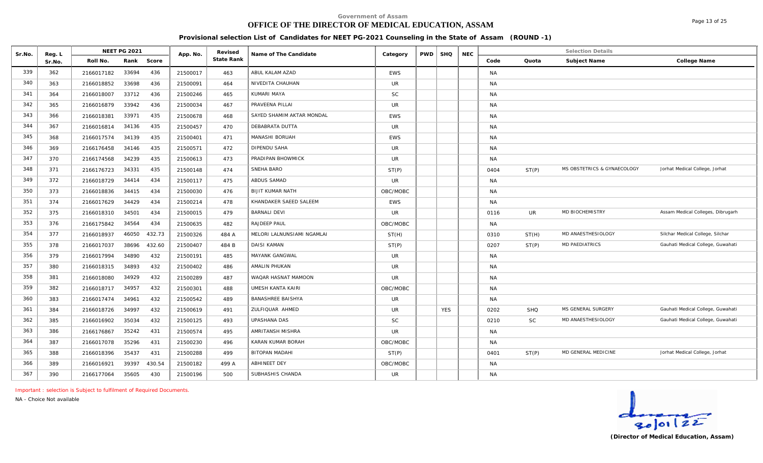Government of Assam

# OFFICE OF THE DIRECTOR OF MEDICAL EDUCATION, ASSAM

**Provisional selection List of Candidates for NEET PG-2021 Counseling in the State of Assam (ROUND -1)**

| Sr.No. | Reg. L Sr.No. | NEET PG 2021 | | | App. No. | Revised State Rank | Name of The Candidate | Category | PWD | SHQ | NEC | Selection Details | | | |
|---|---|---|---|---|---|---|---|---|---|---|---|---|---|---|---|
| | | Roll No. | Rank | Score | | | | | | | | Code | Quota | Subject Name | College Name |
| 339 | 362 | 2166017182 | 33694 | 436 | 21500017 | 463 | ABUL KALAM AZAD | EWS | | | | NA | | | |
| 340 | 363 | 2166018852 | 33698 | 436 | 21500091 | 464 | NIVEDITA CHAUHAN | UR | | | | NA | | | |
| 341 | 364 | 2166018007 | 33712 | 436 | 21500246 | 465 | KUMARI MAYA | SC | | | | NA | | | |
| 342 | 365 | 2166016879 | 33942 | 436 | 21500034 | 467 | PRAVEENA PILLAI | UR | | | | NA | | | |
| 343 | 366 | 2166018381 | 33971 | 435 | 21500678 | 468 | SAYED SHAMIM AKTAR MONDAL | EWS | | | | NA | | | |
| 344 | 367 | 2166016814 | 34136 | 435 | 21500457 | 470 | DEBABRATA DUTTA | UR | | | | NA | | | |
| 345 | 368 | 2166017574 | 34139 | 435 | 21500401 | 471 | MANASHI BORUAH | EWS | | | | NA | | | |
| 346 | 369 | 2166176458 | 34146 | 435 | 21500571 | 472 | DIPENDU SAHA | UR | | | | NA | | | |
| 347 | 370 | 2166174568 | 34239 | 435 | 21500613 | 473 | PRADIPAN BHOWMICK | UR | | | | NA | | | |
| 348 | 371 | 2166176723 | 34331 | 435 | 21500148 | 474 | SNEHA BARO | ST(P) | | | | 0404 | ST(P) | MS OBSTETRICS & GYNAECOLOGY | Jorhat Medical College, Jorhat |
| 349 | 372 | 2166018729 | 34414 | 434 | 21500117 | 475 | ABDUS SAMAD | UR | | | | NA | | | |
| 350 | 373 | 2166018836 | 34415 | 434 | 21500030 | 476 | BIJIT KUMAR NATH | OBC/MOBC | | | | NA | | | |
| 351 | 374 | 2166017629 | 34429 | 434 | 21500214 | 478 | KHANDAKER SAEED SALEEM | EWS | | | | NA | | | |
| 352 | 375 | 2166018310 | 34501 | 434 | 21500015 | 479 | BARNALI DEVI | UR | | | | 0116 | UR | MD BIOCHEMISTRY | Assam Medical Colleges, Dibrugarh |
| 353 | 376 | 2166175842 | 34564 | 434 | 21500635 | 482 | RAJDEEP PAUL | OBC/MOBC | | | | NA | | | |
| 354 | 377 | 2166018937 | 46050 | 432.73 | 21500326 | 484 A | MELORI LALNUNSIAMI NGAMLAI | ST(H) | | | | 0310 | ST(H) | MD ANAESTHESIOLOGY | Silchar Medical College, Silchar |
| 355 | 378 | 2166017037 | 38696 | 432.60 | 21500407 | 484 B | DAISI KAMAN | ST(P) | | | | 0207 | ST(P) | MD PAEDIATRICS | Gauhati Medical College, Guwahati |
| 356 | 379 | 2166017994 | 34890 | 432 | 21500191 | 485 | MAYANK GANGWAL | UR | | | | NA | | | |
| 357 | 380 | 2166018315 | 34893 | 432 | 21500402 | 486 | AMALIN PHUKAN | UR | | | | NA | | | |
| 358 | 381 | 2166018080 | 34929 | 432 | 21500289 | 487 | WAQAR HASNAT MAMOON | UR | | | | NA | | | |
| 359 | 382 | 2166018717 | 34957 | 432 | 21500301 | 488 | UMESH KANTA KAIRI | OBC/MOBC | | | | NA | | | |
| 360 | 383 | 2166017474 | 34961 | 432 | 21500542 | 489 | BANASHREE BAISHYA | UR | | | | NA | | | |
| 361 | 384 | 2166018726 | 34997 | 432 | 21500619 | 491 | ZULFIQUAR AHMED | UR | | YES | | 0202 | SHQ | MS GENERAL SURGERY | Gauhati Medical College, Guwahati |
| 362 | 385 | 2166016902 | 35034 | 432 | 21500125 | 493 | UPASHANA DAS | SC | | | | 0210 | SC | MD ANAESTHESIOLOGY | Gauhati Medical College, Guwahati |
| 363 | 386 | 2166176867 | 35242 | 431 | 21500574 | 495 | AMRITANSH MISHRA | UR | | | | NA | | | |
| 364 | 387 | 2166017078 | 35296 | 431 | 21500230 | 496 | KARAN KUMAR BORAH | OBC/MOBC | | | | NA | | | |
| 365 | 388 | 2166018396 | 35437 | 431 | 21500288 | 499 | BITOPAN MADAHI | ST(P) | | | | 0401 | ST(P) | MD GENERAL MEDICINE | Jorhat Medical College, Jorhat |
| 366 | 389 | 2166016921 | 39397 | 430.54 | 21500182 | 499 A | ABHINEET DEY | OBC/MOBC | | | | NA | | | |
| 367 | 390 | 2166177064 | 35605 | 430 | 21500196 | 500 | SUBHASHIS CHANDA | UR | | | | NA | | | |

Important : selection is Subject to fulfilment of Required Documents.

NA - Choice Not available

20/01/22

(Director of Medical Education, Assam)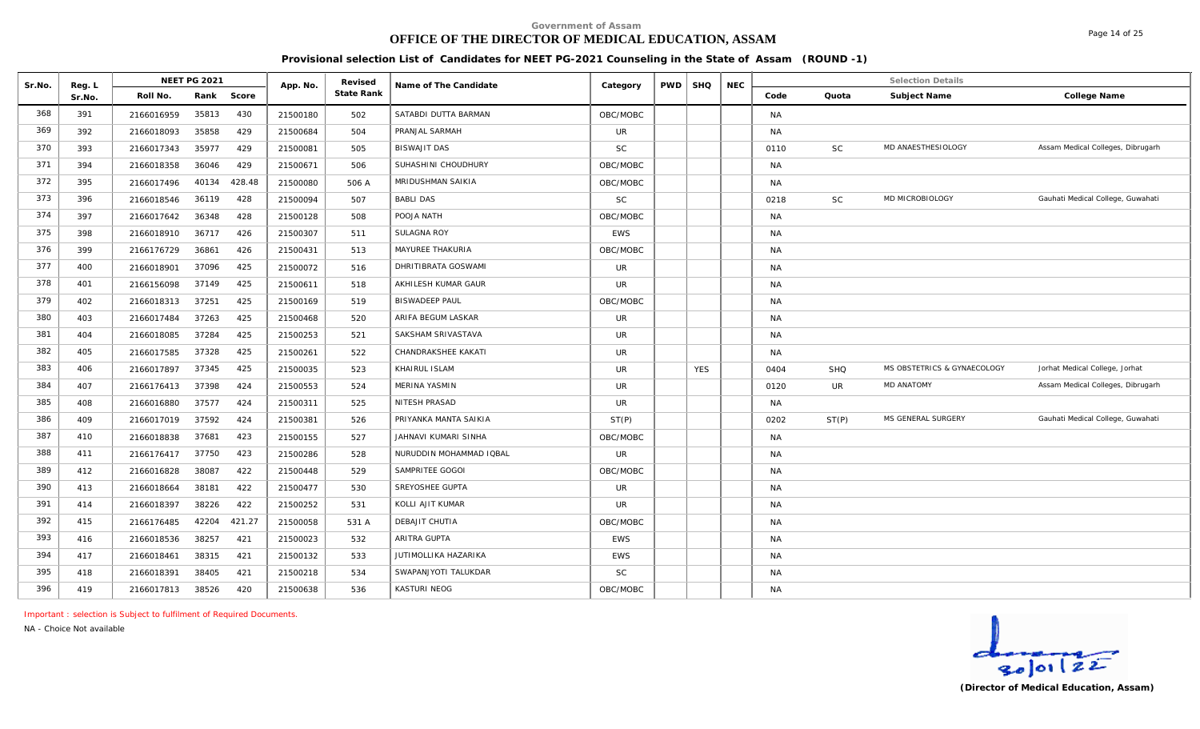Government of Assam

# OFFICE OF THE DIRECTOR OF MEDICAL EDUCATION, ASSAM

**Provisional selection List of Candidates for NEET PG-2021 Counseling in the State of Assam (ROUND -1)**

| Sr.No. | Reg. L Sr.No. | NEET PG 2021 | | | App. No. | Revised State Rank | Name of The Candidate | Category | PWD | SHQ | NEC | Selection Details | | | |
|---|---|---|---|---|---|---|---|---|---|---|---|---|---|---|---|
| | | Roll No. | Rank | Score | | | | | | | | Code | Quota | Subject Name | College Name |
| 368 | 391 | 2166016959 | 35813 | 430 | 21500180 | 502 | SATABDI DUTTA BARMAN | OBC/MOBC | | | | NA | | | |
| 369 | 392 | 2166018093 | 35858 | 429 | 21500684 | 504 | PRANJAL SARMAH | UR | | | | NA | | | |
| 370 | 393 | 2166017343 | 35977 | 429 | 21500081 | 505 | BISWAJIT DAS | SC | | | | 0110 | SC | MD ANAESTHESIOLOGY | Assam Medical Colleges, Dibrugarh |
| 371 | 394 | 2166018358 | 36046 | 429 | 21500671 | 506 | SUHASHINI CHOUDHURY | OBC/MOBC | | | | NA | | | |
| 372 | 395 | 2166017496 | 40134 | 428.48 | 21500080 | 506 A | MRIDUSHMAN SAIKIA | OBC/MOBC | | | | NA | | | |
| 373 | 396 | 2166018546 | 36119 | 428 | 21500094 | 507 | BABLI DAS | SC | | | | 0218 | SC | MD MICROBIOLOGY | Gauhati Medical College, Guwahati |
| 374 | 397 | 2166017642 | 36348 | 428 | 21500128 | 508 | POOJA NATH | OBC/MOBC | | | | NA | | | |
| 375 | 398 | 2166018910 | 36717 | 426 | 21500307 | 511 | SULAGNA ROY | EWS | | | | NA | | | |
| 376 | 399 | 2166176729 | 36861 | 426 | 21500431 | 513 | MAYUREE THAKURIA | OBC/MOBC | | | | NA | | | |
| 377 | 400 | 2166018901 | 37096 | 425 | 21500072 | 516 | DHRITIBRATA GOSWAMI | UR | | | | NA | | | |
| 378 | 401 | 2166156098 | 37149 | 425 | 21500611 | 518 | AKHILESH KUMAR GAUR | UR | | | | NA | | | |
| 379 | 402 | 2166018313 | 37251 | 425 | 21500169 | 519 | BISWADEEP PAUL | OBC/MOBC | | | | NA | | | |
| 380 | 403 | 2166017484 | 37263 | 425 | 21500468 | 520 | ARIFA BEGUM LASKAR | UR | | | | NA | | | |
| 381 | 404 | 2166018085 | 37284 | 425 | 21500253 | 521 | SAKSHAM SRIVASTAVA | UR | | | | NA | | | |
| 382 | 405 | 2166017585 | 37328 | 425 | 21500261 | 522 | CHANDRAKSHEE KAKATI | UR | | | | NA | | | |
| 383 | 406 | 2166017897 | 37345 | 425 | 21500035 | 523 | KHAIRUL ISLAM | UR | | YES | | 0404 | SHQ | MS OBSTETRICS & GYNAECOLOGY | Jorhat Medical College, Jorhat |
| 384 | 407 | 2166176413 | 37398 | 424 | 21500553 | 524 | MERINA YASMIN | UR | | | | 0120 | UR | MD ANATOMY | Assam Medical Colleges, Dibrugarh |
| 385 | 408 | 2166016880 | 37577 | 424 | 21500311 | 525 | NITESH PRASAD | UR | | | | NA | | | |
| 386 | 409 | 2166017019 | 37592 | 424 | 21500381 | 526 | PRIYANKA MANTA SAIKIA | ST(P) | | | | 0202 | ST(P) | MS GENERAL SURGERY | Gauhati Medical College, Guwahati |
| 387 | 410 | 2166018838 | 37681 | 423 | 21500155 | 527 | JAHNAVI KUMARI SINHA | OBC/MOBC | | | | NA | | | |
| 388 | 411 | 2166176417 | 37750 | 423 | 21500286 | 528 | NURUDDIN MOHAMMAD IQBAL | UR | | | | NA | | | |
| 389 | 412 | 2166016828 | 38087 | 422 | 21500448 | 529 | SAMPRITEE GOGOI | OBC/MOBC | | | | NA | | | |
| 390 | 413 | 2166018664 | 38181 | 422 | 21500477 | 530 | SREYOSHEE GUPTA | UR | | | | NA | | | |
| 391 | 414 | 2166018397 | 38226 | 422 | 21500252 | 531 | KOLLI AJIT KUMAR | UR | | | | NA | | | |
| 392 | 415 | 2166176485 | 42204 | 421.27 | 21500058 | 531 A | DEBAJIT CHUTIA | OBC/MOBC | | | | NA | | | |
| 393 | 416 | 2166018536 | 38257 | 421 | 21500023 | 532 | ARITRA GUPTA | EWS | | | | NA | | | |
| 394 | 417 | 2166018461 | 38315 | 421 | 21500132 | 533 | JUTIMOLLIKA HAZARIKA | EWS | | | | NA | | | |
| 395 | 418 | 2166018391 | 38405 | 421 | 21500218 | 534 | SWAPANJYOTI TALUKDAR | SC | | | | NA | | | |
| 396 | 419 | 2166017813 | 38526 | 420 | 21500638 | 536 | KASTURI NEOG | OBC/MOBC | | | | NA | | | |

Important : selection is Subject to fulfilment of Required Documents.

NA - Choice Not available

20/01/22

(Director of Medical Education, Assam)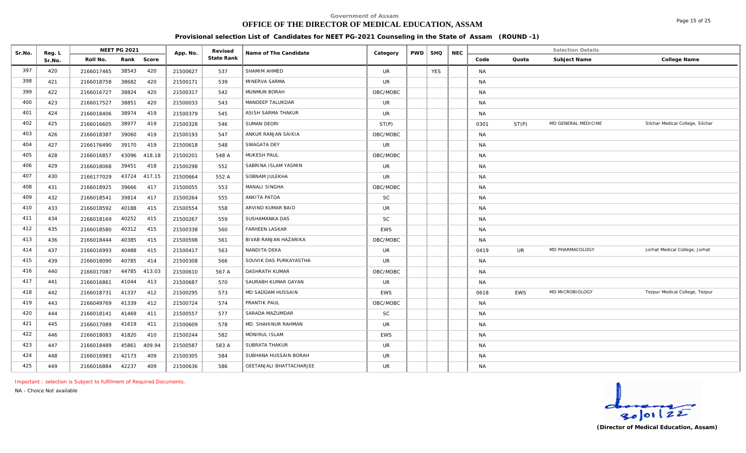Government of Assam

# OFFICE OF THE DIRECTOR OF MEDICAL EDUCATION, ASSAM

**Provisional selection List of Candidates for NEET PG-2021 Counseling in the State of Assam (ROUND -1)**

| Sr.No. | Reg. L Sr.No. | NEET PG 2021 | | | App. No. | Revised State Rank | Name of The Candidate | Category | PWD | SHQ | NEC | Selection Details | | | |
|---|---|---|---|---|---|---|---|---|---|---|---|---|---|---|---|
| | | Roll No. | Rank | Score | | | | | | | | Code | Quota | Subject Name | College Name |
| 397 | 420 | 2166017465 | 38543 | 420 | 21500627 | 537 | SHAMIM AHMED | UR | | YES | | NA | | | |
| 398 | 421 | 2166018758 | 38682 | 420 | 21500171 | 539 | MINERVA SARMA | UR | | | | NA | | | |
| 399 | 422 | 2166016727 | 38824 | 420 | 21500317 | 542 | MUNMUN BORAH | OBC/MOBC | | | | NA | | | |
| 400 | 423 | 2166017527 | 38851 | 420 | 21500033 | 543 | MANDEEP TALUKDAR | UR | | | | NA | | | |
| 401 | 424 | 2166018406 | 38974 | 419 | 21500379 | 545 | ASISH SARMA THAKUR | UR | | | | NA | | | |
| 402 | 425 | 2166016605 | 38977 | 419 | 21500328 | 546 | SUMAN DEORI | ST(P) | | | | 0301 | ST(P) | MD GENERAL MEDICINE | Silchar Medical College, Silchar |
| 403 | 426 | 2166018387 | 39060 | 419 | 21500193 | 547 | ANKUR RANJAN SAIKIA | OBC/MOBC | | | | NA | | | |
| 404 | 427 | 2166176490 | 39170 | 419 | 21500618 | 548 | SWAGATA DEY | UR | | | | NA | | | |
| 405 | 428 | 2166016857 | 43096 | 418.18 | 21500201 | 548 A | MUKESH PAUL | OBC/MOBC | | | | NA | | | |
| 406 | 429 | 2166018068 | 39451 | 418 | 21500298 | 552 | SABRINA ISLAM YASMIN | UR | | | | NA | | | |
| 407 | 430 | 2166177029 | 43724 | 417.15 | 21500664 | 552 A | SOBNAM JULEKHA | UR | | | | NA | | | |
| 408 | 431 | 2166018925 | 39666 | 417 | 21500055 | 553 | MANALI SINGHA | OBC/MOBC | | | | NA | | | |
| 409 | 432 | 2166018541 | 39814 | 417 | 21500264 | 555 | ANKITA PATOA | SC | | | | NA | | | |
| 410 | 433 | 2166018592 | 40188 | 415 | 21500554 | 558 | ARVIND KUMAR BAID | UR | | | | NA | | | |
| 411 | 434 | 2166018169 | 40252 | 415 | 21500267 | 559 | SUSHAMANKA DAS | SC | | | | NA | | | |
| 412 | 435 | 2166018580 | 40312 | 415 | 21500338 | 560 | FARHEEN LASKAR | EWS | | | | NA | | | |
| 413 | 436 | 2166018444 | 40385 | 415 | 21500598 | 561 | BIVAB RANJAN HAZARIKA | OBC/MOBC | | | | NA | | | |
| 414 | 437 | 2166016993 | 40488 | 415 | 21500417 | 563 | NANDITA DEKA | UR | | | | 0419 | UR | MD PHARMACOLOGY | Jorhat Medical College, Jorhat |
| 415 | 439 | 2166018090 | 40785 | 414 | 21500308 | 566 | SOUVIK DAS PURKAYASTHA | UR | | | | NA | | | |
| 416 | 440 | 2166017087 | 44785 | 413.03 | 21500610 | 567 A | DASHRATH KUMAR | OBC/MOBC | | | | NA | | | |
| 417 | 441 | 2166016861 | 41044 | 413 | 21500687 | 570 | SAURABH KUMAR GAYAN | UR | | | | NA | | | |
| 418 | 442 | 2166018731 | 41337 | 412 | 21500295 | 573 | MD SADDAM HUSSAIN | EWS | | | | 0618 | EWS | MD MICROBIOLOGY | Tezpur Medical College, Tezpur |
| 419 | 443 | 2166049769 | 41339 | 412 | 21500724 | 574 | PRANTIK PAUL | OBC/MOBC | | | | NA | | | |
| 420 | 444 | 2166018141 | 41469 | 411 | 21500557 | 577 | SARADA MAZUMDAR | SC | | | | NA | | | |
| 421 | 445 | 2166017089 | 41619 | 411 | 21500609 | 578 | MD. SHAHINUR RAHMAN | UR | | | | NA | | | |
| 422 | 446 | 2166018083 | 41820 | 410 | 21500244 | 582 | MONIRUL ISLAM | EWS | | | | NA | | | |
| 423 | 447 | 2166018489 | 45861 | 409.94 | 21500587 | 583 A | SUBRATA THAKUR | UR | | | | NA | | | |
| 424 | 448 | 2166016983 | 42173 | 409 | 21500305 | 584 | SUBHANA HUSSAIN BORAH | UR | | | | NA | | | |
| 425 | 449 | 2166016884 | 42237 | 409 | 21500636 | 586 | GEETANJALI BHATTACHARJEE | UR | | | | NA | | | |

Important : selection is Subject to fulfilment of Required Documents.

NA - Choice Not available

20/01/22

(Director of Medical Education, Assam)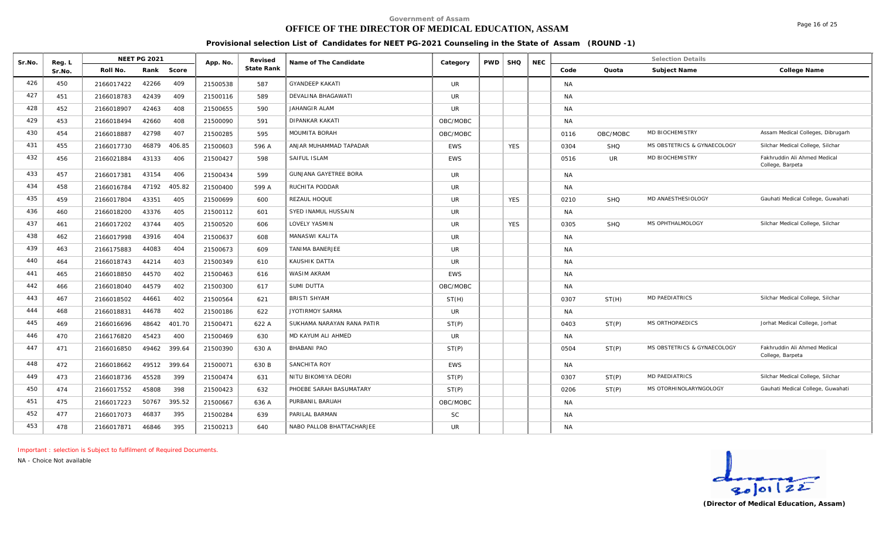Government of Assam

# OFFICE OF THE DIRECTOR OF MEDICAL EDUCATION, ASSAM

**Provisional selection List of Candidates for NEET PG-2021 Counseling in the State of Assam (ROUND -1)**

| Sr.No. | Reg. L Sr.No. | NEET PG 2021 | | | App. No. | Revised State Rank | Name of The Candidate | Category | PWD | SHQ | NEC | Selection Details | | | |
|---|---|---|---|---|---|---|---|---|---|---|---|---|---|---|---|
| | | Roll No. | Rank | Score | | | | | | | | Code | Quota | Subject Name | College Name |
| 426 | 450 | 2166017422 | 42266 | 409 | 21500538 | 587 | GYANDEEP KAKATI | UR | | | | NA | | | |
| 427 | 451 | 2166018783 | 42439 | 409 | 21500116 | 589 | DEVALINA BHAGAWATI | UR | | | | NA | | | |
| 428 | 452 | 2166018907 | 42463 | 408 | 21500655 | 590 | JAHANGIR ALAM | UR | | | | NA | | | |
| 429 | 453 | 2166018494 | 42660 | 408 | 21500090 | 591 | DIPANKAR KAKATI | OBC/MOBC | | | | NA | | | |
| 430 | 454 | 2166018887 | 42798 | 407 | 21500285 | 595 | MOUMITA BORAH | OBC/MOBC | | | | 0116 | OBC/MOBC | MD BIOCHEMISTRY | Assam Medical Colleges, Dibrugarh |
| 431 | 455 | 2166017730 | 46879 | 406.85 | 21500603 | 596 A | ANJAR MUHAMMAD TAPADAR | EWS | | YES | | 0304 | SHQ | MS OBSTETRICS & GYNAECOLOGY | Silchar Medical College, Silchar |
| 432 | 456 | 2166021884 | 43133 | 406 | 21500427 | 598 | SAIFUL ISLAM | EWS | | | | 0516 | UR | MD BIOCHEMISTRY | Fakhruddin Ali Ahmed Medical College, Barpeta |
| 433 | 457 | 2166017381 | 43154 | 406 | 21500434 | 599 | GUNJANA GAYETREE BORA | UR | | | | NA | | | |
| 434 | 458 | 2166016784 | 47192 | 405.82 | 21500400 | 599 A | RUCHITA PODDAR | UR | | | | NA | | | |
| 435 | 459 | 2166017804 | 43351 | 405 | 21500699 | 600 | REZAUL HOQUE | UR | | YES | | 0210 | SHQ | MD ANAESTHESIOLOGY | Gauhati Medical College, Guwahati |
| 436 | 460 | 2166018200 | 43376 | 405 | 21500112 | 601 | SYED INAMUL HUSSAIN | UR | | | | NA | | | |
| 437 | 461 | 2166017202 | 43744 | 405 | 21500520 | 606 | LOVELY YASMIN | UR | | YES | | 0305 | SHQ | MS OPHTHALMOLOGY | Silchar Medical College, Silchar |
| 438 | 462 | 2166017998 | 43916 | 404 | 21500637 | 608 | MANASWI KALITA | UR | | | | NA | | | |
| 439 | 463 | 2166175883 | 44083 | 404 | 21500673 | 609 | TANIMA BANERJEE | UR | | | | NA | | | |
| 440 | 464 | 2166018743 | 44214 | 403 | 21500349 | 610 | KAUSHIK DATTA | UR | | | | NA | | | |
| 441 | 465 | 2166018850 | 44570 | 402 | 21500463 | 616 | WASIM AKRAM | EWS | | | | NA | | | |
| 442 | 466 | 2166018040 | 44579 | 402 | 21500300 | 617 | SUMI DUTTA | OBC/MOBC | | | | NA | | | |
| 443 | 467 | 2166018502 | 44661 | 402 | 21500564 | 621 | BRISTI SHYAM | ST(H) | | | | 0307 | ST(H) | MD PAEDIATRICS | Silchar Medical College, Silchar |
| 444 | 468 | 2166018831 | 44678 | 402 | 21500186 | 622 | JYOTIRMOY SARMA | UR | | | | NA | | | |
| 445 | 469 | 2166016696 | 48642 | 401.70 | 21500471 | 622 A | SUKHAMA NARAYAN RANA PATIR | ST(P) | | | | 0403 | ST(P) | MS ORTHOPAEDICS | Jorhat Medical College, Jorhat |
| 446 | 470 | 2166176820 | 45423 | 400 | 21500469 | 630 | MD KAYUM ALI AHMED | UR | | | | NA | | | |
| 447 | 471 | 2166016850 | 49462 | 399.64 | 21500390 | 630 A | BHABANI PAO | ST(P) | | | | 0504 | ST(P) | MS OBSTETRICS & GYNAECOLOGY | Fakhruddin Ali Ahmed Medical College, Barpeta |
| 448 | 472 | 2166018662 | 49512 | 399.64 | 21500071 | 630 B | SANCHITA ROY | EWS | | | | NA | | | |
| 449 | 473 | 2166018736 | 45528 | 399 | 21500474 | 631 | NITU BIKOMIYA DEORI | ST(P) | | | | 0307 | ST(P) | MD PAEDIATRICS | Silchar Medical College, Silchar |
| 450 | 474 | 2166017552 | 45808 | 398 | 21500423 | 632 | PHOEBE SARAH BASUMATARY | ST(P) | | | | 0206 | ST(P) | MS OTORHINOLARYNGOLOGY | Gauhati Medical College, Guwahati |
| 451 | 475 | 2166017223 | 50767 | 395.52 | 21500667 | 636 A | PURBANIL BARUAH | OBC/MOBC | | | | NA | | | |
| 452 | 477 | 2166017073 | 46837 | 395 | 21500284 | 639 | PARILAL BARMAN | SC | | | | NA | | | |
| 453 | 478 | 2166017871 | 46846 | 395 | 21500213 | 640 | NABO PALLOB BHATTACHARJEE | UR | | | | NA | | | |

Important : selection is Subject to fulfilment of Required Documents.

NA - Choice Not available

20/01/22

**(Director of Medical Education, Assam)**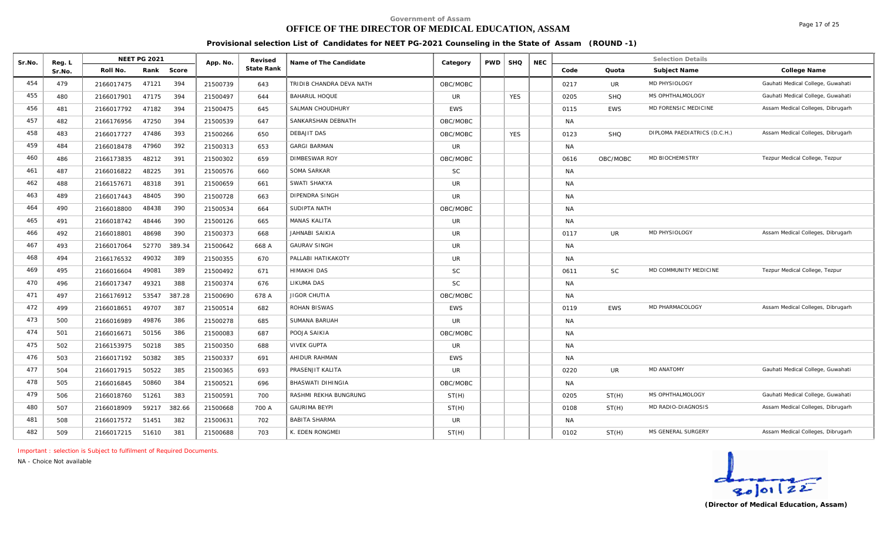Government of Assam

# OFFICE OF THE DIRECTOR OF MEDICAL EDUCATION, ASSAM

**Provisional selection List of Candidates for NEET PG-2021 Counseling in the State of Assam (ROUND -1)**

| Sr.No. | Reg. L Sr.No. | NEET PG 2021 | | | App. No. | Revised State Rank | Name of The Candidate | Category | PWD | SHQ | NEC | Selection Details | | | |
|---|---|---|---|---|---|---|---|---|---|---|---|---|---|---|---|
| | | Roll No. | Rank | Score | | | | | | | | Code | Quota | Subject Name | College Name |
| 454 | 479 | 2166017475 | 47121 | 394 | 21500739 | 643 | TRIDIB CHANDRA DEVA NATH | OBC/MOBC | | | | 0217 | UR | MD PHYSIOLOGY | Gauhati Medical College, Guwahati |
| 455 | 480 | 2166017901 | 47175 | 394 | 21500497 | 644 | BAHARUL HOQUE | UR | | YES | | 0205 | SHQ | MS OPHTHALMOLOGY | Gauhati Medical College, Guwahati |
| 456 | 481 | 2166017792 | 47182 | 394 | 21500475 | 645 | SALMAN CHOUDHURY | EWS | | | | 0115 | EWS | MD FORENSIC MEDICINE | Assam Medical Colleges, Dibrugarh |
| 457 | 482 | 2166176956 | 47250 | 394 | 21500539 | 647 | SANKARSHAN DEBNATH | OBC/MOBC | | | | NA | | | |
| 458 | 483 | 2166017727 | 47486 | 393 | 21500266 | 650 | DEBAJIT DAS | OBC/MOBC | | YES | | 0123 | SHQ | DIPLOMA PAEDIATRICS (D.C.H.) | Assam Medical Colleges, Dibrugarh |
| 459 | 484 | 2166018478 | 47960 | 392 | 21500313 | 653 | GARGI BARMAN | UR | | | | NA | | | |
| 460 | 486 | 2166173835 | 48212 | 391 | 21500302 | 659 | DIMBESWAR ROY | OBC/MOBC | | | | 0616 | OBC/MOBC | MD BIOCHEMISTRY | Tezpur Medical College, Tezpur |
| 461 | 487 | 2166016822 | 48225 | 391 | 21500576 | 660 | SOMA SARKAR | SC | | | | NA | | | |
| 462 | 488 | 2166157671 | 48318 | 391 | 21500659 | 661 | SWATI SHAKYA | UR | | | | NA | | | |
| 463 | 489 | 2166017443 | 48405 | 390 | 21500728 | 663 | DIPENDRA SINGH | UR | | | | NA | | | |
| 464 | 490 | 2166018800 | 48438 | 390 | 21500534 | 664 | SUDIPTA NATH | OBC/MOBC | | | | NA | | | |
| 465 | 491 | 2166018742 | 48446 | 390 | 21500126 | 665 | MANAS KALITA | UR | | | | NA | | | |
| 466 | 492 | 2166018801 | 48698 | 390 | 21500373 | 668 | JAHNABI SAIKIA | UR | | | | 0117 | UR | MD PHYSIOLOGY | Assam Medical Colleges, Dibrugarh |
| 467 | 493 | 2166017064 | 52770 | 389.34 | 21500642 | 668 A | GAURAV SINGH | UR | | | | NA | | | |
| 468 | 494 | 2166176532 | 49032 | 389 | 21500355 | 670 | PALLABI HATIKAKOTY | UR | | | | NA | | | |
| 469 | 495 | 2166016604 | 49081 | 389 | 21500492 | 671 | HIMAKHI DAS | SC | | | | 0611 | SC | MD COMMUNITY MEDICINE | Tezpur Medical College, Tezpur |
| 470 | 496 | 2166017347 | 49321 | 388 | 21500374 | 676 | LIKUMA DAS | SC | | | | NA | | | |
| 471 | 497 | 2166176912 | 53547 | 387.28 | 21500690 | 678 A | JIGOR CHUTIA | OBC/MOBC | | | | NA | | | |
| 472 | 499 | 2166018651 | 49707 | 387 | 21500514 | 682 | ROHAN BISWAS | EWS | | | | 0119 | EWS | MD PHARMACOLOGY | Assam Medical Colleges, Dibrugarh |
| 473 | 500 | 2166016989 | 49876 | 386 | 21500278 | 685 | SUMANA BARUAH | UR | | | | NA | | | |
| 474 | 501 | 2166016671 | 50156 | 386 | 21500083 | 687 | POOJA SAIKIA | OBC/MOBC | | | | NA | | | |
| 475 | 502 | 2166153975 | 50218 | 385 | 21500350 | 688 | VIVEK GUPTA | UR | | | | NA | | | |
| 476 | 503 | 2166017192 | 50382 | 385 | 21500337 | 691 | AHIDUR RAHMAN | EWS | | | | NA | | | |
| 477 | 504 | 2166017915 | 50522 | 385 | 21500365 | 693 | PRASENJIT KALITA | UR | | | | 0220 | UR | MD ANATOMY | Gauhati Medical College, Guwahati |
| 478 | 505 | 2166016845 | 50860 | 384 | 21500521 | 696 | BHASWATI DIHINGIA | OBC/MOBC | | | | NA | | | |
| 479 | 506 | 2166018760 | 51261 | 383 | 21500591 | 700 | RASHMI REKHA BUNGRUNG | ST(H) | | | | 0205 | ST(H) | MS OPHTHALMOLOGY | Gauhati Medical College, Guwahati |
| 480 | 507 | 2166018909 | 59217 | 382.66 | 21500668 | 700 A | GAURIMA BEYPI | ST(H) | | | | 0108 | ST(H) | MD RADIO-DIAGNOSIS | Assam Medical Colleges, Dibrugarh |
| 481 | 508 | 2166017572 | 51451 | 382 | 21500631 | 702 | BABITA SHARMA | UR | | | | NA | | | |
| 482 | 509 | 2166017215 | 51610 | 381 | 21500688 | 703 | K. EDEN RONGMEI | ST(H) | | | | 0102 | ST(H) | MS GENERAL SURGERY | Assam Medical Colleges, Dibrugarh |

Important : selection is Subject to fulfilment of Required Documents.

NA - Choice Not available

20/01/22

**(Director of Medical Education, Assam)**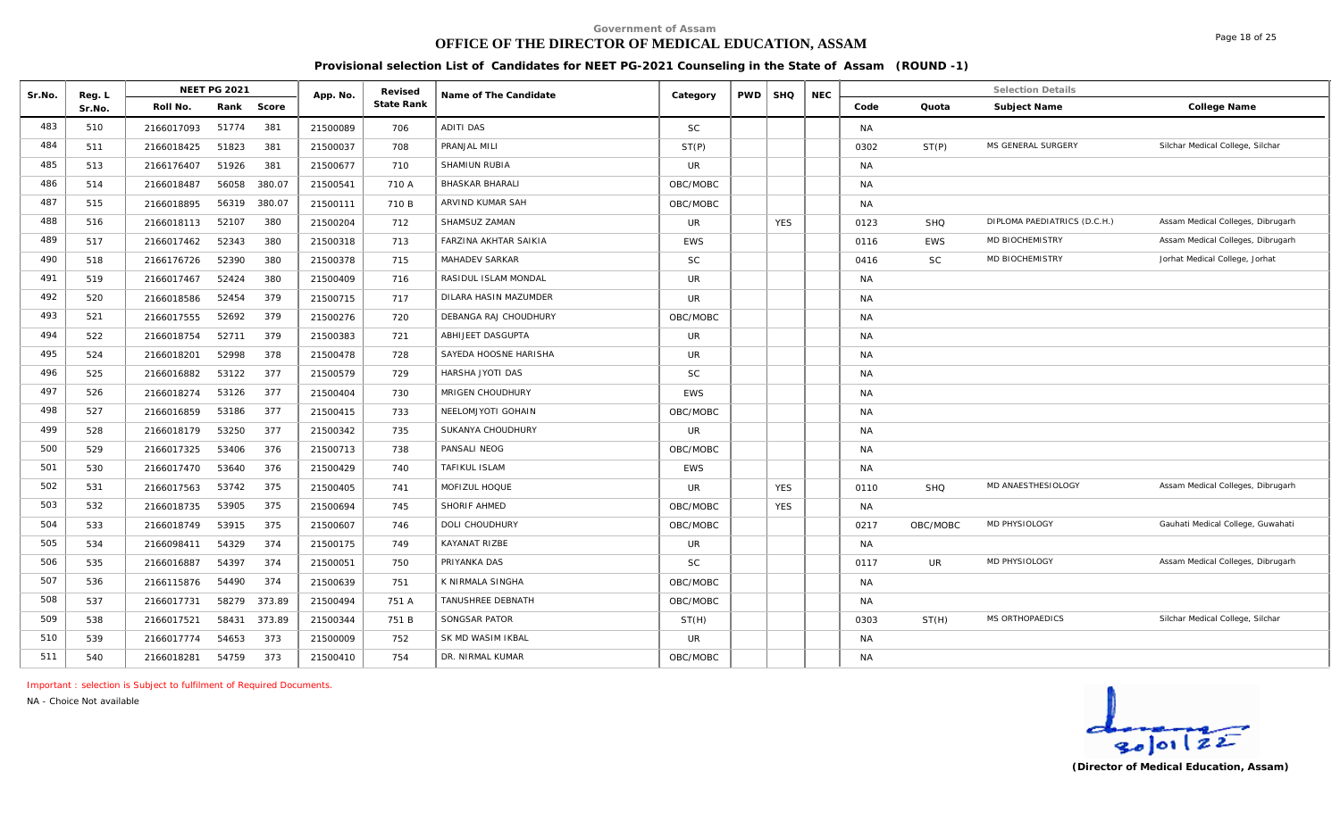Government of Assam

# OFFICE OF THE DIRECTOR OF MEDICAL EDUCATION, ASSAM

**Provisional selection List of Candidates for NEET PG-2021 Counseling in the State of Assam (ROUND -1)**

| Sr.No. | Reg. L Sr.No. | NEET PG 2021 | | | App. No. | Revised State Rank | Name of The Candidate | Category | PWD | SHQ | NEC | Selection Details | | | |
|---|---|---|---|---|---|---|---|---|---|---|---|---|---|---|---|
| | | Roll No. | Rank | Score | | | | | | | | Code | Quota | Subject Name | College Name |
| 483 | 510 | 2166017093 | 51774 | 381 | 21500089 | 706 | ADITI DAS | SC | | | | NA | | | |
| 484 | 511 | 2166018425 | 51823 | 381 | 21500037 | 708 | PRANJAL MILI | ST(P) | | | | 0302 | ST(P) | MS GENERAL SURGERY | Silchar Medical College, Silchar |
| 485 | 513 | 2166176407 | 51926 | 381 | 21500677 | 710 | SHAMIUN RUBIA | UR | | | | NA | | | |
| 486 | 514 | 2166018487 | 56058 | 380.07 | 21500541 | 710 A | BHASKAR BHARALI | OBC/MOBC | | | | NA | | | |
| 487 | 515 | 2166018895 | 56319 | 380.07 | 21500111 | 710 B | ARVIND KUMAR SAH | OBC/MOBC | | | | NA | | | |
| 488 | 516 | 2166018113 | 52107 | 380 | 21500204 | 712 | SHAMSUZ ZAMAN | UR | | YES | | 0123 | SHQ | DIPLOMA PAEDIATRICS (D.C.H.) | Assam Medical Colleges, Dibrugarh |
| 489 | 517 | 2166017462 | 52343 | 380 | 21500318 | 713 | FARZINA AKHTAR SAIKIA | EWS | | | | 0116 | EWS | MD BIOCHEMISTRY | Assam Medical Colleges, Dibrugarh |
| 490 | 518 | 2166176726 | 52390 | 380 | 21500378 | 715 | MAHADEV SARKAR | SC | | | | 0416 | SC | MD BIOCHEMISTRY | Jorhat Medical College, Jorhat |
| 491 | 519 | 2166017467 | 52424 | 380 | 21500409 | 716 | RASIDUL ISLAM MONDAL | UR | | | | NA | | | |
| 492 | 520 | 2166018586 | 52454 | 379 | 21500715 | 717 | DILARA HASIN MAZUMDER | UR | | | | NA | | | |
| 493 | 521 | 2166017555 | 52692 | 379 | 21500276 | 720 | DEBANGA RAJ CHOUDHURY | OBC/MOBC | | | | NA | | | |
| 494 | 522 | 2166018754 | 52711 | 379 | 21500383 | 721 | ABHIJEET DASGUPTA | UR | | | | NA | | | |
| 495 | 524 | 2166018201 | 52998 | 378 | 21500478 | 728 | SAYEDA HOOSNE HARISHA | UR | | | | NA | | | |
| 496 | 525 | 2166016882 | 53122 | 377 | 21500579 | 729 | HARSHA JYOTI DAS | SC | | | | NA | | | |
| 497 | 526 | 2166018274 | 53126 | 377 | 21500404 | 730 | MRIGEN CHOUDHURY | EWS | | | | NA | | | |
| 498 | 527 | 2166016859 | 53186 | 377 | 21500415 | 733 | NEELOMJYOTI GOHAIN | OBC/MOBC | | | | NA | | | |
| 499 | 528 | 2166018179 | 53250 | 377 | 21500342 | 735 | SUKANYA CHOUDHURY | UR | | | | NA | | | |
| 500 | 529 | 2166017325 | 53406 | 376 | 21500713 | 738 | PANSALI NEOG | OBC/MOBC | | | | NA | | | |
| 501 | 530 | 2166017470 | 53640 | 376 | 21500429 | 740 | TAFIKUL ISLAM | EWS | | | | NA | | | |
| 502 | 531 | 2166017563 | 53742 | 375 | 21500405 | 741 | MOFIZUL HOQUE | UR | | YES | | 0110 | SHQ | MD ANAESTHESIOLOGY | Assam Medical Colleges, Dibrugarh |
| 503 | 532 | 2166018735 | 53905 | 375 | 21500694 | 745 | SHORIF AHMED | OBC/MOBC | | YES | | NA | | | |
| 504 | 533 | 2166018749 | 53915 | 375 | 21500607 | 746 | DOLI CHOUDHURY | OBC/MOBC | | | | 0217 | OBC/MOBC | MD PHYSIOLOGY | Gauhati Medical College, Guwahati |
| 505 | 534 | 2166098411 | 54329 | 374 | 21500175 | 749 | KAYANAT RIZBE | UR | | | | NA | | | |
| 506 | 535 | 2166016887 | 54397 | 374 | 21500051 | 750 | PRIYANKA DAS | SC | | | | 0117 | UR | MD PHYSIOLOGY | Assam Medical Colleges, Dibrugarh |
| 507 | 536 | 2166115876 | 54490 | 374 | 21500639 | 751 | K NIRMALA SINGHA | OBC/MOBC | | | | NA | | | |
| 508 | 537 | 2166017731 | 58279 | 373.89 | 21500494 | 751 A | TANUSHREE DEBNATH | OBC/MOBC | | | | NA | | | |
| 509 | 538 | 2166017521 | 58431 | 373.89 | 21500344 | 751 B | SONGSAR PATOR | ST(H) | | | | 0303 | ST(H) | MS ORTHOPAEDICS | Silchar Medical College, Silchar |
| 510 | 539 | 2166017774 | 54653 | 373 | 21500009 | 752 | SK MD WASIM IKBAL | UR | | | | NA | | | |
| 511 | 540 | 2166018281 | 54759 | 373 | 21500410 | 754 | DR. NIRMAL KUMAR | OBC/MOBC | | | | NA | | | |

Important : selection is Subject to fulfilment of Required Documents.

NA - Choice Not available

20/01/22

**(Director of Medical Education, Assam)**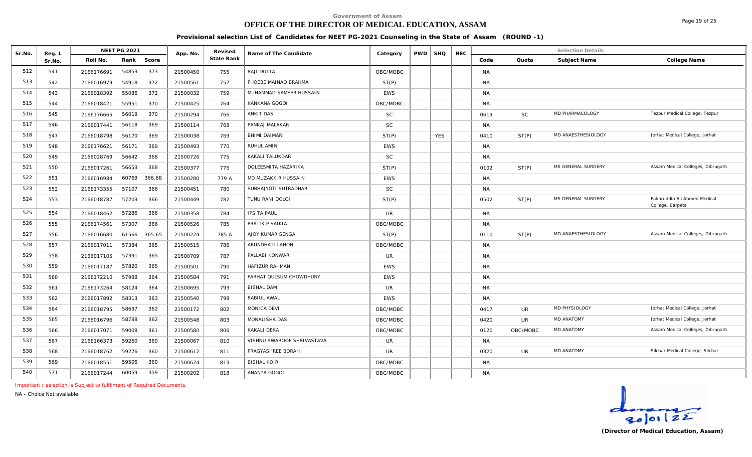Government of Assam

# OFFICE OF THE DIRECTOR OF MEDICAL EDUCATION, ASSAM

**Provisional selection List of Candidates for NEET PG-2021 Counseling in the State of Assam (ROUND -1)**

| Sr.No. | Reg. L Sr.No. | NEET PG 2021 | | | App. No. | Revised State Rank | Name of The Candidate | Category | PWD | SHQ | NEC | Selection Details | | | |
|---|---|---|---|---|---|---|---|---|---|---|---|---|---|---|---|
| | | Roll No. | Rank | Score | | | | | | | | Code | Quota | Subject Name | College Name |
| 512 | 541 | 2166176691 | 54853 | 373 | 21500450 | 755 | RAJI DUTTA | OBC/MOBC | | | | NA | | | |
| 513 | 542 | 2166016979 | 54918 | 372 | 21500561 | 757 | PHOEBE MAINAO BRAHMA | ST(P) | | | | NA | | | |
| 514 | 543 | 2166018392 | 55086 | 372 | 21500032 | 759 | MUHAMMAD SAMEER HUSSAIN | EWS | | | | NA | | | |
| 515 | 544 | 2166018421 | 55951 | 370 | 21500425 | 764 | KANKANA GOGOI | OBC/MOBC | | | | NA | | | |
| 516 | 545 | 2166176665 | 56019 | 370 | 21500294 | 766 | ANKIT DAS | SC | | | | 0619 | SC | MD PHARMACOLOGY | Tezpur Medical College, Tezpur |
| 517 | 546 | 2166017441 | 56118 | 369 | 21500114 | 768 | PANKAJ MALAKAR | SC | | | | NA | | | |
| 518 | 547 | 2166018798 | 56170 | 369 | 21500038 | 769 | BHIMI DAIMARI | ST(P) | | YES | | 0410 | ST(P) | MD ANAESTHESIOLOGY | Jorhat Medical College, Jorhat |
| 519 | 548 | 2166176621 | 56171 | 369 | 21500493 | 770 | RUHUL AMIN | EWS | | | | NA | | | |
| 520 | 549 | 2166028769 | 56642 | 368 | 21500726 | 775 | KAKALI TALUKDAR | SC | | | | NA | | | |
| 521 | 550 | 2166017261 | 56653 | 368 | 21500377 | 776 | DOLEESMITA HAZARIKA | ST(P) | | | | 0102 | ST(P) | MS GENERAL SURGERY | Assam Medical Colleges, Dibrugarh |
| 522 | 551 | 2166016984 | 60769 | 366.68 | 21500280 | 779 A | MD MUZAKKIR HUSSAIN | EWS | | | | NA | | | |
| 523 | 552 | 2166173355 | 57107 | 366 | 21500451 | 780 | SUBHAJYOTI SUTRADHAR | SC | | | | NA | | | |
| 524 | 553 | 2166018787 | 57203 | 366 | 21500449 | 782 | TUNU RANI DOLOI | ST(P) | | | | 0502 | ST(P) | MS GENERAL SURGERY | Fakhruddin Ali Ahmed Medical College, Barpeta |
| 525 | 554 | 2166018462 | 57286 | 366 | 21500358 | 784 | IPSITA PAUL | UR | | | | NA | | | |
| 526 | 555 | 2166174561 | 57307 | 366 | 21500526 | 785 | PRATIK P SAIKIA | OBC/MOBC | | | | NA | | | |
| 527 | 556 | 2166016680 | 61566 | 365.65 | 21500224 | 785 A | AJOY KUMAR SENGA | ST(P) | | | | 0110 | ST(P) | MD ANAESTHESIOLOGY | Assam Medical Colleges, Dibrugarh |
| 528 | 557 | 2166017011 | 57384 | 365 | 21500515 | 786 | ARUNDHATI LAHON | OBC/MOBC | | | | NA | | | |
| 529 | 558 | 2166017105 | 57391 | 365 | 21500709 | 787 | PALLABI KONWAR | UR | | | | NA | | | |
| 530 | 559 | 2166017187 | 57820 | 365 | 21500501 | 790 | HAFIZUR RAHMAN | EWS | | | | NA | | | |
| 531 | 560 | 2166172210 | 57988 | 364 | 21500584 | 791 | FARHAT QULSUM CHOWDHURY | EWS | | | | NA | | | |
| 532 | 561 | 2166173264 | 58124 | 364 | 21500695 | 793 | BISHAL DAM | UR | | | | NA | | | |
| 533 | 562 | 2166017892 | 58313 | 363 | 21500540 | 798 | RABIUL AWAL | EWS | | | | NA | | | |
| 534 | 564 | 2166018795 | 58697 | 362 | 21500172 | 802 | MONICA DEVI | OBC/MOBC | | | | 0417 | UR | MD PHYSIOLOGY | Jorhat Medical College, Jorhat |
| 535 | 565 | 2166016796 | 58788 | 362 | 21500548 | 803 | MONALISHA DAS | OBC/MOBC | | | | 0420 | UR | MD ANATOMY | Jorhat Medical College, Jorhat |
| 536 | 566 | 2166017071 | 59008 | 361 | 21500580 | 806 | KAKALI DEKA | OBC/MOBC | | | | 0120 | OBC/MOBC | MD ANATOMY | Assam Medical Colleges, Dibrugarh |
| 537 | 567 | 2166166373 | 59260 | 360 | 21500067 | 810 | VISHNU SWAROOP SHRIVASTAVA | UR | | | | NA | | | |
| 538 | 568 | 2166018762 | 59276 | 360 | 21500612 | 811 | PRAGYASHREE BORAH | UR | | | | 0320 | UR | MD ANATOMY | Silchar Medical College, Silchar |
| 539 | 569 | 2166018551 | 59506 | 360 | 21500624 | 813 | BISHAL KOIRI | OBC/MOBC | | | | NA | | | |
| 540 | 571 | 2166017244 | 60059 | 359 | 21500202 | 818 | ANANYA GOGOI | OBC/MOBC | | | | NA | | | |

Important : selection is Subject to fulfilment of Required Documents.

NA - Choice Not available

20/01/22

**(Director of Medical Education, Assam)**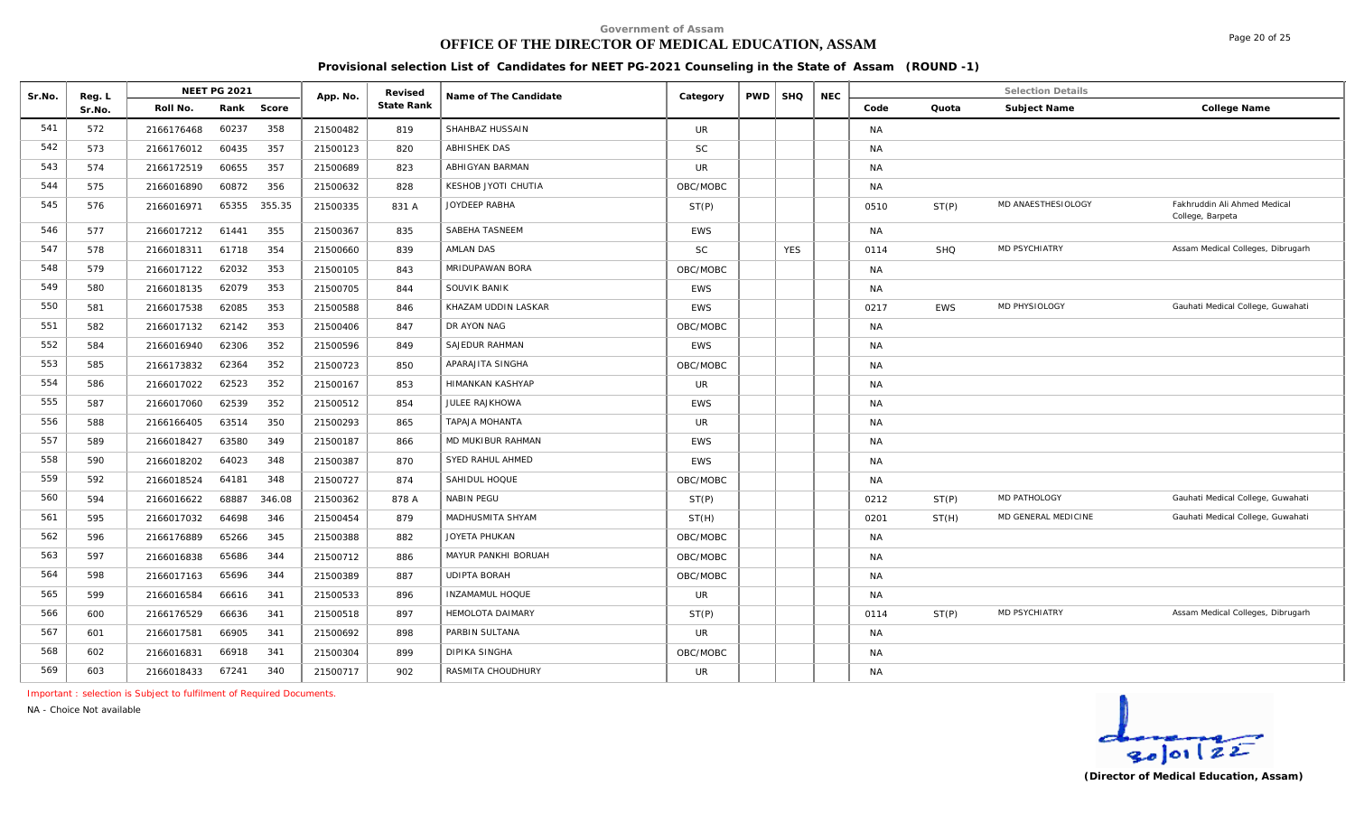Government of Assam

# OFFICE OF THE DIRECTOR OF MEDICAL EDUCATION, ASSAM

**Provisional selection List of Candidates for NEET PG-2021 Counseling in the State of Assam (ROUND -1)**

| Sr.No. | Reg. L Sr.No. | NEET PG 2021 Roll No. | Rank | Score | App. No. | Revised State Rank | Name of The Candidate | Category | PWD | SHQ | NEC | Selection Details Code | Quota | Subject Name | College Name |
|---|---|---|---|---|---|---|---|---|---|---|---|---|---|---|---|
| 541 | 572 | 2166176468 | 60237 | 358 | 21500482 | 819 | SHAHBAZ HUSSAIN | UR | | | | NA | | | |
| 542 | 573 | 2166176012 | 60435 | 357 | 21500123 | 820 | ABHISHEK DAS | SC | | | | NA | | | |
| 543 | 574 | 2166172519 | 60655 | 357 | 21500689 | 823 | ABHIGYAN BARMAN | UR | | | | NA | | | |
| 544 | 575 | 2166016890 | 60872 | 356 | 21500632 | 828 | KESHOB JYOTI CHUTIA | OBC/MOBC | | | | NA | | | |
| 545 | 576 | 2166016971 | 65355 | 355.35 | 21500335 | 831 A | JOYDEEP RABHA | ST(P) | | | | 0510 | ST(P) | MD ANAESTHESIOLOGY | Fakhruddin Ali Ahmed Medical College, Barpeta |
| 546 | 577 | 2166017212 | 61441 | 355 | 21500367 | 835 | SABEHA TASNEEM | EWS | | | | NA | | | |
| 547 | 578 | 2166018311 | 61718 | 354 | 21500660 | 839 | AMLAN DAS | SC | | YES | | 0114 | SHQ | MD PSYCHIATRY | Assam Medical Colleges, Dibrugarh |
| 548 | 579 | 2166017122 | 62032 | 353 | 21500105 | 843 | MRIDUPAWAN BORA | OBC/MOBC | | | | NA | | | |
| 549 | 580 | 2166018135 | 62079 | 353 | 21500705 | 844 | SOUVIK BANIK | EWS | | | | NA | | | |
| 550 | 581 | 2166017538 | 62085 | 353 | 21500588 | 846 | KHAZAM UDDIN LASKAR | EWS | | | | 0217 | EWS | MD PHYSIOLOGY | Gauhati Medical College, Guwahati |
| 551 | 582 | 2166017132 | 62142 | 353 | 21500406 | 847 | DR AYON NAG | OBC/MOBC | | | | NA | | | |
| 552 | 584 | 2166016940 | 62306 | 352 | 21500596 | 849 | SAJEDUR RAHMAN | EWS | | | | NA | | | |
| 553 | 585 | 2166173832 | 62364 | 352 | 21500723 | 850 | APARAJITA SINGHA | OBC/MOBC | | | | NA | | | |
| 554 | 586 | 2166017022 | 62523 | 352 | 21500167 | 853 | HIMANKAN KASHYAP | UR | | | | NA | | | |
| 555 | 587 | 2166017060 | 62539 | 352 | 21500512 | 854 | JULEE RAJKHOWA | EWS | | | | NA | | | |
| 556 | 588 | 2166166405 | 63514 | 350 | 21500293 | 865 | TAPAJA MOHANTA | UR | | | | NA | | | |
| 557 | 589 | 2166018427 | 63580 | 349 | 21500187 | 866 | MD MUKIBUR RAHMAN | EWS | | | | NA | | | |
| 558 | 590 | 2166018202 | 64023 | 348 | 21500387 | 870 | SYED RAHUL AHMED | EWS | | | | NA | | | |
| 559 | 592 | 2166018524 | 64181 | 348 | 21500727 | 874 | SAHIDUL HOQUE | OBC/MOBC | | | | NA | | | |
| 560 | 594 | 2166016622 | 68887 | 346.08 | 21500362 | 878 A | NABIN PEGU | ST(P) | | | | 0212 | ST(P) | MD PATHOLOGY | Gauhati Medical College, Guwahati |
| 561 | 595 | 2166017032 | 64698 | 346 | 21500454 | 879 | MADHUSMITA SHYAM | ST(H) | | | | 0201 | ST(H) | MD GENERAL MEDICINE | Gauhati Medical College, Guwahati |
| 562 | 596 | 2166176889 | 65266 | 345 | 21500388 | 882 | JOYETA PHUKAN | OBC/MOBC | | | | NA | | | |
| 563 | 597 | 2166016838 | 65686 | 344 | 21500712 | 886 | MAYUR PANKHI BORUAH | OBC/MOBC | | | | NA | | | |
| 564 | 598 | 2166017163 | 65696 | 344 | 21500389 | 887 | UDIPTA BORAH | OBC/MOBC | | | | NA | | | |
| 565 | 599 | 2166016584 | 66616 | 341 | 21500533 | 896 | INZAMAMUL HOQUE | UR | | | | NA | | | |
| 566 | 600 | 2166176529 | 66636 | 341 | 21500518 | 897 | HEMOLOTA DAIMARY | ST(P) | | | | 0114 | ST(P) | MD PSYCHIATRY | Assam Medical Colleges, Dibrugarh |
| 567 | 601 | 2166017581 | 66905 | 341 | 21500692 | 898 | PARBIN SULTANA | UR | | | | NA | | | |
| 568 | 602 | 2166016831 | 66918 | 341 | 21500304 | 899 | DIPIKA SINGHA | OBC/MOBC | | | | NA | | | |
| 569 | 603 | 2166018433 | 67241 | 340 | 21500717 | 902 | RASMITA CHOUDHURY | UR | | | | NA | | | |

Important : selection is Subject to fulfilment of Required Documents.

NA - Choice Not available

20/01/22

**(Director of Medical Education, Assam)**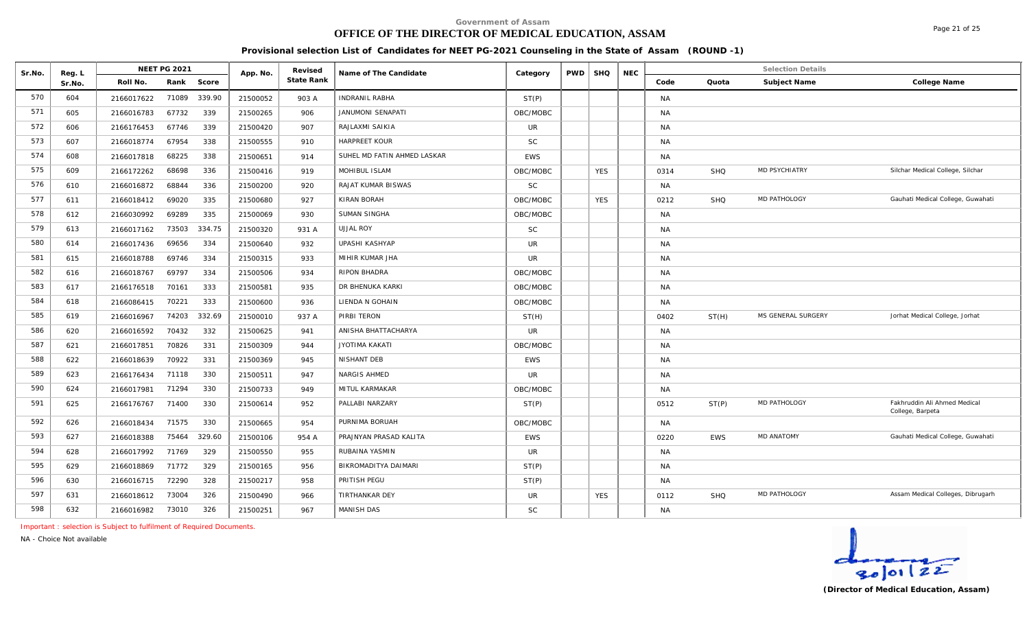Government of Assam

# OFFICE OF THE DIRECTOR OF MEDICAL EDUCATION, ASSAM

**Provisional selection List of Candidates for NEET PG-2021 Counseling in the State of Assam (ROUND -1)**

| Sr.No. | Reg. L Sr.No. | NEET PG 2021 Roll No. | Rank | Score | App. No. | Revised State Rank | Name of The Candidate | Category | PWD | SHQ | NEC | Selection Details Code | Quota | Subject Name | College Name |
|---|---|---|---|---|---|---|---|---|---|---|---|---|---|---|---|
| 570 | 604 | 2166017622 | 71089 | 339.90 | 21500052 | 903 A | INDRANIL RABHA | ST(P) | | | | NA | | | |
| 571 | 605 | 2166016783 | 67732 | 339 | 21500265 | 906 | JANUMONI SENAPATI | OBC/MOBC | | | | NA | | | |
| 572 | 606 | 2166176453 | 67746 | 339 | 21500420 | 907 | RAJLAXMI SAIKIA | UR | | | | NA | | | |
| 573 | 607 | 2166018774 | 67954 | 338 | 21500555 | 910 | HARPREET KOUR | SC | | | | NA | | | |
| 574 | 608 | 2166017818 | 68225 | 338 | 21500651 | 914 | SUHEL MD FATIN AHMED LASKAR | EWS | | | | NA | | | |
| 575 | 609 | 2166172262 | 68698 | 336 | 21500416 | 919 | MOHIBUL ISLAM | OBC/MOBC | | YES | | 0314 | SHQ | MD PSYCHIATRY | Silchar Medical College, Silchar |
| 576 | 610 | 2166016872 | 68844 | 336 | 21500200 | 920 | RAJAT KUMAR BISWAS | SC | | | | NA | | | |
| 577 | 611 | 2166018412 | 69020 | 335 | 21500680 | 927 | KIRAN BORAH | OBC/MOBC | | YES | | 0212 | SHQ | MD PATHOLOGY | Gauhati Medical College, Guwahati |
| 578 | 612 | 2166030992 | 69289 | 335 | 21500069 | 930 | SUMAN SINGHA | OBC/MOBC | | | | NA | | | |
| 579 | 613 | 2166017162 | 73503 | 334.75 | 21500320 | 931 A | UJJAL ROY | SC | | | | NA | | | |
| 580 | 614 | 2166017436 | 69656 | 334 | 21500640 | 932 | UPASHI KASHYAP | UR | | | | NA | | | |
| 581 | 615 | 2166018788 | 69746 | 334 | 21500315 | 933 | MIHIR KUMAR JHA | UR | | | | NA | | | |
| 582 | 616 | 2166018767 | 69797 | 334 | 21500506 | 934 | RIPON BHADRA | OBC/MOBC | | | | NA | | | |
| 583 | 617 | 2166176518 | 70161 | 333 | 21500581 | 935 | DR BHENUKA KARKI | OBC/MOBC | | | | NA | | | |
| 584 | 618 | 2166086415 | 70221 | 333 | 21500600 | 936 | LIENDA N GOHAIN | OBC/MOBC | | | | NA | | | |
| 585 | 619 | 2166016967 | 74203 | 332.69 | 21500010 | 937 A | PIRBI TERON | ST(H) | | | | 0402 | ST(H) | MS GENERAL SURGERY | Jorhat Medical College, Jorhat |
| 586 | 620 | 2166016592 | 70432 | 332 | 21500625 | 941 | ANISHA BHATTACHARYA | UR | | | | NA | | | |
| 587 | 621 | 2166017851 | 70826 | 331 | 21500309 | 944 | JYOTIMA KAKATI | OBC/MOBC | | | | NA | | | |
| 588 | 622 | 2166018639 | 70922 | 331 | 21500369 | 945 | NISHANT DEB | EWS | | | | NA | | | |
| 589 | 623 | 2166176434 | 71118 | 330 | 21500511 | 947 | NARGIS AHMED | UR | | | | NA | | | |
| 590 | 624 | 2166017981 | 71294 | 330 | 21500733 | 949 | MITUL KARMAKAR | OBC/MOBC | | | | NA | | | |
| 591 | 625 | 2166176767 | 71400 | 330 | 21500614 | 952 | PALLABI NARZARY | ST(P) | | | | 0512 | ST(P) | MD PATHOLOGY | Fakhruddin Ali Ahmed Medical College, Barpeta |
| 592 | 626 | 2166018434 | 71575 | 330 | 21500665 | 954 | PURNIMA BORUAH | OBC/MOBC | | | | NA | | | |
| 593 | 627 | 2166018388 | 75464 | 329.60 | 21500106 | 954 A | PRAJNYAN PRASAD KALITA | EWS | | | | 0220 | EWS | MD ANATOMY | Gauhati Medical College, Guwahati |
| 594 | 628 | 2166017992 | 71769 | 329 | 21500550 | 955 | RUBAINA YASMIN | UR | | | | NA | | | |
| 595 | 629 | 2166018869 | 71772 | 329 | 21500165 | 956 | BIKROMADITYA DAIMARI | ST(P) | | | | NA | | | |
| 596 | 630 | 2166016715 | 72290 | 328 | 21500217 | 958 | PRITISH PEGU | ST(P) | | | | NA | | | |
| 597 | 631 | 2166018612 | 73004 | 326 | 21500490 | 966 | TIRTHANKAR DEY | UR | | YES | | 0112 | SHQ | MD PATHOLOGY | Assam Medical Colleges, Dibrugarh |
| 598 | 632 | 2166016982 | 73010 | 326 | 21500251 | 967 | MANISH DAS | SC | | | | NA | | | |

Important : selection is Subject to fulfilment of Required Documents.

NA - Choice Not available

20/01/22

(Director of Medical Education, Assam)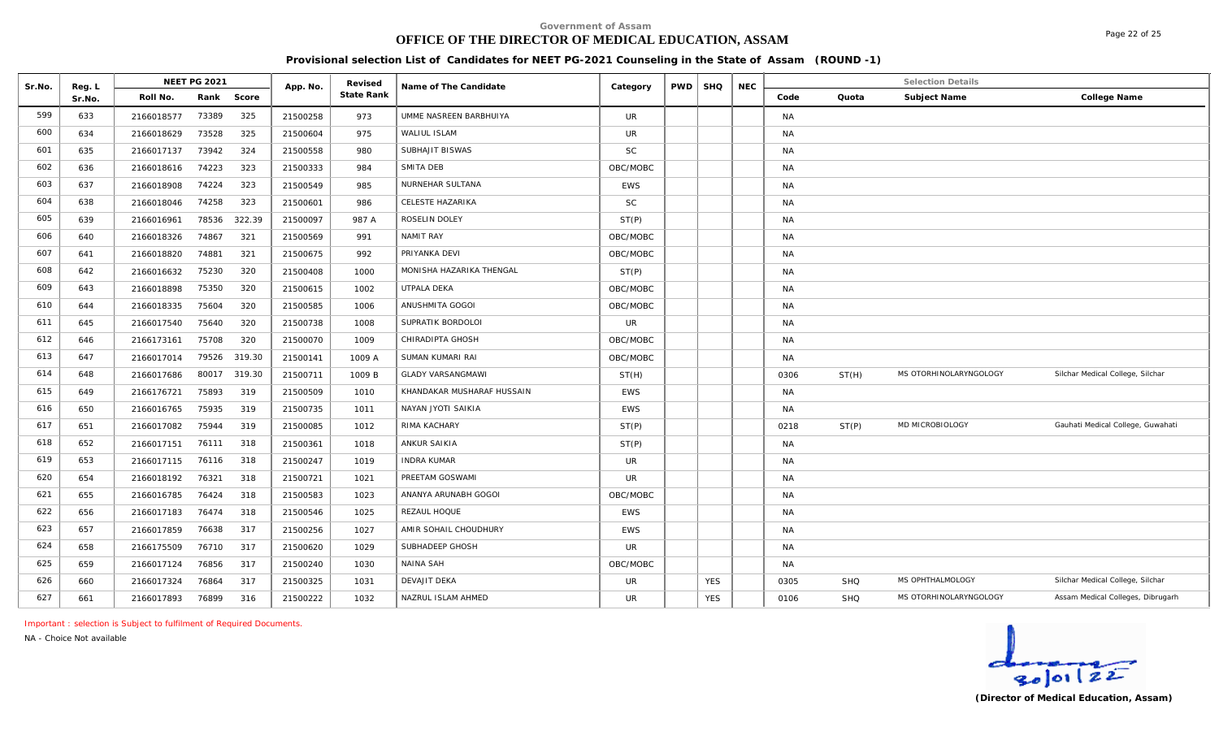Government of Assam

# OFFICE OF THE DIRECTOR OF MEDICAL EDUCATION, ASSAM

**Provisional selection List of Candidates for NEET PG-2021 Counseling in the State of Assam (ROUND -1)**

| Sr.No. | Reg. L Sr.No. | NEET PG 2021 | | | App. No. | Revised State Rank | Name of The Candidate | Category | PWD | SHQ | NEC | Selection Details | | | |
|---|---|---|---|---|---|---|---|---|---|---|---|---|---|---|---|
| | | Roll No. | Rank | Score | | | | | | | | Code | Quota | Subject Name | College Name |
| 599 | 633 | 2166018577 | 73389 | 325 | 21500258 | 973 | UMME NASREEN BARBHUIYA | UR | | | | NA | | | |
| 600 | 634 | 2166018629 | 73528 | 325 | 21500604 | 975 | WALIUL ISLAM | UR | | | | NA | | | |
| 601 | 635 | 2166017137 | 73942 | 324 | 21500558 | 980 | SUBHAJIT BISWAS | SC | | | | NA | | | |
| 602 | 636 | 2166018616 | 74223 | 323 | 21500333 | 984 | SMITA DEB | OBC/MOBC | | | | NA | | | |
| 603 | 637 | 2166018908 | 74224 | 323 | 21500549 | 985 | NURNEHAR SULTANA | EWS | | | | NA | | | |
| 604 | 638 | 2166018046 | 74258 | 323 | 21500601 | 986 | CELESTE HAZARIKA | SC | | | | NA | | | |
| 605 | 639 | 2166016961 | 78536 | 322.39 | 21500097 | 987 A | ROSELIN DOLEY | ST(P) | | | | NA | | | |
| 606 | 640 | 2166018326 | 74867 | 321 | 21500569 | 991 | NAMIT RAY | OBC/MOBC | | | | NA | | | |
| 607 | 641 | 2166018820 | 74881 | 321 | 21500675 | 992 | PRIYANKA DEVI | OBC/MOBC | | | | NA | | | |
| 608 | 642 | 2166016632 | 75230 | 320 | 21500408 | 1000 | MONISHA HAZARIKA THENGAL | ST(P) | | | | NA | | | |
| 609 | 643 | 2166018898 | 75350 | 320 | 21500615 | 1002 | UTPALA DEKA | OBC/MOBC | | | | NA | | | |
| 610 | 644 | 2166018335 | 75604 | 320 | 21500585 | 1006 | ANUSHMITA GOGOI | OBC/MOBC | | | | NA | | | |
| 611 | 645 | 2166017540 | 75640 | 320 | 21500738 | 1008 | SUPRATIK BORDOLOI | UR | | | | NA | | | |
| 612 | 646 | 2166173161 | 75708 | 320 | 21500070 | 1009 | CHIRADIPTA GHOSH | OBC/MOBC | | | | NA | | | |
| 613 | 647 | 2166017014 | 79526 | 319.30 | 21500141 | 1009 A | SUMAN KUMARI RAI | OBC/MOBC | | | | NA | | | |
| 614 | 648 | 2166017686 | 80017 | 319.30 | 21500711 | 1009 B | GLADY VARSANGMAWI | ST(H) | | | | 0306 | ST(H) | MS OTORHINOLARYNGOLOGY | Silchar Medical College, Silchar |
| 615 | 649 | 2166176721 | 75893 | 319 | 21500509 | 1010 | KHANDAKAR MUSHARAF HUSSAIN | EWS | | | | NA | | | |
| 616 | 650 | 2166016765 | 75935 | 319 | 21500735 | 1011 | NAYAN JYOTI SAIKIA | EWS | | | | NA | | | |
| 617 | 651 | 2166017082 | 75944 | 319 | 21500085 | 1012 | RIMA KACHARY | ST(P) | | | | 0218 | ST(P) | MD MICROBIOLOGY | Gauhati Medical College, Guwahati |
| 618 | 652 | 2166017151 | 76111 | 318 | 21500361 | 1018 | ANKUR SAIKIA | ST(P) | | | | NA | | | |
| 619 | 653 | 2166017115 | 76116 | 318 | 21500247 | 1019 | INDRA KUMAR | UR | | | | NA | | | |
| 620 | 654 | 2166018192 | 76321 | 318 | 21500721 | 1021 | PREETAM GOSWAMI | UR | | | | NA | | | |
| 621 | 655 | 2166016785 | 76424 | 318 | 21500583 | 1023 | ANANYA ARUNABH GOGOI | OBC/MOBC | | | | NA | | | |
| 622 | 656 | 2166017183 | 76474 | 318 | 21500546 | 1025 | REZAUL HOQUE | EWS | | | | NA | | | |
| 623 | 657 | 2166017859 | 76638 | 317 | 21500256 | 1027 | AMIR SOHAIL CHOUDHURY | EWS | | | | NA | | | |
| 624 | 658 | 2166175509 | 76710 | 317 | 21500620 | 1029 | SUBHADEEP GHOSH | UR | | | | NA | | | |
| 625 | 659 | 2166017124 | 76856 | 317 | 21500240 | 1030 | NAINA SAH | OBC/MOBC | | | | NA | | | |
| 626 | 660 | 2166017324 | 76864 | 317 | 21500325 | 1031 | DEVAJIT DEKA | UR | | YES | | 0305 | SHQ | MS OPHTHALMOLOGY | Silchar Medical College, Silchar |
| 627 | 661 | 2166017893 | 76899 | 316 | 21500222 | 1032 | NAZRUL ISLAM AHMED | UR | | YES | | 0106 | SHQ | MS OTORHINOLARYNGOLOGY | Assam Medical Colleges, Dibrugarh |

Important : selection is Subject to fulfilment of Required Documents.

NA - Choice Not available

20/01/22

(Director of Medical Education, Assam)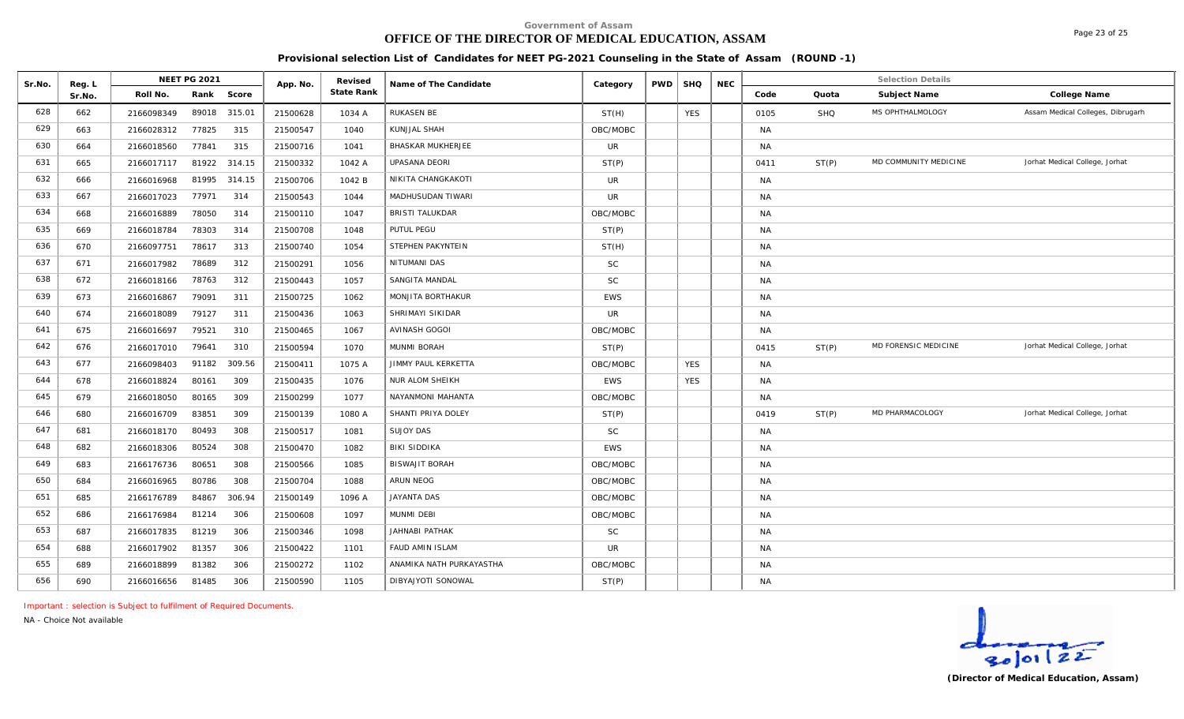Government of Assam

# OFFICE OF THE DIRECTOR OF MEDICAL EDUCATION, ASSAM

**Provisional selection List of Candidates for NEET PG-2021 Counseling in the State of Assam (ROUND -1)**

| Sr.No. | Reg. L Sr.No. | NEET PG 2021 | | | App. No. | Revised State Rank | Name of The Candidate | Category | PWD | SHQ | NEC | Selection Details | | | |
|---|---|---|---|---|---|---|---|---|---|---|---|---|---|---|---|
| | | Roll No. | Rank | Score | | | | | | | | Code | Quota | Subject Name | College Name |
| 628 | 662 | 2166098349 | 89018 | 315.01 | 21500628 | 1034 A | RUKASEN BE | ST(H) | | YES | | 0105 | SHQ | MS OPHTHALMOLOGY | Assam Medical Colleges, Dibrugarh |
| 629 | 663 | 2166028312 | 77825 | 315 | 21500547 | 1040 | KUNJJAL SHAH | OBC/MOBC | | | | NA | | | |
| 630 | 664 | 2166018560 | 77841 | 315 | 21500716 | 1041 | BHASKAR MUKHERJEE | UR | | | | NA | | | |
| 631 | 665 | 2166017117 | 81922 | 314.15 | 21500332 | 1042 A | UPASANA DEORI | ST(P) | | | | 0411 | ST(P) | MD COMMUNITY MEDICINE | Jorhat Medical College, Jorhat |
| 632 | 666 | 2166016968 | 81995 | 314.15 | 21500706 | 1042 B | NIKITA CHANGKAKOTI | UR | | | | NA | | | |
| 633 | 667 | 2166017023 | 77971 | 314 | 21500543 | 1044 | MADHUSUDAN TIWARI | UR | | | | NA | | | |
| 634 | 668 | 2166016889 | 78050 | 314 | 21500110 | 1047 | BRISTI TALUKDAR | OBC/MOBC | | | | NA | | | |
| 635 | 669 | 2166018784 | 78303 | 314 | 21500708 | 1048 | PUTUL PEGU | ST(P) | | | | NA | | | |
| 636 | 670 | 2166097751 | 78617 | 313 | 21500740 | 1054 | STEPHEN PAKYNTEIN | ST(H) | | | | NA | | | |
| 637 | 671 | 2166017982 | 78689 | 312 | 21500291 | 1056 | NITUMANI DAS | SC | | | | NA | | | |
| 638 | 672 | 2166018166 | 78763 | 312 | 21500443 | 1057 | SANGITA MANDAL | SC | | | | NA | | | |
| 639 | 673 | 2166016867 | 79091 | 311 | 21500725 | 1062 | MONJITA BORTHAKUR | EWS | | | | NA | | | |
| 640 | 674 | 2166018089 | 79127 | 311 | 21500436 | 1063 | SHRIMAYI SIKIDAR | UR | | | | NA | | | |
| 641 | 675 | 2166016697 | 79521 | 310 | 21500465 | 1067 | AVINASH GOGOI | OBC/MOBC | | | | NA | | | |
| 642 | 676 | 2166017010 | 79641 | 310 | 21500594 | 1070 | MUNMI BORAH | ST(P) | | | | 0415 | ST(P) | MD FORENSIC MEDICINE | Jorhat Medical College, Jorhat |
| 643 | 677 | 2166098403 | 91182 | 309.56 | 21500411 | 1075 A | JIMMY PAUL KERKETTA | OBC/MOBC | | YES | | NA | | | |
| 644 | 678 | 2166018824 | 80161 | 309 | 21500435 | 1076 | NUR ALOM SHEIKH | EWS | | YES | | NA | | | |
| 645 | 679 | 2166018050 | 80165 | 309 | 21500299 | 1077 | NAYANMONI MAHANTA | OBC/MOBC | | | | NA | | | |
| 646 | 680 | 2166016709 | 83851 | 309 | 21500139 | 1080 A | SHANTI PRIYA DOLEY | ST(P) | | | | 0419 | ST(P) | MD PHARMACOLOGY | Jorhat Medical College, Jorhat |
| 647 | 681 | 2166018170 | 80493 | 308 | 21500517 | 1081 | SUJOY DAS | SC | | | | NA | | | |
| 648 | 682 | 2166018306 | 80524 | 308 | 21500470 | 1082 | BIKI SIDDIKA | EWS | | | | NA | | | |
| 649 | 683 | 2166176736 | 80651 | 308 | 21500566 | 1085 | BISWAJIT BORAH | OBC/MOBC | | | | NA | | | |
| 650 | 684 | 2166016965 | 80786 | 308 | 21500704 | 1088 | ARUN NEOG | OBC/MOBC | | | | NA | | | |
| 651 | 685 | 2166176789 | 84867 | 306.94 | 21500149 | 1096 A | JAYANTA DAS | OBC/MOBC | | | | NA | | | |
| 652 | 686 | 2166176984 | 81214 | 306 | 21500608 | 1097 | MUNMI DEBI | OBC/MOBC | | | | NA | | | |
| 653 | 687 | 2166017835 | 81219 | 306 | 21500346 | 1098 | JAHNABI PATHAK | SC | | | | NA | | | |
| 654 | 688 | 2166017902 | 81357 | 306 | 21500422 | 1101 | FAUD AMIN ISLAM | UR | | | | NA | | | |
| 655 | 689 | 2166018899 | 81382 | 306 | 21500272 | 1102 | ANAMIKA NATH PURKAYASTHA | OBC/MOBC | | | | NA | | | |
| 656 | 690 | 2166016656 | 81485 | 306 | 21500590 | 1105 | DIBYAJYOTI SONOWAL | ST(P) | | | | NA | | | |

Important : selection is Subject to fulfilment of Required Documents.

NA - Choice Not available

20/01/22

(Director of Medical Education, Assam)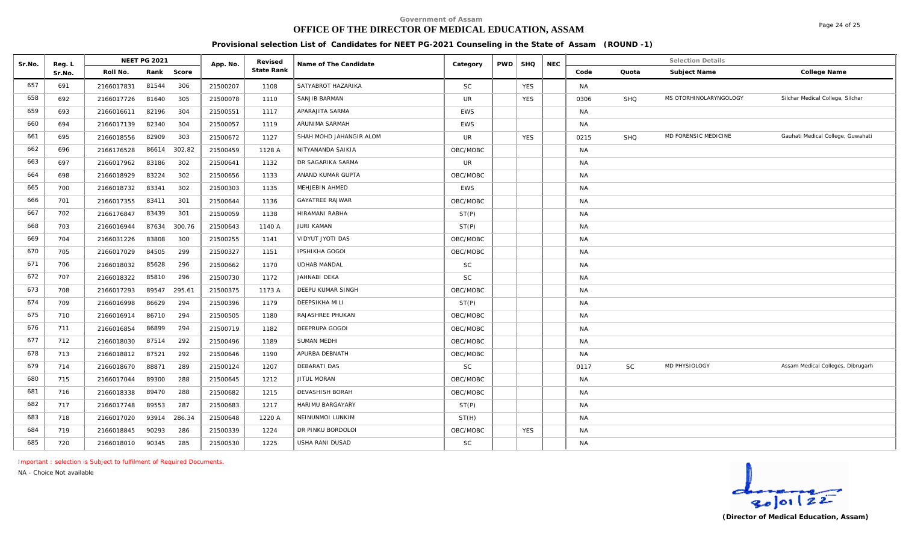Government of Assam

# OFFICE OF THE DIRECTOR OF MEDICAL EDUCATION, ASSAM

**Provisional selection List of Candidates for NEET PG-2021 Counseling in the State of Assam (ROUND -1)**

| Sr.No. | Reg. L Sr.No. | NEET PG 2021 Roll No. | Rank | Score | App. No. | Revised State Rank | Name of The Candidate | Category | PWD | SHQ | NEC | Code | Quota | Subject Name | College Name |
|---|---|---|---|---|---|---|---|---|---|---|---|---|---|---|---|
| 657 | 691 | 2166017831 | 81544 | 306 | 21500207 | 1108 | SATYABROT HAZARIKA | SC | | YES | | NA | | | |
| 658 | 692 | 2166017726 | 81640 | 305 | 21500078 | 1110 | SANJIB BARMAN | UR | | YES | | 0306 | SHQ | MS OTORHINOLARYNGOLOGY | Silchar Medical College, Silchar |
| 659 | 693 | 2166016611 | 82196 | 304 | 21500551 | 1117 | APARAJITA SARMA | EWS | | | | NA | | | |
| 660 | 694 | 2166017139 | 82340 | 304 | 21500057 | 1119 | ARUNIMA SARMAH | EWS | | | | NA | | | |
| 661 | 695 | 2166018556 | 82909 | 303 | 21500672 | 1127 | SHAH MOHD JAHANGIR ALOM | UR | | YES | | 0215 | SHQ | MD FORENSIC MEDICINE | Gauhati Medical College, Guwahati |
| 662 | 696 | 2166176528 | 86614 | 302.82 | 21500459 | 1128 A | NITYANANDA SAIKIA | OBC/MOBC | | | | NA | | | |
| 663 | 697 | 2166017962 | 83186 | 302 | 21500641 | 1132 | DR SAGARIKA SARMA | UR | | | | NA | | | |
| 664 | 698 | 2166018929 | 83224 | 302 | 21500656 | 1133 | ANAND KUMAR GUPTA | OBC/MOBC | | | | NA | | | |
| 665 | 700 | 2166018732 | 83341 | 302 | 21500303 | 1135 | MEHJEBIN AHMED | EWS | | | | NA | | | |
| 666 | 701 | 2166017355 | 83411 | 301 | 21500644 | 1136 | GAYATREE RAJWAR | OBC/MOBC | | | | NA | | | |
| 667 | 702 | 2166176847 | 83439 | 301 | 21500059 | 1138 | HIRAMANI RABHA | ST(P) | | | | NA | | | |
| 668 | 703 | 2166016944 | 87634 | 300.76 | 21500643 | 1140 A | JURI KAMAN | ST(P) | | | | NA | | | |
| 669 | 704 | 2166031226 | 83808 | 300 | 21500255 | 1141 | VIDYUT JYOTI DAS | OBC/MOBC | | | | NA | | | |
| 670 | 705 | 2166017029 | 84505 | 299 | 21500327 | 1151 | IPSHIKHA GOGOI | OBC/MOBC | | | | NA | | | |
| 671 | 706 | 2166018032 | 85628 | 296 | 21500662 | 1170 | UDHAB MANDAL | SC | | | | NA | | | |
| 672 | 707 | 2166018322 | 85810 | 296 | 21500730 | 1172 | JAHNABI DEKA | SC | | | | NA | | | |
| 673 | 708 | 2166017293 | 89547 | 295.61 | 21500375 | 1173 A | DEEPU KUMAR SINGH | OBC/MOBC | | | | NA | | | |
| 674 | 709 | 2166016998 | 86629 | 294 | 21500396 | 1179 | DEEPSIKHA MILI | ST(P) | | | | NA | | | |
| 675 | 710 | 2166016914 | 86710 | 294 | 21500505 | 1180 | RAJASHREE PHUKAN | OBC/MOBC | | | | NA | | | |
| 676 | 711 | 2166016854 | 86899 | 294 | 21500719 | 1182 | DEEPRUPA GOGOI | OBC/MOBC | | | | NA | | | |
| 677 | 712 | 2166018030 | 87514 | 292 | 21500496 | 1189 | SUMAN MEDHI | OBC/MOBC | | | | NA | | | |
| 678 | 713 | 2166018812 | 87521 | 292 | 21500646 | 1190 | APURBA DEBNATH | OBC/MOBC | | | | NA | | | |
| 679 | 714 | 2166018670 | 88871 | 289 | 21500124 | 1207 | DEBARATI DAS | SC | | | | 0117 | SC | MD PHYSIOLOGY | Assam Medical Colleges, Dibrugarh |
| 680 | 715 | 2166017044 | 89300 | 288 | 21500645 | 1212 | JITUL MORAN | OBC/MOBC | | | | NA | | | |
| 681 | 716 | 2166018338 | 89470 | 288 | 21500682 | 1215 | DEVASHISH BORAH | OBC/MOBC | | | | NA | | | |
| 682 | 717 | 2166017748 | 89553 | 287 | 21500683 | 1217 | HARIMU BARGAYARY | ST(P) | | | | NA | | | |
| 683 | 718 | 2166017020 | 93914 | 286.34 | 21500648 | 1220 A | NEINUNMOI LUNKIM | ST(H) | | | | NA | | | |
| 684 | 719 | 2166018845 | 90293 | 286 | 21500339 | 1224 | DR PINKU BORDOLOI | OBC/MOBC | | YES | | NA | | | |
| 685 | 720 | 2166018010 | 90345 | 285 | 21500530 | 1225 | USHA RANI DUSAD | SC | | | | NA | | | |

Important : selection is Subject to fulfilment of Required Documents.

NA - Choice Not available

20/01/22

(Director of Medical Education, Assam)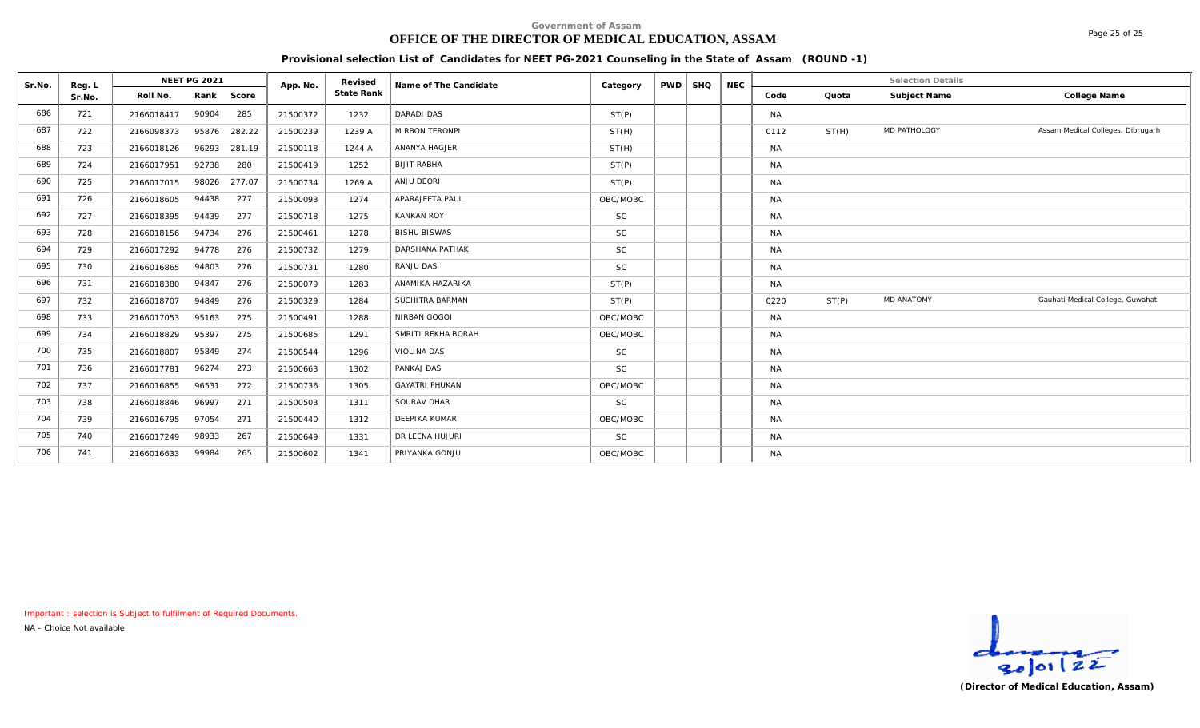Government of Assam

# OFFICE OF THE DIRECTOR OF MEDICAL EDUCATION, ASSAM

## Provisional selection List of Candidates for NEET PG-2021 Counseling in the State of Assam (ROUND -1)

| Sr.No. | Reg. L Sr.No. | NEET PG 2021 | | | App. No. | Revised State Rank | Name of The Candidate | Category | PWD | SHQ | NEC | Selection Details | | | |
|---|---|---|---|---|---|---|---|---|---|---|---|---|---|---|---|
| | | Roll No. | Rank | Score | | | | | | | | Code | Quota | Subject Name | College Name |
| 686 | 721 | 2166018417 | 90904 | 285 | 21500372 | 1232 | DARADI DAS | ST(P) | | | | NA | | | |
| 687 | 722 | 2166098373 | 95876 | 282.22 | 21500239 | 1239 A | MIRBON TERONPI | ST(H) | | | | 0112 | ST(H) | MD PATHOLOGY | Assam Medical Colleges, Dibrugarh |
| 688 | 723 | 2166018126 | 96293 | 281.19 | 21500118 | 1244 A | ANANYA HAGJER | ST(H) | | | | NA | | | |
| 689 | 724 | 2166017951 | 92738 | 280 | 21500419 | 1252 | BIJIT RABHA | ST(P) | | | | NA | | | |
| 690 | 725 | 2166017015 | 98026 | 277.07 | 21500734 | 1269 A | ANJU DEORI | ST(P) | | | | NA | | | |
| 691 | 726 | 2166018605 | 94438 | 277 | 21500093 | 1274 | APARAJEETA PAUL | OBC/MOBC | | | | NA | | | |
| 692 | 727 | 2166018395 | 94439 | 277 | 21500718 | 1275 | KANKAN ROY | SC | | | | NA | | | |
| 693 | 728 | 2166018156 | 94734 | 276 | 21500461 | 1278 | BISHU BISWAS | SC | | | | NA | | | |
| 694 | 729 | 2166017292 | 94778 | 276 | 21500732 | 1279 | DARSHANA PATHAK | SC | | | | NA | | | |
| 695 | 730 | 2166016865 | 94803 | 276 | 21500731 | 1280 | RANJU DAS | SC | | | | NA | | | |
| 696 | 731 | 2166018380 | 94847 | 276 | 21500079 | 1283 | ANAMIKA HAZARIKA | ST(P) | | | | NA | | | |
| 697 | 732 | 2166018707 | 94849 | 276 | 21500329 | 1284 | SUCHITRA BARMAN | ST(P) | | | | 0220 | ST(P) | MD ANATOMY | Gauhati Medical College, Guwahati |
| 698 | 733 | 2166017053 | 95163 | 275 | 21500491 | 1288 | NIRBAN GOGOI | OBC/MOBC | | | | NA | | | |
| 699 | 734 | 2166018829 | 95397 | 275 | 21500685 | 1291 | SMRITI REKHA BORAH | OBC/MOBC | | | | NA | | | |
| 700 | 735 | 2166018807 | 95849 | 274 | 21500544 | 1296 | VIOLINA DAS | SC | | | | NA | | | |
| 701 | 736 | 2166017781 | 96274 | 273 | 21500663 | 1302 | PANKAJ DAS | SC | | | | NA | | | |
| 702 | 737 | 2166016855 | 96531 | 272 | 21500736 | 1305 | GAYATRI PHUKAN | OBC/MOBC | | | | NA | | | |
| 703 | 738 | 2166018846 | 96997 | 271 | 21500503 | 1311 | SOURAV DHAR | SC | | | | NA | | | |
| 704 | 739 | 2166016795 | 97054 | 271 | 21500440 | 1312 | DEEPIKA KUMAR | OBC/MOBC | | | | NA | | | |
| 705 | 740 | 2166017249 | 98933 | 267 | 21500649 | 1331 | DR LEENA HUJURI | SC | | | | NA | | | |
| 706 | 741 | 2166016633 | 99984 | 265 | 21500602 | 1341 | PRIYANKA GONJU | OBC/MOBC | | | | NA | | | |

Important : selection is Subject to fulfilment of Required Documents.

NA - Choice Not available

20/01/22

(Director of Medical Education, Assam)